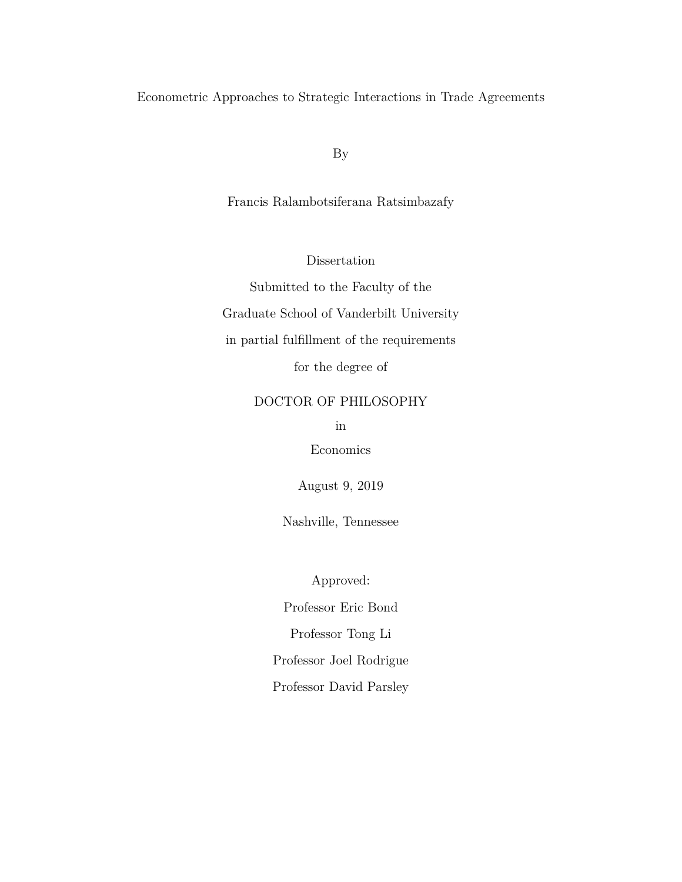# Econometric Approaches to Strategic Interactions in Trade Agreements

By

Francis Ralambotsiferana Ratsimbazafy

Dissertation

Submitted to the Faculty of the

Graduate School of Vanderbilt University

in partial fulfillment of the requirements

for the degree of

DOCTOR OF PHILOSOPHY

in

Economics

August 9, 2019

Nashville, Tennessee

Approved:

Professor Eric Bond

Professor Tong Li

Professor Joel Rodrigue

Professor David Parsley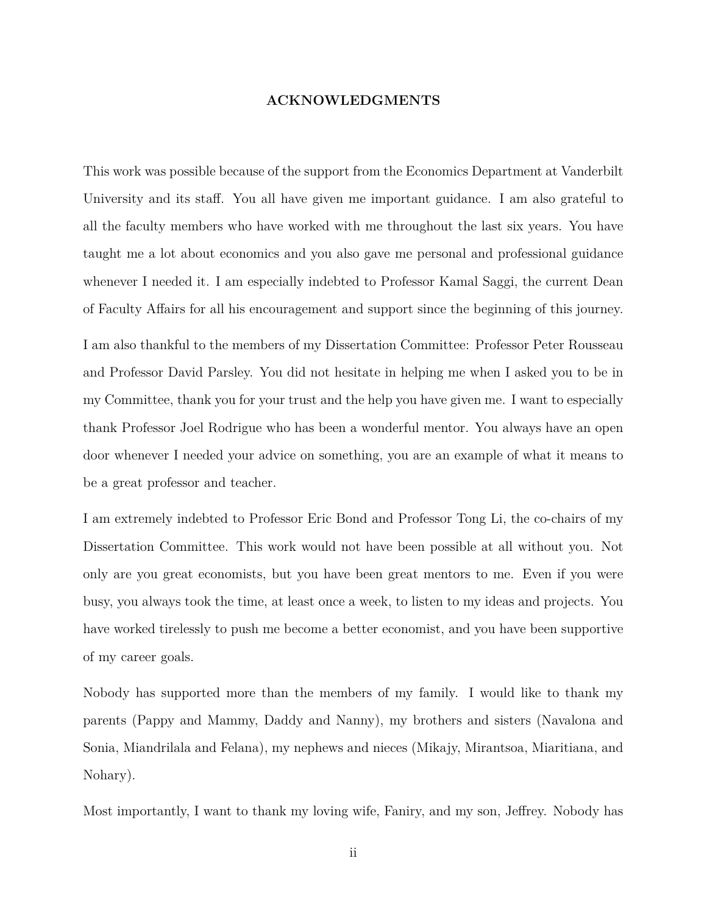## ACKNOWLEDGMENTS

This work was possible because of the support from the Economics Department at Vanderbilt University and its staff. You all have given me important guidance. I am also grateful to all the faculty members who have worked with me throughout the last six years. You have taught me a lot about economics and you also gave me personal and professional guidance whenever I needed it. I am especially indebted to Professor Kamal Saggi, the current Dean of Faculty Affairs for all his encouragement and support since the beginning of this journey.

I am also thankful to the members of my Dissertation Committee: Professor Peter Rousseau and Professor David Parsley. You did not hesitate in helping me when I asked you to be in my Committee, thank you for your trust and the help you have given me. I want to especially thank Professor Joel Rodrigue who has been a wonderful mentor. You always have an open door whenever I needed your advice on something, you are an example of what it means to be a great professor and teacher.

I am extremely indebted to Professor Eric Bond and Professor Tong Li, the co-chairs of my Dissertation Committee. This work would not have been possible at all without you. Not only are you great economists, but you have been great mentors to me. Even if you were busy, you always took the time, at least once a week, to listen to my ideas and projects. You have worked tirelessly to push me become a better economist, and you have been supportive of my career goals.

Nobody has supported more than the members of my family. I would like to thank my parents (Pappy and Mammy, Daddy and Nanny), my brothers and sisters (Navalona and Sonia, Miandrilala and Felana), my nephews and nieces (Mikajy, Mirantsoa, Miaritiana, and Nohary).

Most importantly, I want to thank my loving wife, Faniry, and my son, Jeffrey. Nobody has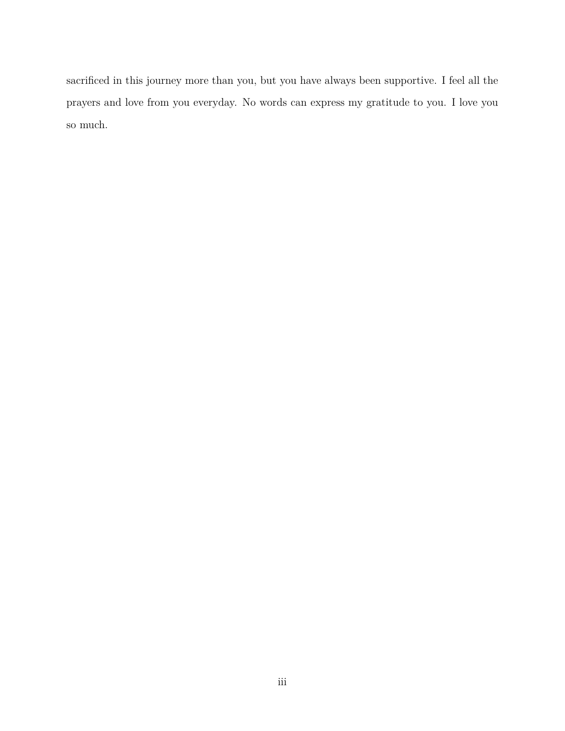sacrificed in this journey more than you, but you have always been supportive. I feel all the prayers and love from you everyday. No words can express my gratitude to you. I love you so much.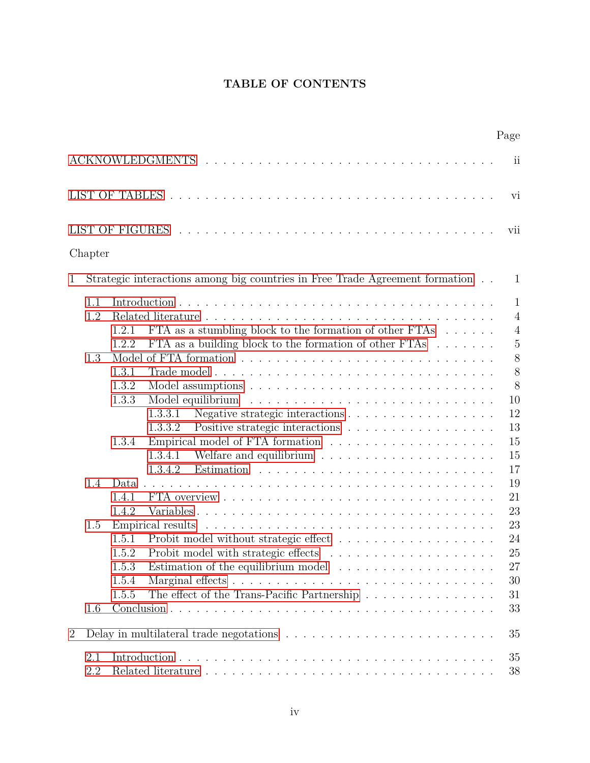# TABLE OF CONTENTS

| | Page |
|---|---|
| ACKNOWLEDGMENTS | ii |
| LIST OF TABLES | vi |
| LIST OF FIGURES | vii |

Chapter

| | Page |
|---|---|
| 1 Strategic interactions among big countries in Free Trade Agreement formation | 1 |
| 1.1 Introduction | 1 |
| 1.2 Related literature | 4 |
| 1.2.1 FTA as a stumbling block to the formation of other FTAs | 4 |
| 1.2.2 FTA as a building block to the formation of other FTAs | 5 |
| 1.3 Model of FTA formation | 8 |
| 1.3.1 Trade model | 8 |
| 1.3.2 Model assumptions | 8 |
| 1.3.3 Model equilibrium | 10 |
| 1.3.3.1 Negative strategic interactions | 12 |
| 1.3.3.2 Positive strategic interactions | 13 |
| 1.3.4 Empirical model of FTA formation | 15 |
| 1.3.4.1 Welfare and equilibrium | 15 |
| 1.3.4.2 Estimation | 17 |
| 1.4 Data | 19 |
| 1.4.1 FTA overview | 21 |
| 1.4.2 Variables | 23 |
| 1.5 Empirical results | 23 |
| 1.5.1 Probit model without strategic effect | 24 |
| 1.5.2 Probit model with strategic effects | 25 |
| 1.5.3 Estimation of the equilibrium model | 27 |
| 1.5.4 Marginal effects | 30 |
| 1.5.5 The effect of the Trans-Pacific Partnership | 31 |
| 1.6 Conclusion | 33 |
| 2 Delay in multilateral trade negotations | 35 |
| 2.1 Introduction | 35 |
| 2.2 Related literature | 38 |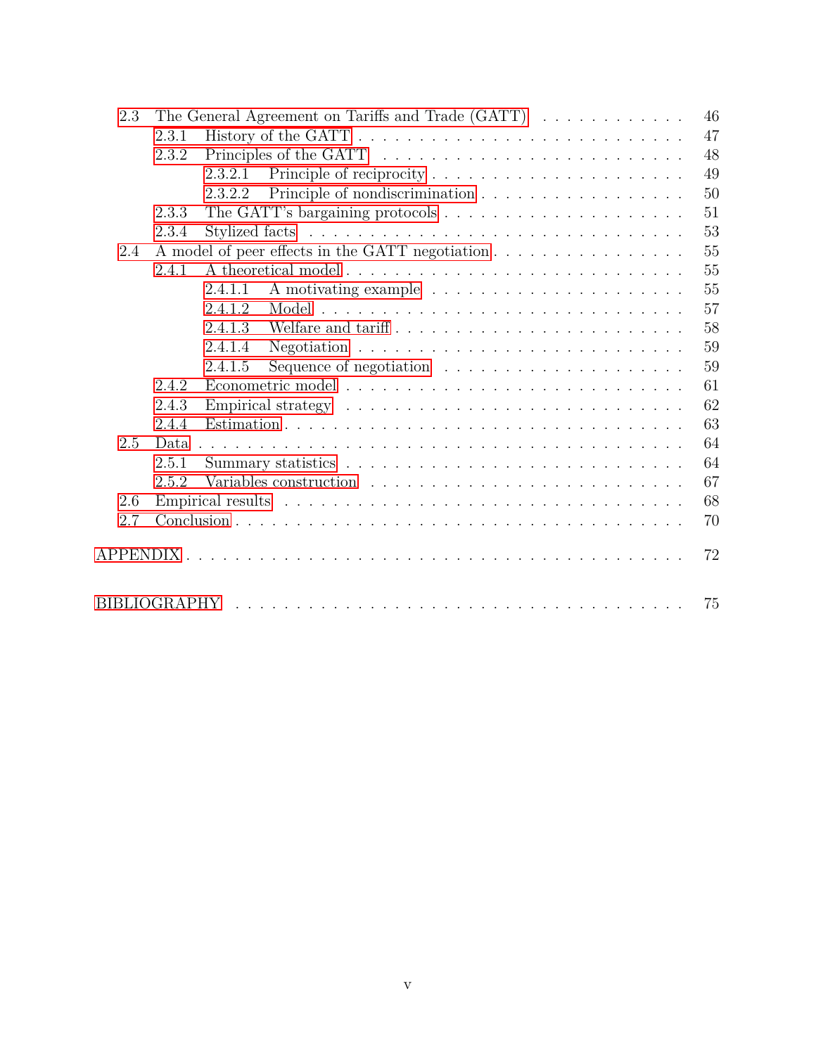- 2.3 The General Agreement on Tariffs and Trade (GATT) . . . . . 46
  - 2.3.1 History of the GATT . . . . . 47
  - 2.3.2 Principles of the GATT . . . . . 48
    - 2.3.2.1 Principle of reciprocity . . . . . 49
    - 2.3.2.2 Principle of nondiscrimination . . . . . 50
  - 2.3.3 The GATT's bargaining protocols . . . . . 51
  - 2.3.4 Stylized facts . . . . . 53
- 2.4 A model of peer effects in the GATT negotiation . . . . . 55
  - 2.4.1 A theoretical model . . . . . 55
    - 2.4.1.1 A motivating example . . . . . 55
    - 2.4.1.2 Model . . . . . 57
    - 2.4.1.3 Welfare and tariff . . . . . 58
    - 2.4.1.4 Negotiation . . . . . 59
    - 2.4.1.5 Sequence of negotiation . . . . . 59
  - 2.4.2 Econometric model . . . . . 61
  - 2.4.3 Empirical strategy . . . . . 62
  - 2.4.4 Estimation . . . . . 63
- 2.5 Data . . . . . 64
  - 2.5.1 Summary statistics . . . . . 64
  - 2.5.2 Variables construction . . . . . 67
- 2.6 Empirical results . . . . . 68
- 2.7 Conclusion . . . . . 70

APPENDIX . . . . . 72

BIBLIOGRAPHY . . . . . 75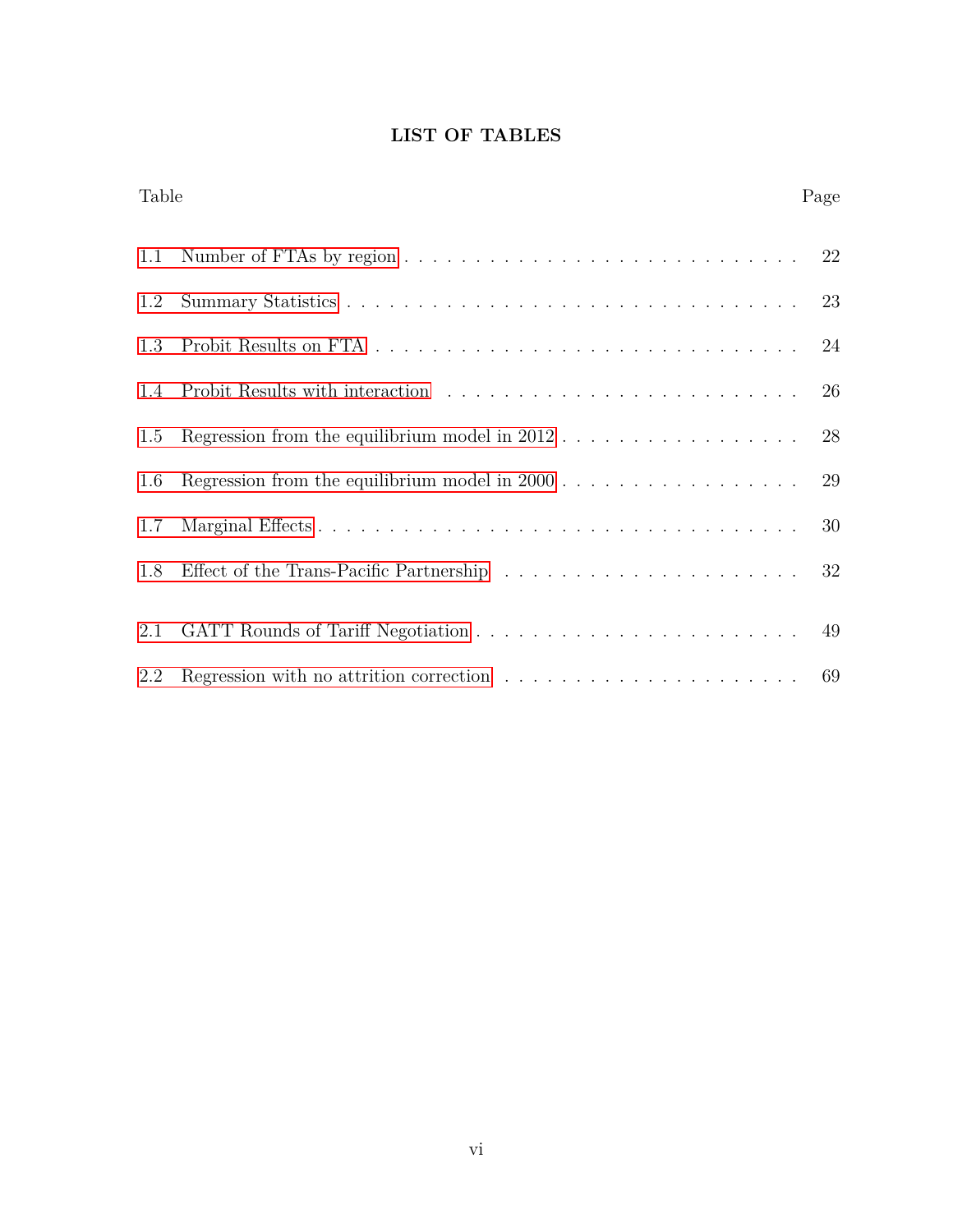# LIST OF TABLES

| Table | | Page |
|---|---|---|
| 1.1 | Number of FTAs by region | 22 |
| 1.2 | Summary Statistics | 23 |
| 1.3 | Probit Results on FTA | 24 |
| 1.4 | Probit Results with interaction | 26 |
| 1.5 | Regression from the equilibrium model in 2012 | 28 |
| 1.6 | Regression from the equilibrium model in 2000 | 29 |
| 1.7 | Marginal Effects | 30 |
| 1.8 | Effect of the Trans-Pacific Partnership | 32 |
| 2.1 | GATT Rounds of Tariff Negotiation | 49 |
| 2.2 | Regression with no attrition correction | 69 |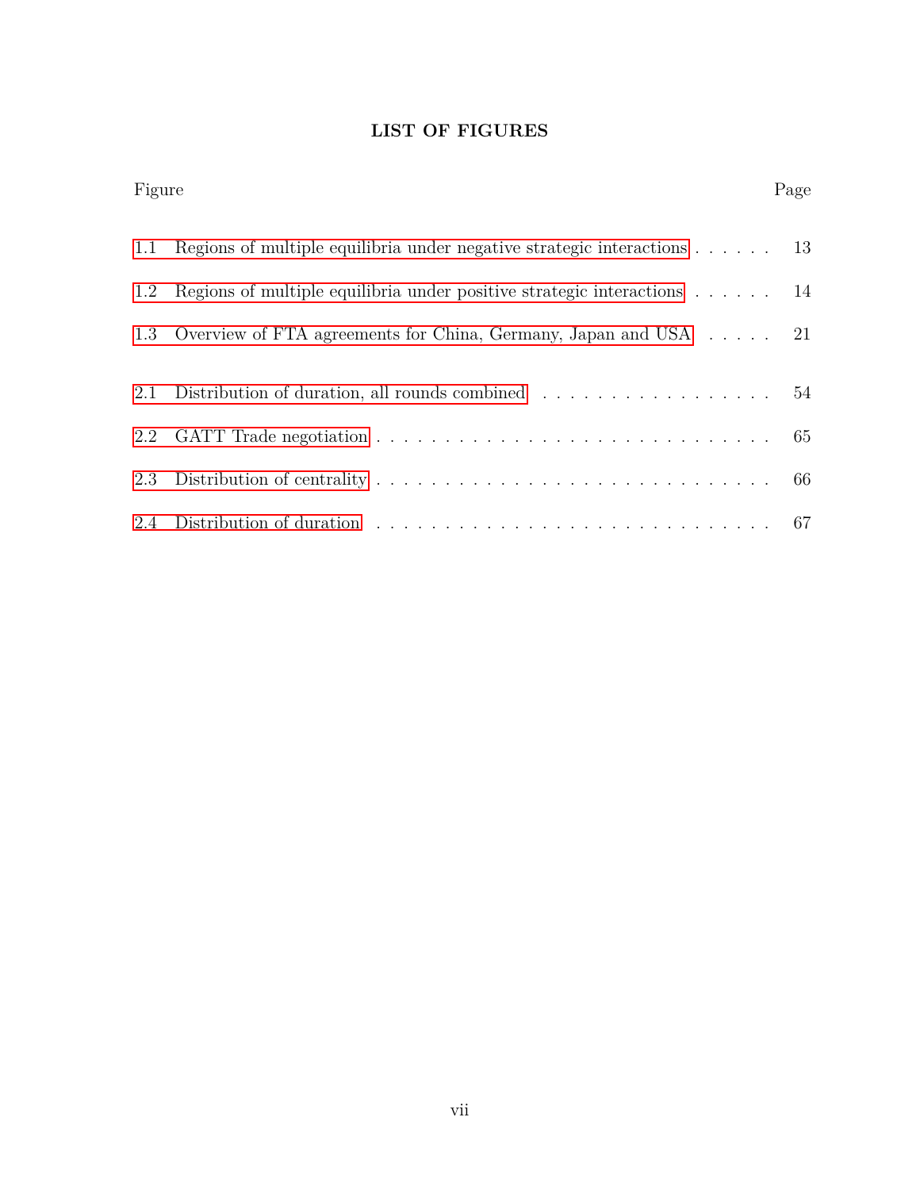# LIST OF FIGURES

| Figure | | Page |
|---|---|---|
| 1.1 | Regions of multiple equilibria under negative strategic interactions | 13 |
| 1.2 | Regions of multiple equilibria under positive strategic interactions | 14 |
| 1.3 | Overview of FTA agreements for China, Germany, Japan and USA | 21 |
| 2.1 | Distribution of duration, all rounds combined | 54 |
| 2.2 | GATT Trade negotiation | 65 |
| 2.3 | Distribution of centrality | 66 |
| 2.4 | Distribution of duration | 67 |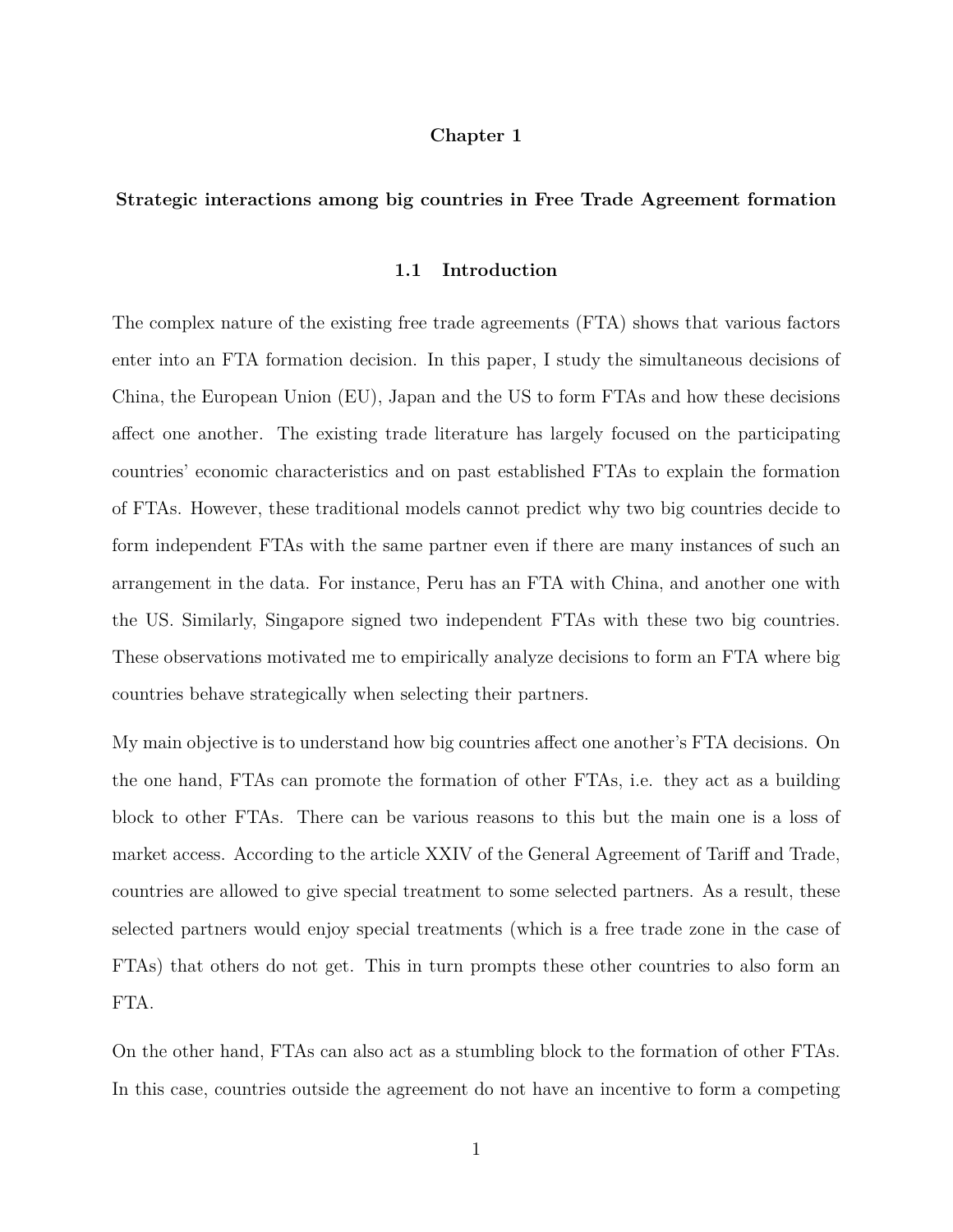# Chapter 1

## Strategic interactions among big countries in Free Trade Agreement formation

### 1.1 Introduction

The complex nature of the existing free trade agreements (FTA) shows that various factors enter into an FTA formation decision. In this paper, I study the simultaneous decisions of China, the European Union (EU), Japan and the US to form FTAs and how these decisions affect one another. The existing trade literature has largely focused on the participating countries' economic characteristics and on past established FTAs to explain the formation of FTAs. However, these traditional models cannot predict why two big countries decide to form independent FTAs with the same partner even if there are many instances of such an arrangement in the data. For instance, Peru has an FTA with China, and another one with the US. Similarly, Singapore signed two independent FTAs with these two big countries. These observations motivated me to empirically analyze decisions to form an FTA where big countries behave strategically when selecting their partners.

My main objective is to understand how big countries affect one another's FTA decisions. On the one hand, FTAs can promote the formation of other FTAs, i.e. they act as a building block to other FTAs. There can be various reasons to this but the main one is a loss of market access. According to the article XXIV of the General Agreement of Tariff and Trade, countries are allowed to give special treatment to some selected partners. As a result, these selected partners would enjoy special treatments (which is a free trade zone in the case of FTAs) that others do not get. This in turn prompts these other countries to also form an FTA.

On the other hand, FTAs can also act as a stumbling block to the formation of other FTAs. In this case, countries outside the agreement do not have an incentive to form a competing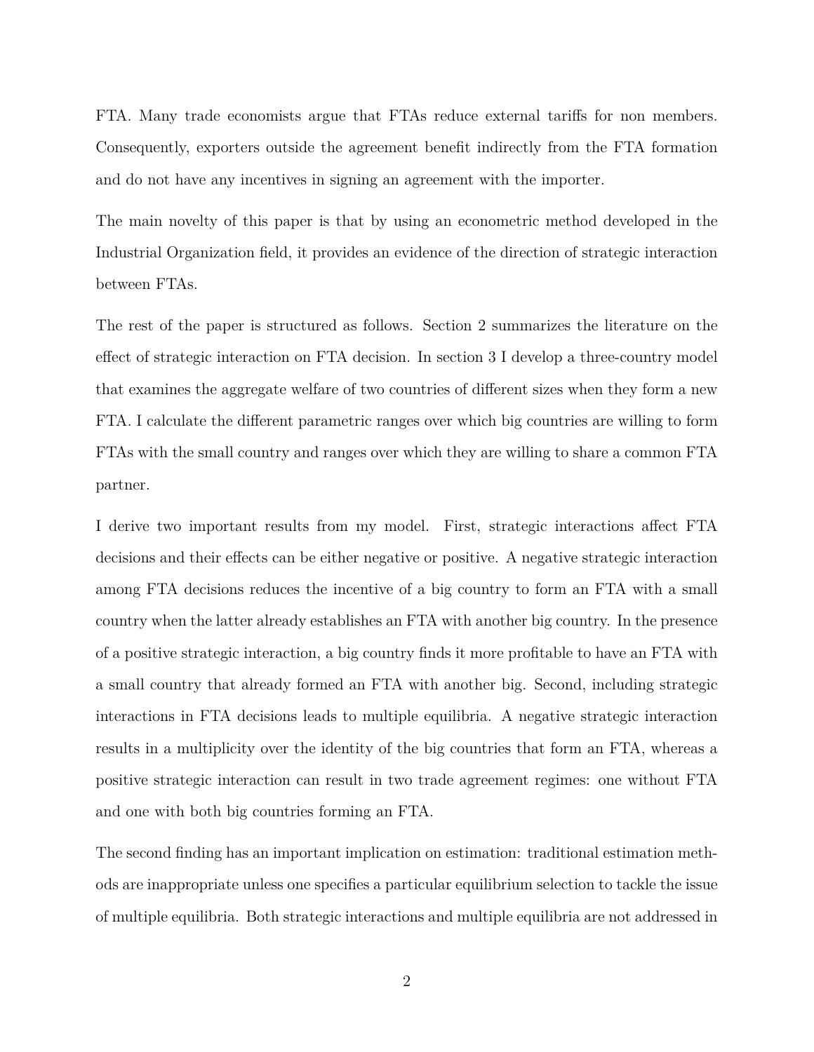FTA. Many trade economists argue that FTAs reduce external tariffs for non members. Consequently, exporters outside the agreement benefit indirectly from the FTA formation and do not have any incentives in signing an agreement with the importer.

The main novelty of this paper is that by using an econometric method developed in the Industrial Organization field, it provides an evidence of the direction of strategic interaction between FTAs.

The rest of the paper is structured as follows. Section 2 summarizes the literature on the effect of strategic interaction on FTA decision. In section 3 I develop a three-country model that examines the aggregate welfare of two countries of different sizes when they form a new FTA. I calculate the different parametric ranges over which big countries are willing to form FTAs with the small country and ranges over which they are willing to share a common FTA partner.

I derive two important results from my model. First, strategic interactions affect FTA decisions and their effects can be either negative or positive. A negative strategic interaction among FTA decisions reduces the incentive of a big country to form an FTA with a small country when the latter already establishes an FTA with another big country. In the presence of a positive strategic interaction, a big country finds it more profitable to have an FTA with a small country that already formed an FTA with another big. Second, including strategic interactions in FTA decisions leads to multiple equilibria. A negative strategic interaction results in a multiplicity over the identity of the big countries that form an FTA, whereas a positive strategic interaction can result in two trade agreement regimes: one without FTA and one with both big countries forming an FTA.

The second finding has an important implication on estimation: traditional estimation methods are inappropriate unless one specifies a particular equilibrium selection to tackle the issue of multiple equilibria. Both strategic interactions and multiple equilibria are not addressed in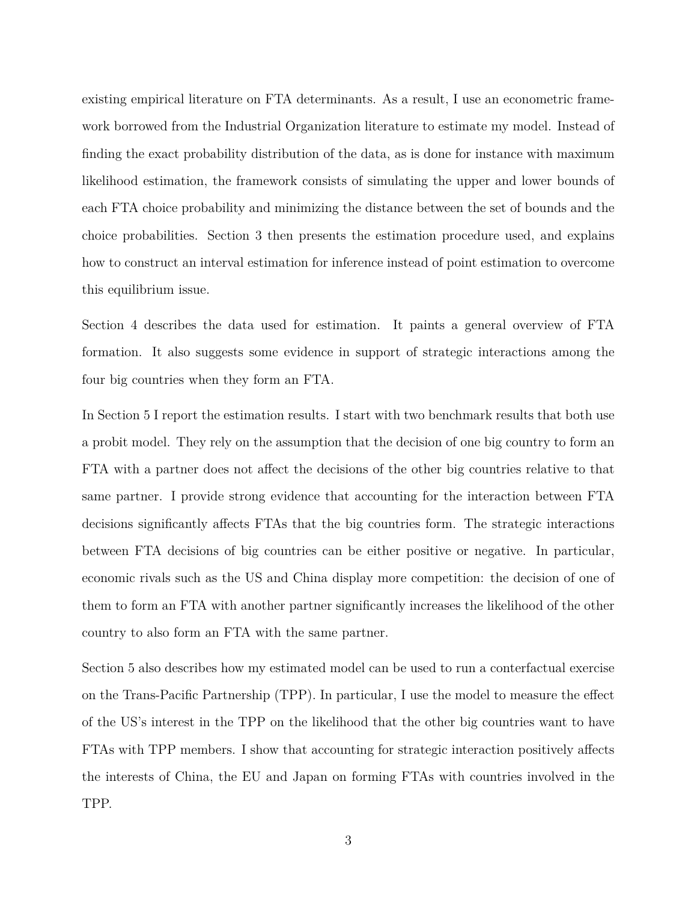existing empirical literature on FTA determinants. As a result, I use an econometric framework borrowed from the Industrial Organization literature to estimate my model. Instead of finding the exact probability distribution of the data, as is done for instance with maximum likelihood estimation, the framework consists of simulating the upper and lower bounds of each FTA choice probability and minimizing the distance between the set of bounds and the choice probabilities. Section 3 then presents the estimation procedure used, and explains how to construct an interval estimation for inference instead of point estimation to overcome this equilibrium issue.

Section 4 describes the data used for estimation. It paints a general overview of FTA formation. It also suggests some evidence in support of strategic interactions among the four big countries when they form an FTA.

In Section 5 I report the estimation results. I start with two benchmark results that both use a probit model. They rely on the assumption that the decision of one big country to form an FTA with a partner does not affect the decisions of the other big countries relative to that same partner. I provide strong evidence that accounting for the interaction between FTA decisions significantly affects FTAs that the big countries form. The strategic interactions between FTA decisions of big countries can be either positive or negative. In particular, economic rivals such as the US and China display more competition: the decision of one of them to form an FTA with another partner significantly increases the likelihood of the other country to also form an FTA with the same partner.

Section 5 also describes how my estimated model can be used to run a conterfactual exercise on the Trans-Pacific Partnership (TPP). In particular, I use the model to measure the effect of the US's interest in the TPP on the likelihood that the other big countries want to have FTAs with TPP members. I show that accounting for strategic interaction positively affects the interests of China, the EU and Japan on forming FTAs with countries involved in the TPP.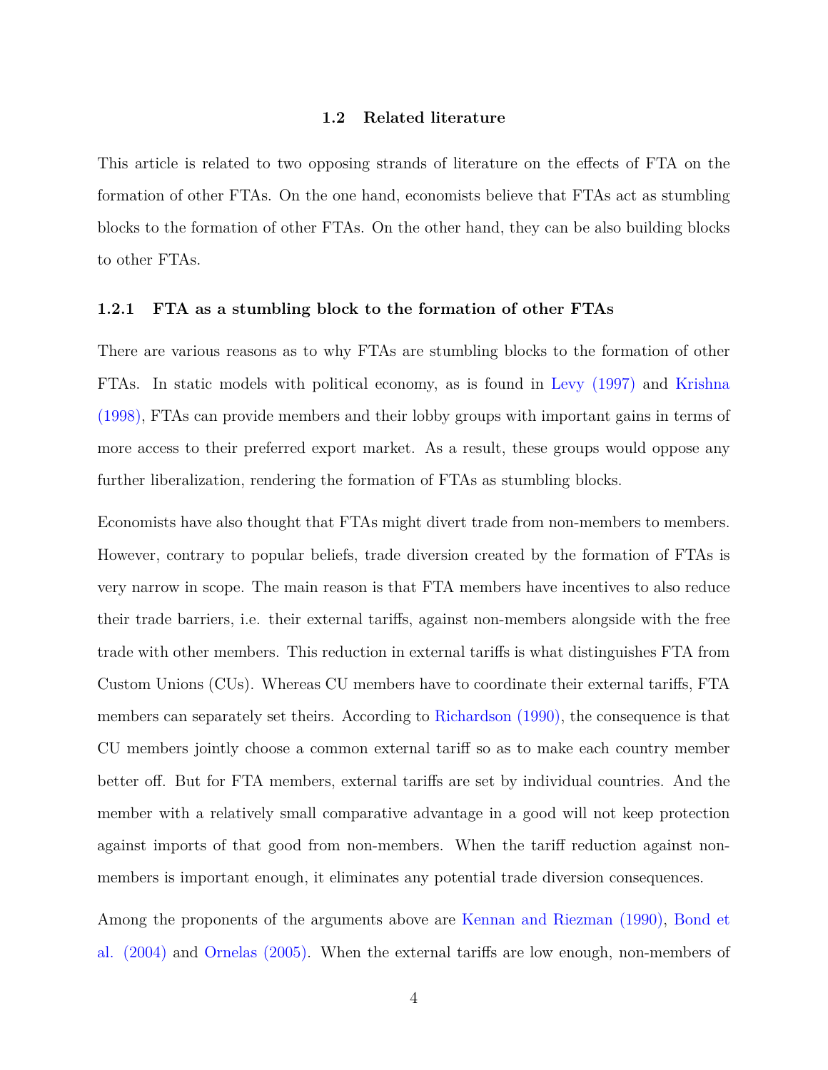### 1.2 Related literature

This article is related to two opposing strands of literature on the effects of FTA on the formation of other FTAs. On the one hand, economists believe that FTAs act as stumbling blocks to the formation of other FTAs. On the other hand, they can be also building blocks to other FTAs.

#### 1.2.1 FTA as a stumbling block to the formation of other FTAs

There are various reasons as to why FTAs are stumbling blocks to the formation of other FTAs. In static models with political economy, as is found in Levy (1997) and Krishna (1998), FTAs can provide members and their lobby groups with important gains in terms of more access to their preferred export market. As a result, these groups would oppose any further liberalization, rendering the formation of FTAs as stumbling blocks.

Economists have also thought that FTAs might divert trade from non-members to members. However, contrary to popular beliefs, trade diversion created by the formation of FTAs is very narrow in scope. The main reason is that FTA members have incentives to also reduce their trade barriers, i.e. their external tariffs, against non-members alongside with the free trade with other members. This reduction in external tariffs is what distinguishes FTA from Custom Unions (CUs). Whereas CU members have to coordinate their external tariffs, FTA members can separately set theirs. According to Richardson (1990), the consequence is that CU members jointly choose a common external tariff so as to make each country member better off. But for FTA members, external tariffs are set by individual countries. And the member with a relatively small comparative advantage in a good will not keep protection against imports of that good from non-members. When the tariff reduction against non-members is important enough, it eliminates any potential trade diversion consequences.

Among the proponents of the arguments above are Kennan and Riezman (1990), Bond et al. (2004) and Ornelas (2005). When the external tariffs are low enough, non-members of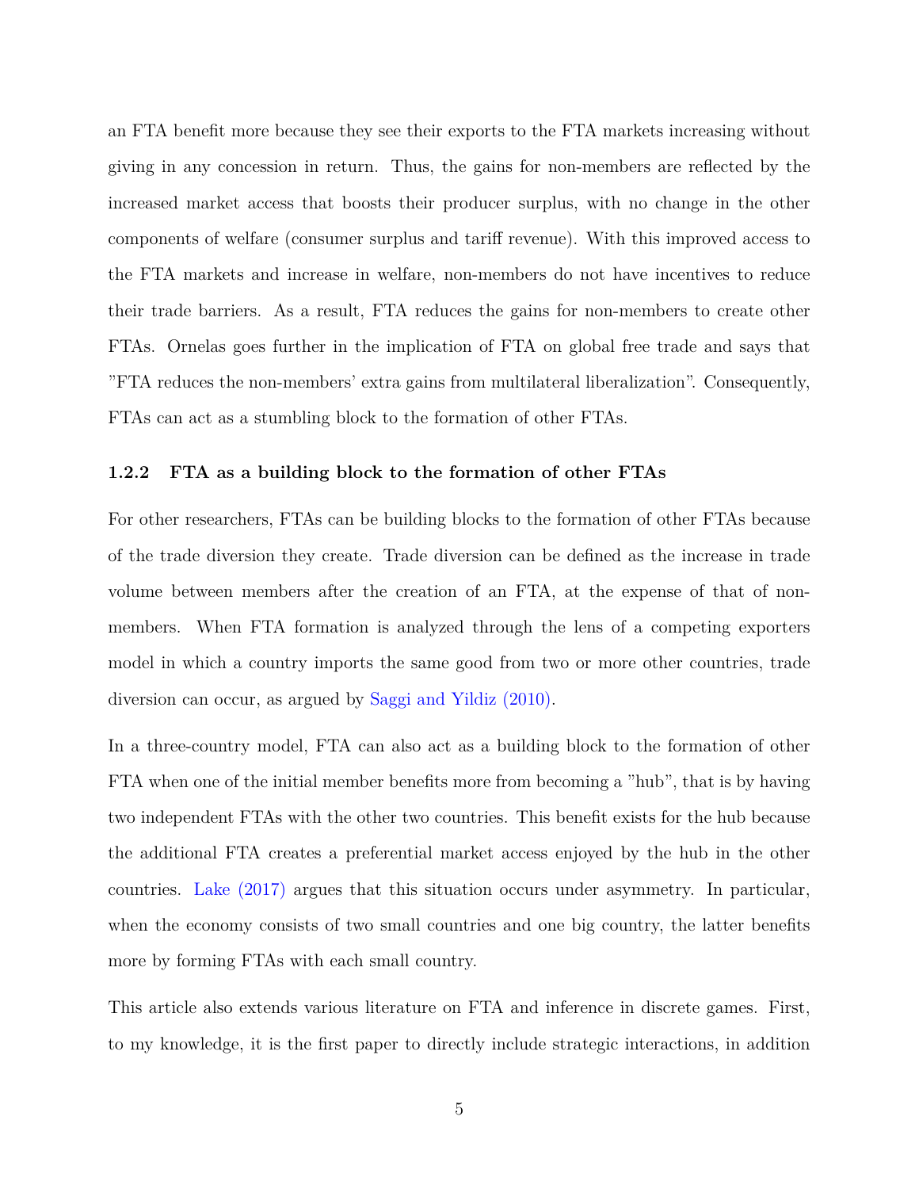an FTA benefit more because they see their exports to the FTA markets increasing without giving in any concession in return. Thus, the gains for non-members are reflected by the increased market access that boosts their producer surplus, with no change in the other components of welfare (consumer surplus and tariff revenue). With this improved access to the FTA markets and increase in welfare, non-members do not have incentives to reduce their trade barriers. As a result, FTA reduces the gains for non-members to create other FTAs. Ornelas goes further in the implication of FTA on global free trade and says that "FTA reduces the non-members' extra gains from multilateral liberalization". Consequently, FTAs can act as a stumbling block to the formation of other FTAs.

### 1.2.2 FTA as a building block to the formation of other FTAs

For other researchers, FTAs can be building blocks to the formation of other FTAs because of the trade diversion they create. Trade diversion can be defined as the increase in trade volume between members after the creation of an FTA, at the expense of that of non-members. When FTA formation is analyzed through the lens of a competing exporters model in which a country imports the same good from two or more other countries, trade diversion can occur, as argued by Saggi and Yildiz (2010).

In a three-country model, FTA can also act as a building block to the formation of other FTA when one of the initial member benefits more from becoming a "hub", that is by having two independent FTAs with the other two countries. This benefit exists for the hub because the additional FTA creates a preferential market access enjoyed by the hub in the other countries. Lake (2017) argues that this situation occurs under asymmetry. In particular, when the economy consists of two small countries and one big country, the latter benefits more by forming FTAs with each small country.

This article also extends various literature on FTA and inference in discrete games. First, to my knowledge, it is the first paper to directly include strategic interactions, in addition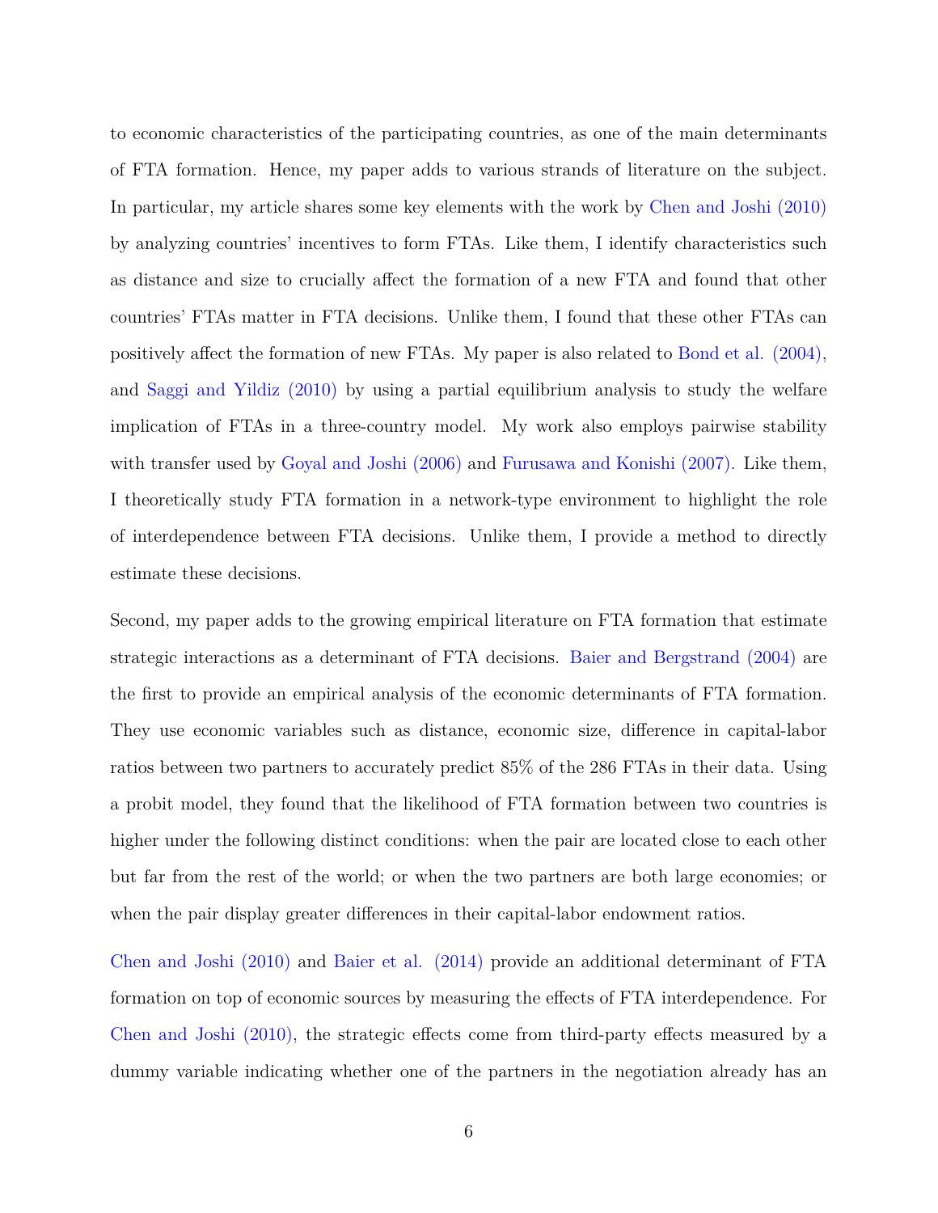to economic characteristics of the participating countries, as one of the main determinants of FTA formation. Hence, my paper adds to various strands of literature on the subject. In particular, my article shares some key elements with the work by Chen and Joshi (2010) by analyzing countries' incentives to form FTAs. Like them, I identify characteristics such as distance and size to crucially affect the formation of a new FTA and found that other countries' FTAs matter in FTA decisions. Unlike them, I found that these other FTAs can positively affect the formation of new FTAs. My paper is also related to Bond et al. (2004), and Saggi and Yildiz (2010) by using a partial equilibrium analysis to study the welfare implication of FTAs in a three-country model. My work also employs pairwise stability with transfer used by Goyal and Joshi (2006) and Furusawa and Konishi (2007). Like them, I theoretically study FTA formation in a network-type environment to highlight the role of interdependence between FTA decisions. Unlike them, I provide a method to directly estimate these decisions.

Second, my paper adds to the growing empirical literature on FTA formation that estimate strategic interactions as a determinant of FTA decisions. Baier and Bergstrand (2004) are the first to provide an empirical analysis of the economic determinants of FTA formation. They use economic variables such as distance, economic size, difference in capital-labor ratios between two partners to accurately predict 85% of the 286 FTAs in their data. Using a probit model, they found that the likelihood of FTA formation between two countries is higher under the following distinct conditions: when the pair are located close to each other but far from the rest of the world; or when the two partners are both large economies; or when the pair display greater differences in their capital-labor endowment ratios.

Chen and Joshi (2010) and Baier et al. (2014) provide an additional determinant of FTA formation on top of economic sources by measuring the effects of FTA interdependence. For Chen and Joshi (2010), the strategic effects come from third-party effects measured by a dummy variable indicating whether one of the partners in the negotiation already has an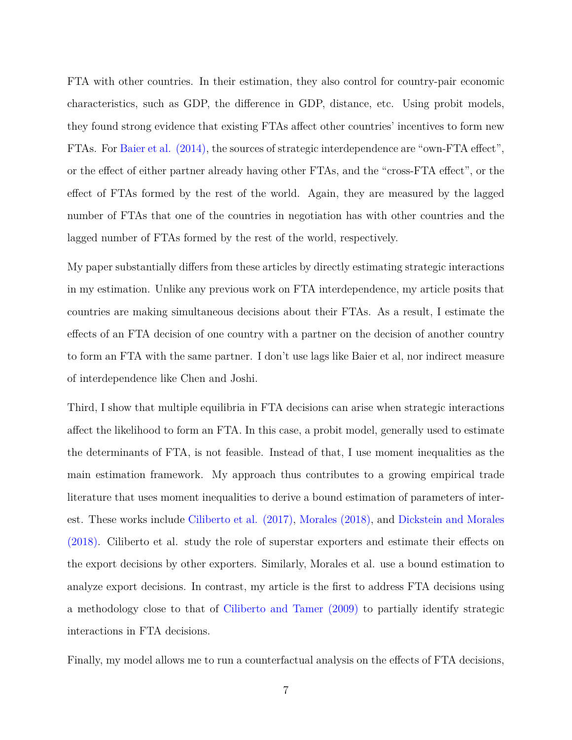FTA with other countries. In their estimation, they also control for country-pair economic characteristics, such as GDP, the difference in GDP, distance, etc. Using probit models, they found strong evidence that existing FTAs affect other countries' incentives to form new FTAs. For Baier et al. (2014), the sources of strategic interdependence are "own-FTA effect", or the effect of either partner already having other FTAs, and the "cross-FTA effect", or the effect of FTAs formed by the rest of the world. Again, they are measured by the lagged number of FTAs that one of the countries in negotiation has with other countries and the lagged number of FTAs formed by the rest of the world, respectively.

My paper substantially differs from these articles by directly estimating strategic interactions in my estimation. Unlike any previous work on FTA interdependence, my article posits that countries are making simultaneous decisions about their FTAs. As a result, I estimate the effects of an FTA decision of one country with a partner on the decision of another country to form an FTA with the same partner. I don't use lags like Baier et al, nor indirect measure of interdependence like Chen and Joshi.

Third, I show that multiple equilibria in FTA decisions can arise when strategic interactions affect the likelihood to form an FTA. In this case, a probit model, generally used to estimate the determinants of FTA, is not feasible. Instead of that, I use moment inequalities as the main estimation framework. My approach thus contributes to a growing empirical trade literature that uses moment inequalities to derive a bound estimation of parameters of interest. These works include Ciliberto et al. (2017), Morales (2018), and Dickstein and Morales (2018). Ciliberto et al. study the role of superstar exporters and estimate their effects on the export decisions by other exporters. Similarly, Morales et al. use a bound estimation to analyze export decisions. In contrast, my article is the first to address FTA decisions using a methodology close to that of Ciliberto and Tamer (2009) to partially identify strategic interactions in FTA decisions.

Finally, my model allows me to run a counterfactual analysis on the effects of FTA decisions,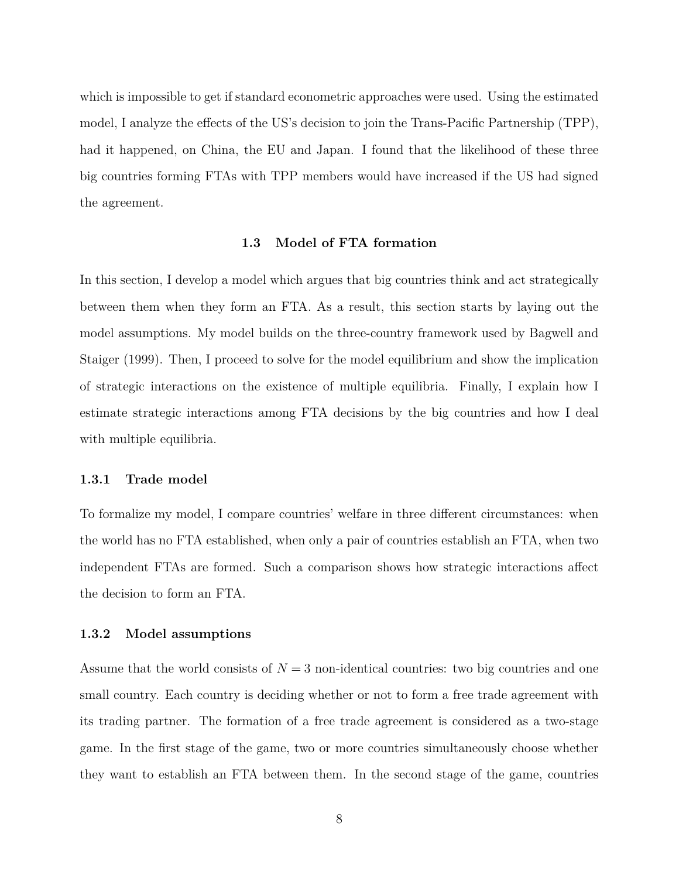which is impossible to get if standard econometric approaches were used. Using the estimated model, I analyze the effects of the US's decision to join the Trans-Pacific Partnership (TPP), had it happened, on China, the EU and Japan. I found that the likelihood of these three big countries forming FTAs with TPP members would have increased if the US had signed the agreement.

## 1.3 Model of FTA formation

In this section, I develop a model which argues that big countries think and act strategically between them when they form an FTA. As a result, this section starts by laying out the model assumptions. My model builds on the three-country framework used by Bagwell and Staiger (1999). Then, I proceed to solve for the model equilibrium and show the implication of strategic interactions on the existence of multiple equilibria. Finally, I explain how I estimate strategic interactions among FTA decisions by the big countries and how I deal with multiple equilibria.

### 1.3.1 Trade model

To formalize my model, I compare countries' welfare in three different circumstances: when the world has no FTA established, when only a pair of countries establish an FTA, when two independent FTAs are formed. Such a comparison shows how strategic interactions affect the decision to form an FTA.

### 1.3.2 Model assumptions

Assume that the world consists of $N = 3$ non-identical countries: two big countries and one small country. Each country is deciding whether or not to form a free trade agreement with its trading partner. The formation of a free trade agreement is considered as a two-stage game. In the first stage of the game, two or more countries simultaneously choose whether they want to establish an FTA between them. In the second stage of the game, countries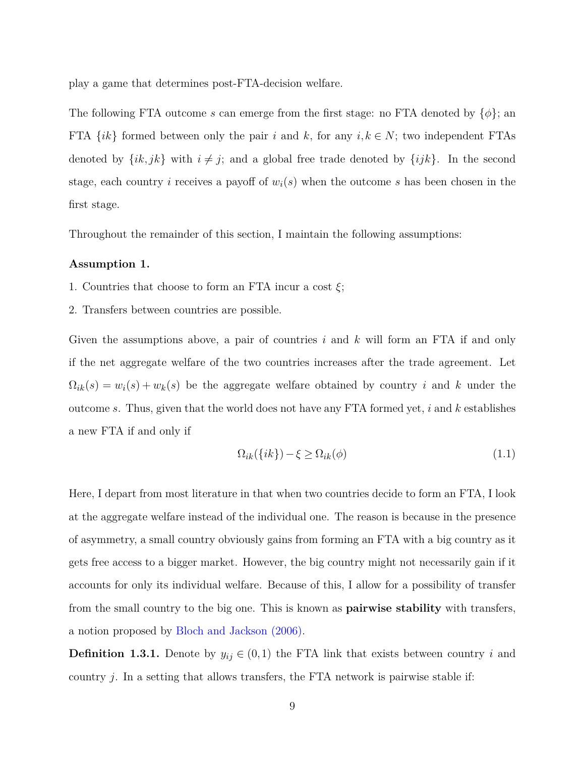play a game that determines post-FTA-decision welfare.

The following FTA outcome $s$ can emerge from the first stage: no FTA denoted by $\{\phi\}$; an FTA $\{ik\}$ formed between only the pair $i$ and $k$, for any $i,k \in N$; two independent FTAs denoted by $\{ik, jk\}$ with $i \neq j$; and a global free trade denoted by $\{ijk\}$. In the second stage, each country $i$ receives a payoff of $w_i(s)$ when the outcome $s$ has been chosen in the first stage.

Throughout the remainder of this section, I maintain the following assumptions:

**Assumption 1.**

1. Countries that choose to form an FTA incur a cost $\xi$;
2. Transfers between countries are possible.

Given the assumptions above, a pair of countries $i$ and $k$ will form an FTA if and only if the net aggregate welfare of the two countries increases after the trade agreement. Let $\Omega_{ik}(s) = w_i(s) + w_k(s)$ be the aggregate welfare obtained by country $i$ and $k$ under the outcome $s$. Thus, given that the world does not have any FTA formed yet, $i$ and $k$ establishes a new FTA if and only if

$$\Omega_{ik}(\{ik\}) - \xi \geq \Omega_{ik}(\phi) \tag{1.1}$$

Here, I depart from most literature in that when two countries decide to form an FTA, I look at the aggregate welfare instead of the individual one. The reason is because in the presence of asymmetry, a small country obviously gains from forming an FTA with a big country as it gets free access to a bigger market. However, the big country might not necessarily gain if it accounts for only its individual welfare. Because of this, I allow for a possibility of transfer from the small country to the big one. This is known as **pairwise stability** with transfers, a notion proposed by Bloch and Jackson (2006).

**Definition 1.3.1.** Denote by $y_{ij} \in (0,1)$ the FTA link that exists between country $i$ and country $j$. In a setting that allows transfers, the FTA network is pairwise stable if: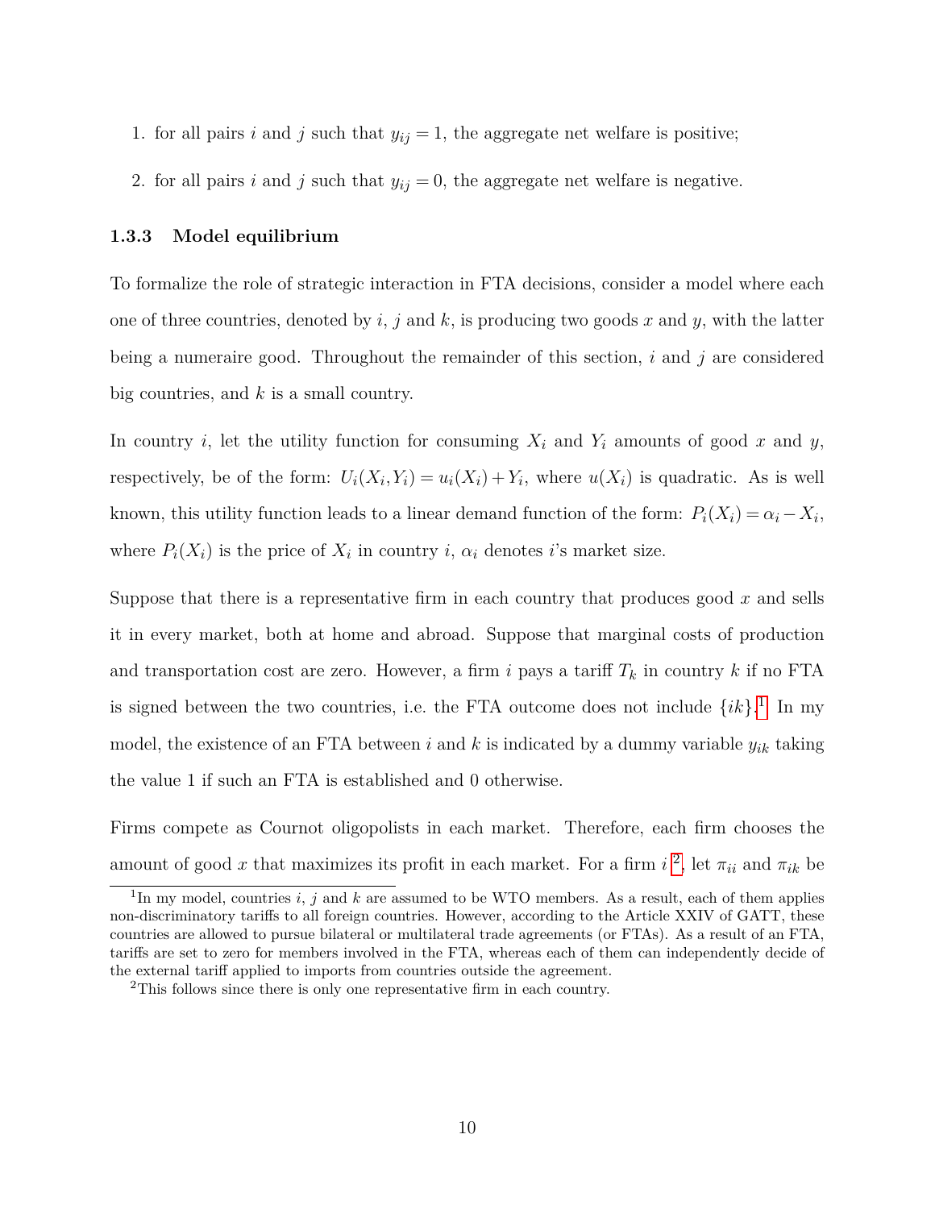1. for all pairs $i$ and $j$ such that $y_{ij} = 1$, the aggregate net welfare is positive;
2. for all pairs $i$ and $j$ such that $y_{ij} = 0$, the aggregate net welfare is negative.

### 1.3.3 Model equilibrium

To formalize the role of strategic interaction in FTA decisions, consider a model where each one of three countries, denoted by $i$, $j$ and $k$, is producing two goods $x$ and $y$, with the latter being a numeraire good. Throughout the remainder of this section, $i$ and $j$ are considered big countries, and $k$ is a small country.

In country $i$, let the utility function for consuming $X_i$ and $Y_i$ amounts of good $x$ and $y$, respectively, be of the form: $U_i(X_i, Y_i) = u_i(X_i) + Y_i$, where $u(X_i)$ is quadratic. As is well known, this utility function leads to a linear demand function of the form: $P_i(X_i) = \alpha_i - X_i$, where $P_i(X_i)$ is the price of $X_i$ in country $i$, $\alpha_i$ denotes $i$'s market size.

Suppose that there is a representative firm in each country that produces good $x$ and sells it in every market, both at home and abroad. Suppose that marginal costs of production and transportation cost are zero. However, a firm $i$ pays a tariff $T_k$ in country $k$ if no FTA is signed between the two countries, i.e. the FTA outcome does not include $\{ik\}$.[1] In my model, the existence of an FTA between $i$ and $k$ is indicated by a dummy variable $y_{ik}$ taking the value 1 if such an FTA is established and 0 otherwise.

Firms compete as Cournot oligopolists in each market. Therefore, each firm chooses the amount of good $x$ that maximizes its profit in each market. For a firm $i$ [2], let $\pi_{ii}$ and $\pi_{ik}$ be

[1] In my model, countries $i$, $j$ and $k$ are assumed to be WTO members. As a result, each of them applies non-discriminatory tariffs to all foreign countries. However, according to the Article XXIV of GATT, these countries are allowed to pursue bilateral or multilateral trade agreements (or FTAs). As a result of an FTA, tariffs are set to zero for members involved in the FTA, whereas each of them can independently decide of the external tariff applied to imports from countries outside the agreement.

[2] This follows since there is only one representative firm in each country.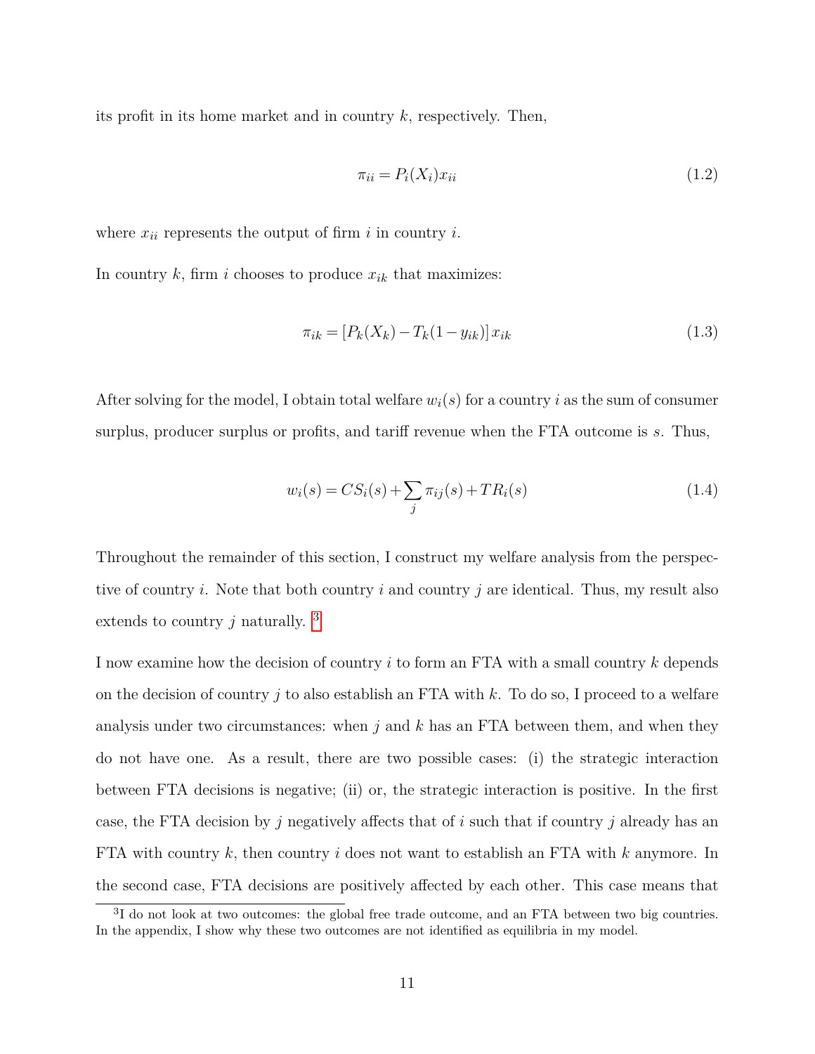its profit in its home market and in country $k$, respectively. Then,

$$\pi_{ii} = P_i(X_i)x_{ii} \tag{1.2}$$

where $x_{ii}$ represents the output of firm $i$ in country $i$.

In country $k$, firm $i$ chooses to produce $x_{ik}$ that maximizes:

$$\pi_{ik} = [P_k(X_k) - T_k(1 - y_{ik})]\, x_{ik} \tag{1.3}$$

After solving for the model, I obtain total welfare $w_i(s)$ for a country $i$ as the sum of consumer surplus, producer surplus or profits, and tariff revenue when the FTA outcome is $s$. Thus,

$$w_i(s) = CS_i(s) + \sum_j \pi_{ij}(s) + TR_i(s) \tag{1.4}$$

Throughout the remainder of this section, I construct my welfare analysis from the perspective of country $i$. Note that both country $i$ and country $j$ are identical. Thus, my result also extends to country $j$ naturally. [3]

I now examine how the decision of country $i$ to form an FTA with a small country $k$ depends on the decision of country $j$ to also establish an FTA with $k$. To do so, I proceed to a welfare analysis under two circumstances: when $j$ and $k$ has an FTA between them, and when they do not have one. As a result, there are two possible cases: (i) the strategic interaction between FTA decisions is negative; (ii) or, the strategic interaction is positive. In the first case, the FTA decision by $j$ negatively affects that of $i$ such that if country $j$ already has an FTA with country $k$, then country $i$ does not want to establish an FTA with $k$ anymore. In the second case, FTA decisions are positively affected by each other. This case means that

[3] I do not look at two outcomes: the global free trade outcome, and an FTA between two big countries. In the appendix, I show why these two outcomes are not identified as equilibria in my model.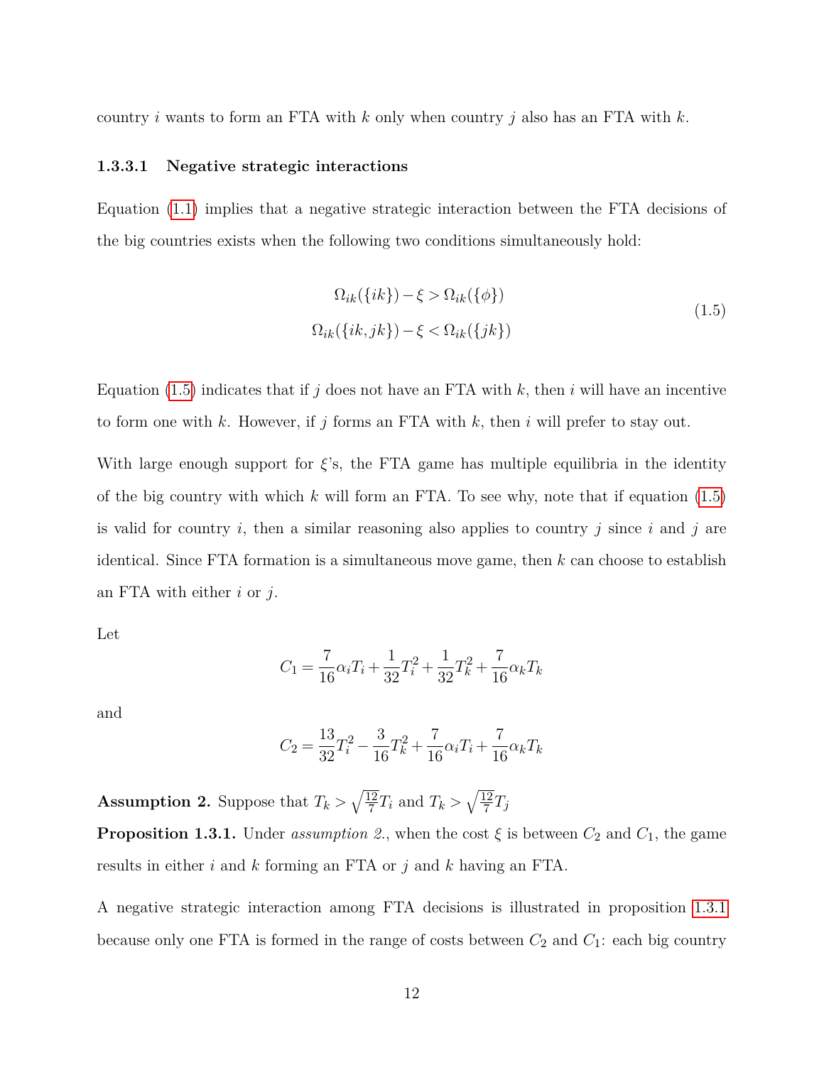country $i$ wants to form an FTA with $k$ only when country $j$ also has an FTA with $k$.

#### 1.3.3.1 Negative strategic interactions

Equation (1.1) implies that a negative strategic interaction between the FTA decisions of the big countries exists when the following two conditions simultaneously hold:

$$
\begin{aligned}
\Omega_{ik}(\{ik\}) - \xi &> \Omega_{ik}(\{\phi\}) \\
\Omega_{ik}(\{ik, jk\}) - \xi &< \Omega_{ik}(\{jk\})
\end{aligned}
\tag{1.5}
$$

Equation (1.5) indicates that if $j$ does not have an FTA with $k$, then $i$ will have an incentive to form one with $k$. However, if $j$ forms an FTA with $k$, then $i$ will prefer to stay out.

With large enough support for $\xi$'s, the FTA game has multiple equilibria in the identity of the big country with which $k$ will form an FTA. To see why, note that if equation (1.5) is valid for country $i$, then a similar reasoning also applies to country $j$ since $i$ and $j$ are identical. Since FTA formation is a simultaneous move game, then $k$ can choose to establish an FTA with either $i$ or $j$.

Let

$$C_1 = \frac{7}{16}\alpha_i T_i + \frac{1}{32}T_i^2 + \frac{1}{32}T_k^2 + \frac{7}{16}\alpha_k T_k$$

and

$$C_2 = \frac{13}{32}T_i^2 - \frac{3}{16}T_k^2 + \frac{7}{16}\alpha_i T_i + \frac{7}{16}\alpha_k T_k$$

**Assumption 2.** Suppose that $T_k > \sqrt{\frac{12}{7}}T_i$ and $T_k > \sqrt{\frac{12}{7}}T_j$

**Proposition 1.3.1.** Under *assumption 2.*, when the cost $\xi$ is between $C_2$ and $C_1$, the game results in either $i$ and $k$ forming an FTA or $j$ and $k$ having an FTA.

A negative strategic interaction among FTA decisions is illustrated in proposition 1.3.1 because only one FTA is formed in the range of costs between $C_2$ and $C_1$: each big country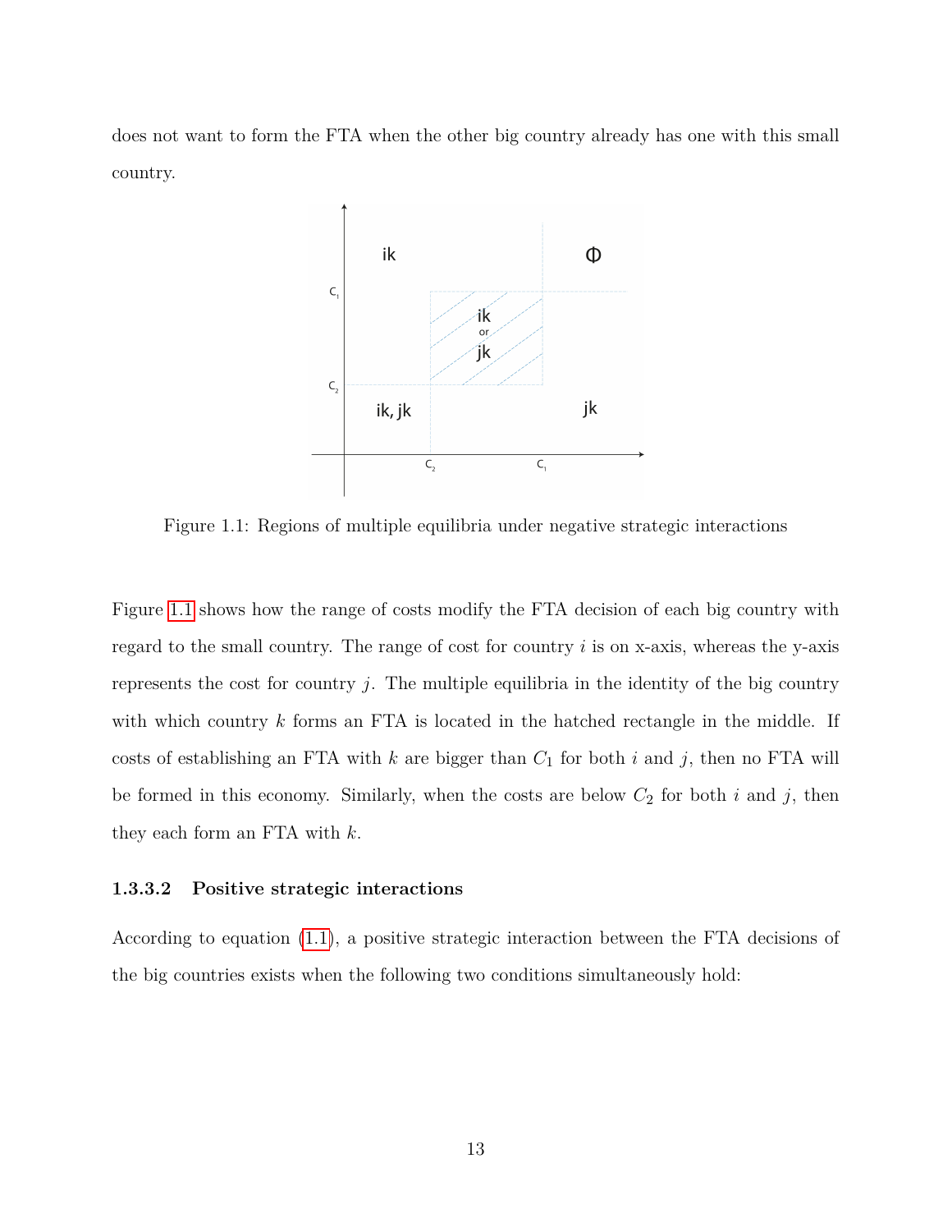does not want to form the FTA when the other big country already has one with this small country.

Figure 1.1: Regions of multiple equilibria under negative strategic interactions

Figure 1.1 shows how the range of costs modify the FTA decision of each big country with regard to the small country. The range of cost for country $i$ is on x-axis, whereas the y-axis represents the cost for country $j$. The multiple equilibria in the identity of the big country with which country $k$ forms an FTA is located in the hatched rectangle in the middle. If costs of establishing an FTA with $k$ are bigger than $C_1$ for both $i$ and $j$, then no FTA will be formed in this economy. Similarly, when the costs are below $C_2$ for both $i$ and $j$, then they each form an FTA with $k$.

#### 1.3.3.2 Positive strategic interactions

According to equation (1.1), a positive strategic interaction between the FTA decisions of the big countries exists when the following two conditions simultaneously hold: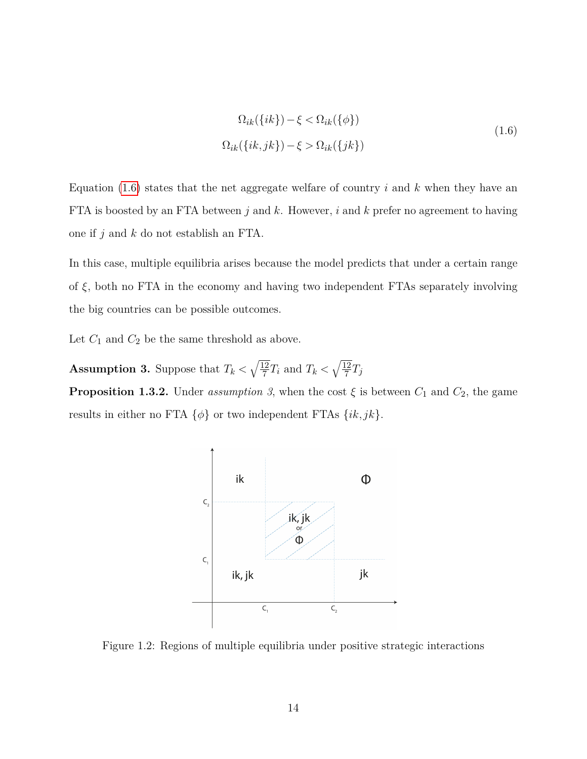$$
\begin{aligned}
\Omega_{ik}(\{ik\}) - \xi &< \Omega_{ik}(\{\phi\}) \\
\Omega_{ik}(\{ik, jk\}) - \xi &> \Omega_{ik}(\{jk\})
\end{aligned}
\tag{1.6}
$$

Equation (1.6) states that the net aggregate welfare of country $i$ and $k$ when they have an FTA is boosted by an FTA between $j$ and $k$. However, $i$ and $k$ prefer no agreement to having one if $j$ and $k$ do not establish an FTA.

In this case, multiple equilibria arises because the model predicts that under a certain range of $\xi$, both no FTA in the economy and having two independent FTAs separately involving the big countries can be possible outcomes.

Let $C_1$ and $C_2$ be the same threshold as above.

**Assumption 3.** Suppose that $T_k < \sqrt{\frac{12}{7}} T_i$ and $T_k < \sqrt{\frac{12}{7}} T_j$

**Proposition 1.3.2.** Under *assumption 3*, when the cost $\xi$ is between $C_1$ and $C_2$, the game results in either no FTA $\{\phi\}$ or two independent FTAs $\{ik, jk\}$.

Figure 1.2: Regions of multiple equilibria under positive strategic interactions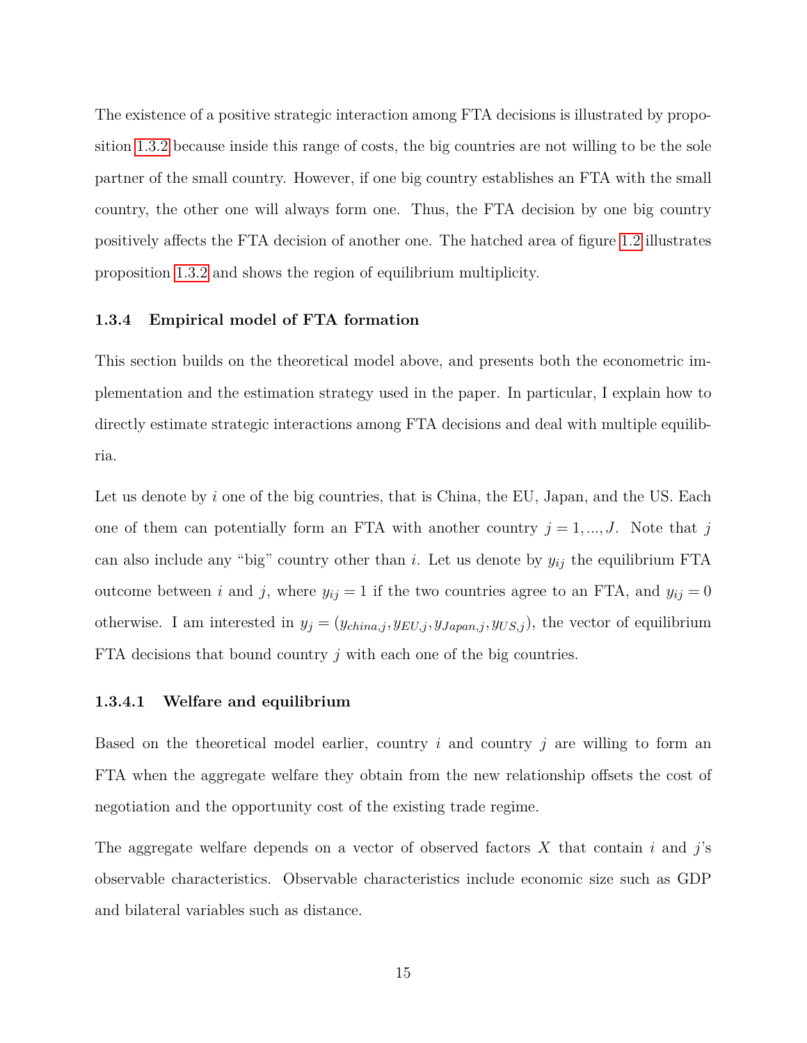The existence of a positive strategic interaction among FTA decisions is illustrated by proposition 1.3.2 because inside this range of costs, the big countries are not willing to be the sole partner of the small country. However, if one big country establishes an FTA with the small country, the other one will always form one. Thus, the FTA decision by one big country positively affects the FTA decision of another one. The hatched area of figure 1.2 illustrates proposition 1.3.2 and shows the region of equilibrium multiplicity.

### 1.3.4 Empirical model of FTA formation

This section builds on the theoretical model above, and presents both the econometric implementation and the estimation strategy used in the paper. In particular, I explain how to directly estimate strategic interactions among FTA decisions and deal with multiple equilibria.

Let us denote by $i$ one of the big countries, that is China, the EU, Japan, and the US. Each one of them can potentially form an FTA with another country $j = 1, ..., J$. Note that $j$ can also include any "big" country other than $i$. Let us denote by $y_{ij}$ the equilibrium FTA outcome between $i$ and $j$, where $y_{ij} = 1$ if the two countries agree to an FTA, and $y_{ij} = 0$ otherwise. I am interested in $y_j = (y_{china,j}, y_{EU,j}, y_{Japan,j}, y_{US,j})$, the vector of equilibrium FTA decisions that bound country $j$ with each one of the big countries.

#### 1.3.4.1 Welfare and equilibrium

Based on the theoretical model earlier, country $i$ and country $j$ are willing to form an FTA when the aggregate welfare they obtain from the new relationship offsets the cost of negotiation and the opportunity cost of the existing trade regime.

The aggregate welfare depends on a vector of observed factors $X$ that contain $i$ and $j$'s observable characteristics. Observable characteristics include economic size such as GDP and bilateral variables such as distance.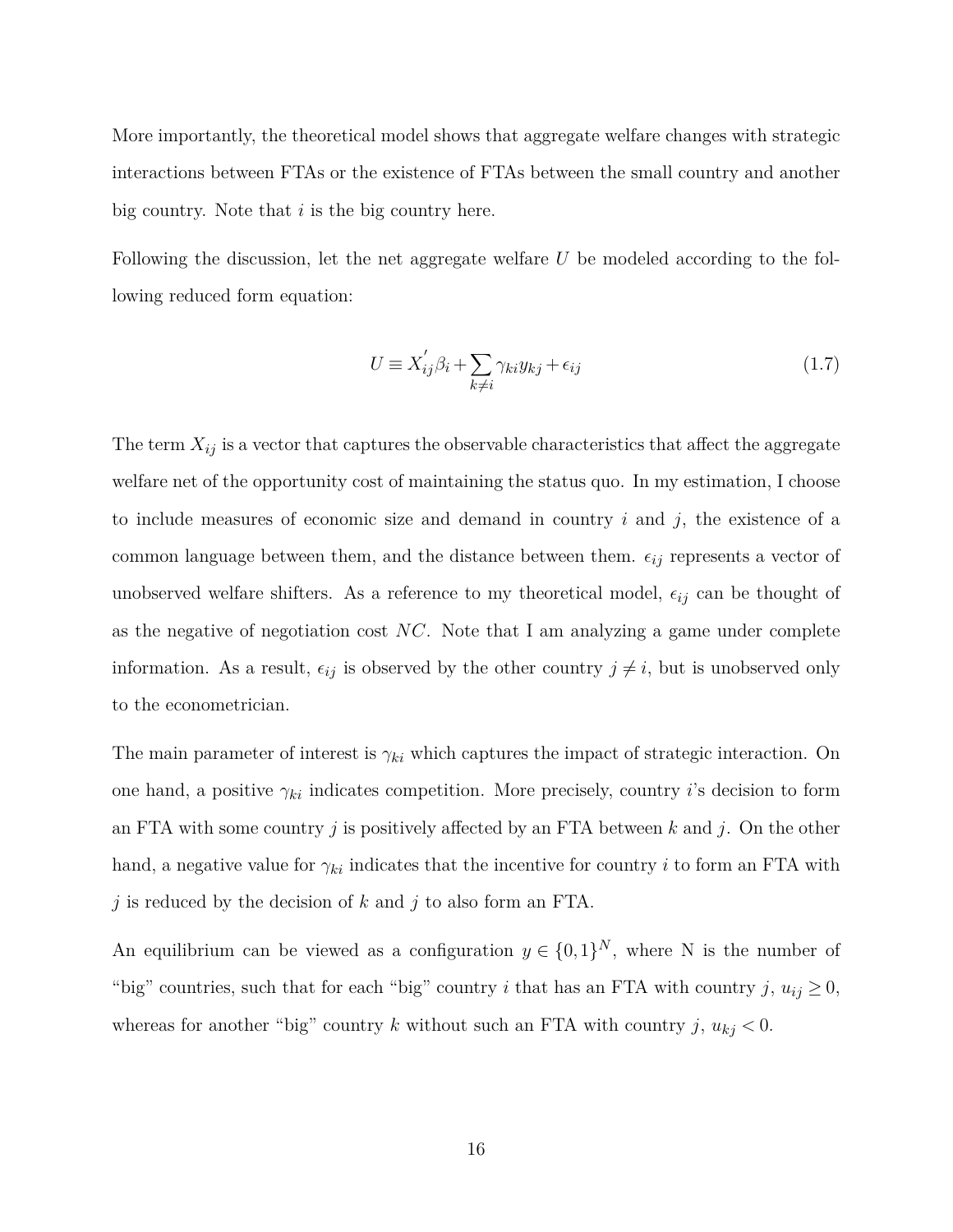More importantly, the theoretical model shows that aggregate welfare changes with strategic interactions between FTAs or the existence of FTAs between the small country and another big country. Note that $i$ is the big country here.

Following the discussion, let the net aggregate welfare $U$ be modeled according to the following reduced form equation:

$$U \equiv X_{ij}^{'}\beta_i + \sum_{k \neq i} \gamma_{ki} y_{kj} + \epsilon_{ij} \tag{1.7}$$

The term $X_{ij}$ is a vector that captures the observable characteristics that affect the aggregate welfare net of the opportunity cost of maintaining the status quo. In my estimation, I choose to include measures of economic size and demand in country $i$ and $j$, the existence of a common language between them, and the distance between them. $\epsilon_{ij}$ represents a vector of unobserved welfare shifters. As a reference to my theoretical model, $\epsilon_{ij}$ can be thought of as the negative of negotiation cost $NC$. Note that I am analyzing a game under complete information. As a result, $\epsilon_{ij}$ is observed by the other country $j \neq i$, but is unobserved only to the econometrician.

The main parameter of interest is $\gamma_{ki}$ which captures the impact of strategic interaction. On one hand, a positive $\gamma_{ki}$ indicates competition. More precisely, country $i$'s decision to form an FTA with some country $j$ is positively affected by an FTA between $k$ and $j$. On the other hand, a negative value for $\gamma_{ki}$ indicates that the incentive for country $i$ to form an FTA with $j$ is reduced by the decision of $k$ and $j$ to also form an FTA.

An equilibrium can be viewed as a configuration $y \in \{0,1\}^N$, where N is the number of "big" countries, such that for each "big" country $i$ that has an FTA with country $j$, $u_{ij} \geq 0$, whereas for another "big" country $k$ without such an FTA with country $j$, $u_{kj} < 0$.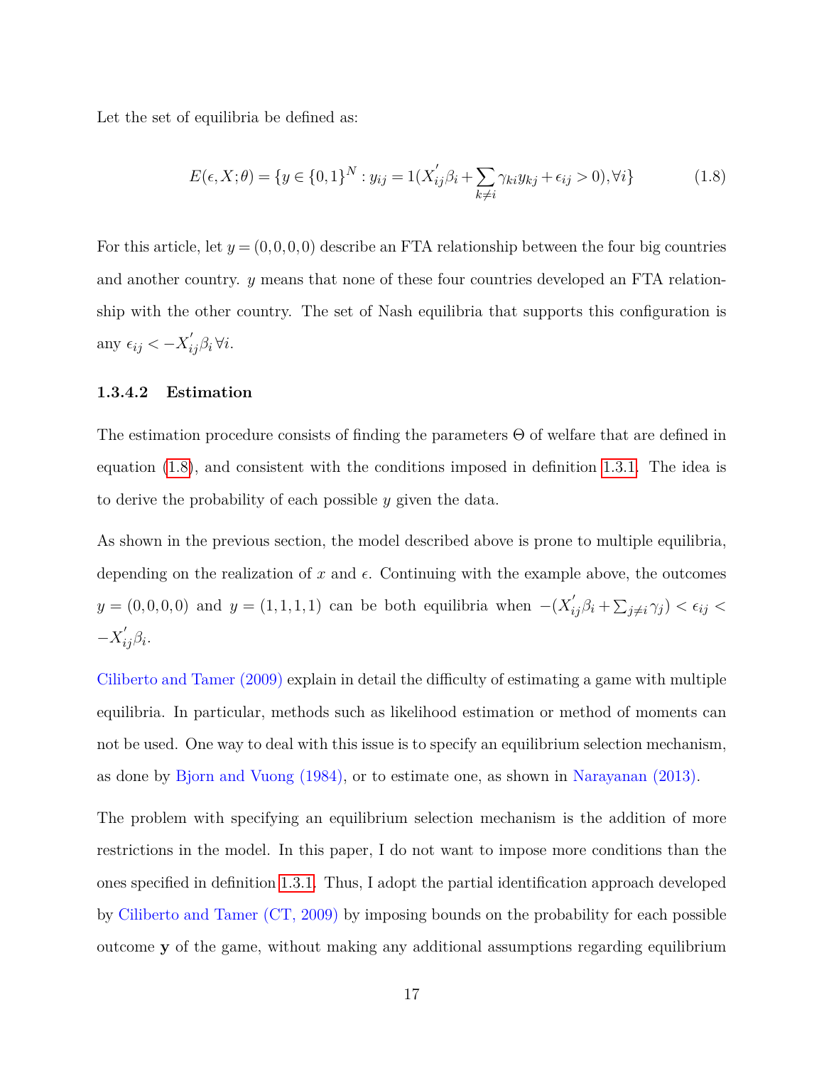Let the set of equilibria be defined as:

$$E(\epsilon, X; \theta) = \{y \in \{0,1\}^N : y_{ij} = 1(X_{ij}^{'}\beta_i + \sum_{k \neq i} \gamma_{ki} y_{kj} + \epsilon_{ij} > 0), \forall i\} \tag{1.8}$$

For this article, let $y = (0,0,0,0)$ describe an FTA relationship between the four big countries and another country. $y$ means that none of these four countries developed an FTA relationship with the other country. The set of Nash equilibria that supports this configuration is any $\epsilon_{ij} < -X_{ij}^{'}\beta_i \, \forall i$.

#### 1.3.4.2 Estimation

The estimation procedure consists of finding the parameters $\Theta$ of welfare that are defined in equation (1.8), and consistent with the conditions imposed in definition 1.3.1. The idea is to derive the probability of each possible $y$ given the data.

As shown in the previous section, the model described above is prone to multiple equilibria, depending on the realization of $x$ and $\epsilon$. Continuing with the example above, the outcomes $y = (0,0,0,0)$ and $y = (1,1,1,1)$ can be both equilibria when $-(X_{ij}^{'}\beta_i + \sum_{j \neq i} \gamma_j) < \epsilon_{ij} < -X_{ij}^{'}\beta_i$.

Ciliberto and Tamer (2009) explain in detail the difficulty of estimating a game with multiple equilibria. In particular, methods such as likelihood estimation or method of moments can not be used. One way to deal with this issue is to specify an equilibrium selection mechanism, as done by Bjorn and Vuong (1984), or to estimate one, as shown in Narayanan (2013).

The problem with specifying an equilibrium selection mechanism is the addition of more restrictions in the model. In this paper, I do not want to impose more conditions than the ones specified in definition 1.3.1. Thus, I adopt the partial identification approach developed by Ciliberto and Tamer (CT, 2009) by imposing bounds on the probability for each possible outcome **y** of the game, without making any additional assumptions regarding equilibrium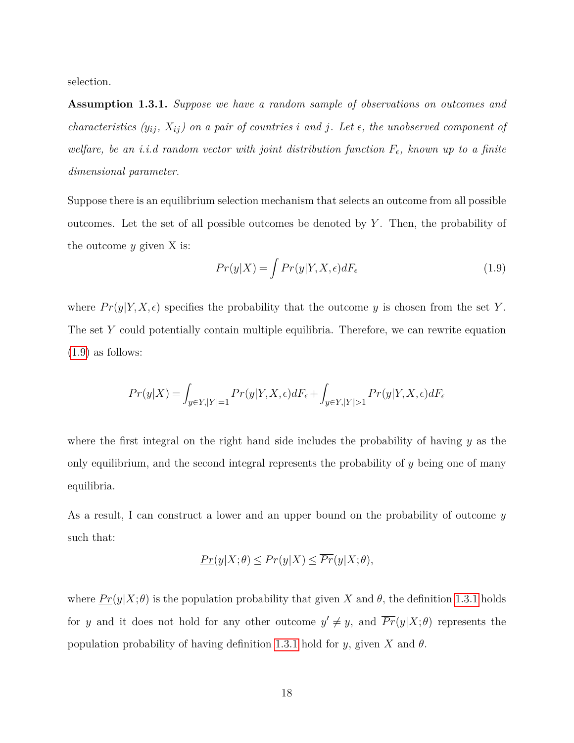selection.

**Assumption 1.3.1.** *Suppose we have a random sample of observations on outcomes and characteristics ($y_{ij}$, $X_{ij}$) on a pair of countries $i$ and $j$. Let $\epsilon$, the unobserved component of welfare, be an i.i.d random vector with joint distribution function $F_\epsilon$, known up to a finite dimensional parameter.*

Suppose there is an equilibrium selection mechanism that selects an outcome from all possible outcomes. Let the set of all possible outcomes be denoted by $Y$. Then, the probability of the outcome $y$ given X is:

$$Pr(y|X) = \int Pr(y|Y, X, \epsilon) dF_\epsilon \tag{1.9}$$

where $Pr(y|Y, X, \epsilon)$ specifies the probability that the outcome $y$ is chosen from the set $Y$. The set $Y$ could potentially contain multiple equilibria. Therefore, we can rewrite equation (1.9) as follows:

$$Pr(y|X) = \int_{y \in Y, |Y|=1} Pr(y|Y, X, \epsilon) dF_\epsilon + \int_{y \in Y, |Y|>1} Pr(y|Y, X, \epsilon) dF_\epsilon$$

where the first integral on the right hand side includes the probability of having $y$ as the only equilibrium, and the second integral represents the probability of $y$ being one of many equilibria.

As a result, I can construct a lower and an upper bound on the probability of outcome $y$ such that:

$$\underline{Pr}(y|X; \theta) \leq Pr(y|X) \leq \overline{Pr}(y|X; \theta),$$

where $\underline{Pr}(y|X; \theta)$ is the population probability that given $X$ and $\theta$, the definition 1.3.1 holds for $y$ and it does not hold for any other outcome $y' \neq y$, and $\overline{Pr}(y|X; \theta)$ represents the population probability of having definition 1.3.1 hold for $y$, given $X$ and $\theta$.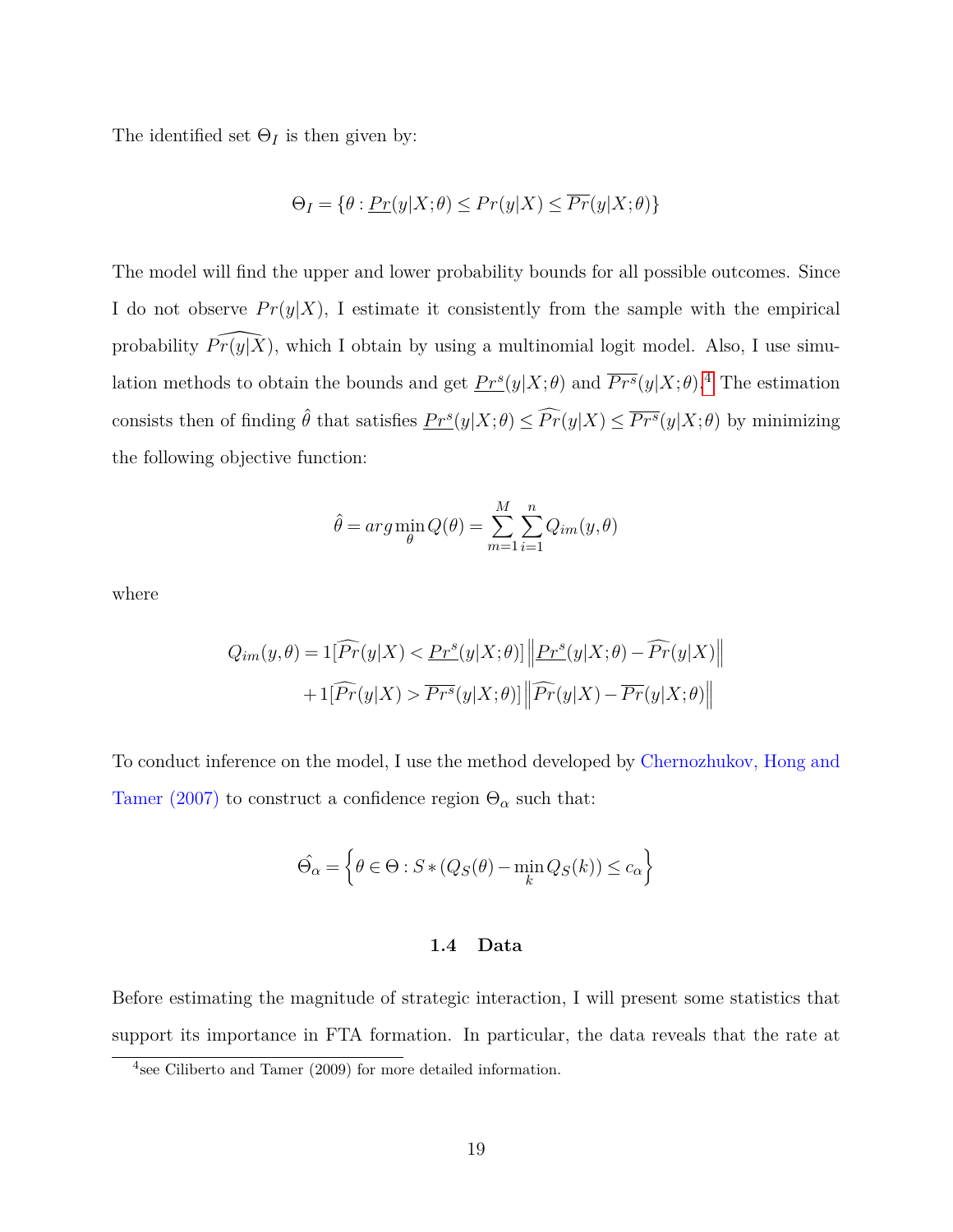The identified set $\Theta_I$ is then given by:

$$\Theta_I = \{\theta : \underline{Pr}(y|X;\theta) \leq Pr(y|X) \leq \overline{Pr}(y|X;\theta)\}$$

The model will find the upper and lower probability bounds for all possible outcomes. Since I do not observe $Pr(y|X)$, I estimate it consistently from the sample with the empirical probability $\widehat{Pr(y|X)}$, which I obtain by using a multinomial logit model. Also, I use simulation methods to obtain the bounds and get $\underline{Pr^s}(y|X;\theta)$ and $\overline{Pr^s}(y|X;\theta)$.[4] The estimation consists then of finding $\hat{\theta}$ that satisfies $\underline{Pr^s}(y|X;\theta) \leq \widehat{Pr}(y|X) \leq \overline{Pr^s}(y|X;\theta)$ by minimizing the following objective function:

$$\hat{\theta} = arg\min_{\theta} Q(\theta) = \sum_{m=1}^{M}\sum_{i=1}^{n} Q_{im}(y,\theta)$$

where

$$\begin{aligned} Q_{im}(y,\theta) = & 1[\widehat{Pr}(y|X) < \underline{Pr^s}(y|X;\theta)] \left\| \underline{Pr^s}(y|X;\theta) - \widehat{Pr}(y|X) \right\| \\ & + 1[\widehat{Pr}(y|X) > \overline{Pr^s}(y|X;\theta)] \left\| \widehat{Pr}(y|X) - \overline{Pr}(y|X;\theta) \right\| \end{aligned}$$

To conduct inference on the model, I use the method developed by Chernozhukov, Hong and Tamer (2007) to construct a confidence region $\Theta_\alpha$ such that:

$$\hat{\Theta_\alpha} = \left\{ \theta \in \Theta : S * (Q_S(\theta) - \min_k Q_S(k)) \leq c_\alpha \right\}$$

### 1.4 Data

Before estimating the magnitude of strategic interaction, I will present some statistics that support its importance in FTA formation. In particular, the data reveals that the rate at

[4] see Ciliberto and Tamer (2009) for more detailed information.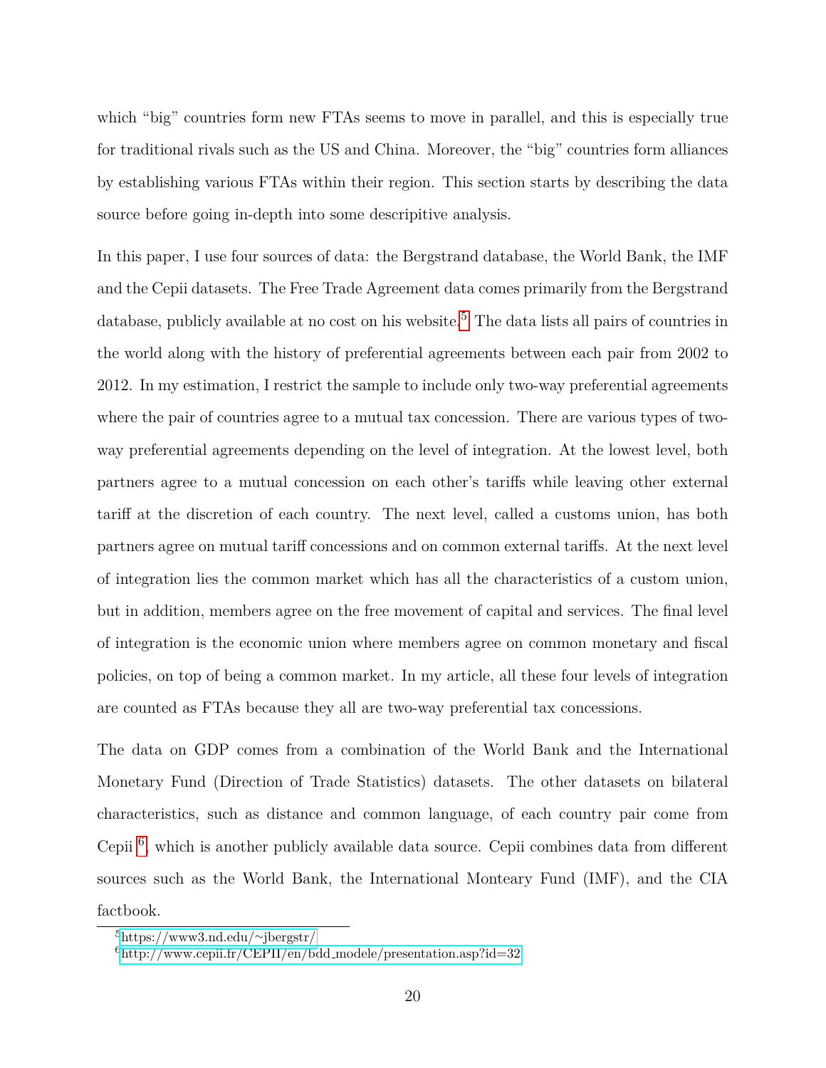which "big" countries form new FTAs seems to move in parallel, and this is especially true for traditional rivals such as the US and China. Moreover, the "big" countries form alliances by establishing various FTAs within their region. This section starts by describing the data source before going in-depth into some descripitive analysis.

In this paper, I use four sources of data: the Bergstrand database, the World Bank, the IMF and the Cepii datasets. The Free Trade Agreement data comes primarily from the Bergstrand database, publicly available at no cost on his website.[5] The data lists all pairs of countries in the world along with the history of preferential agreements between each pair from 2002 to 2012. In my estimation, I restrict the sample to include only two-way preferential agreements where the pair of countries agree to a mutual tax concession. There are various types of two-way preferential agreements depending on the level of integration. At the lowest level, both partners agree to a mutual concession on each other's tariffs while leaving other external tariff at the discretion of each country. The next level, called a customs union, has both partners agree on mutual tariff concessions and on common external tariffs. At the next level of integration lies the common market which has all the characteristics of a custom union, but in addition, members agree on the free movement of capital and services. The final level of integration is the economic union where members agree on common monetary and fiscal policies, on top of being a common market. In my article, all these four levels of integration are counted as FTAs because they all are two-way preferential tax concessions.

The data on GDP comes from a combination of the World Bank and the International Monetary Fund (Direction of Trade Statistics) datasets. The other datasets on bilateral characteristics, such as distance and common language, of each country pair come from Cepii [6], which is another publicly available data source. Cepii combines data from different sources such as the World Bank, the International Monteary Fund (IMF), and the CIA factbook.

[5] https://www3.nd.edu/~jbergstr/

[6] http://www.cepii.fr/CEPII/en/bdd_modele/presentation.asp?id=32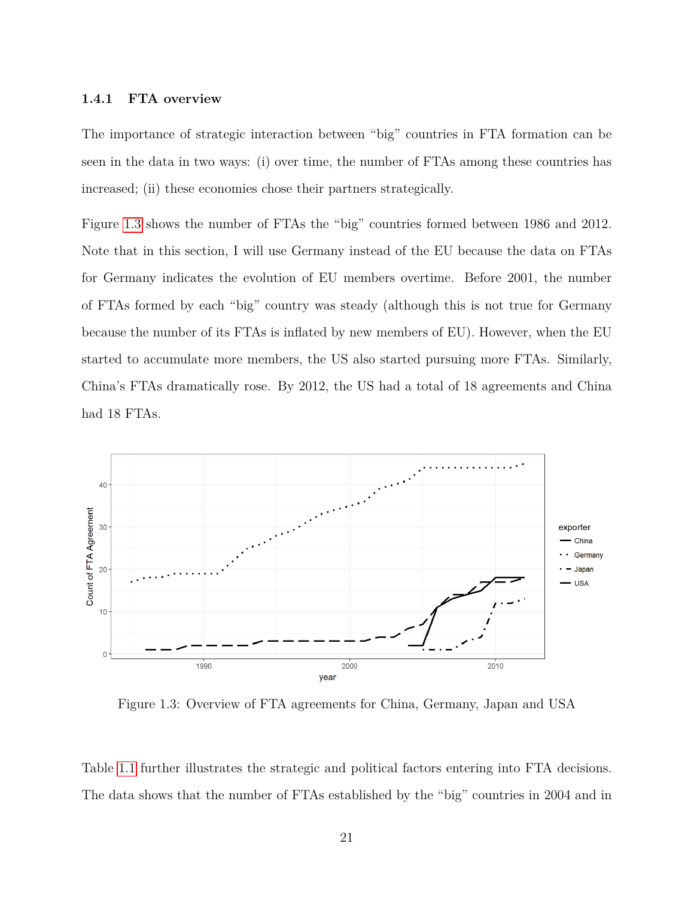### 1.4.1 FTA overview

The importance of strategic interaction between "big" countries in FTA formation can be seen in the data in two ways: (i) over time, the number of FTAs among these countries has increased; (ii) these economies chose their partners strategically.

Figure 1.3 shows the number of FTAs the "big" countries formed between 1986 and 2012. Note that in this section, I will use Germany instead of the EU because the data on FTAs for Germany indicates the evolution of EU members overtime. Before 2001, the number of FTAs formed by each "big" country was steady (although this is not true for Germany because the number of its FTAs is inflated by new members of EU). However, when the EU started to accumulate more members, the US also started pursuing more FTAs. Similarly, China's FTAs dramatically rose. By 2012, the US had a total of 18 agreements and China had 18 FTAs.

Figure 1.3: Overview of FTA agreements for China, Germany, Japan and USA

Table 1.1 further illustrates the strategic and political factors entering into FTA decisions. The data shows that the number of FTAs established by the "big" countries in 2004 and in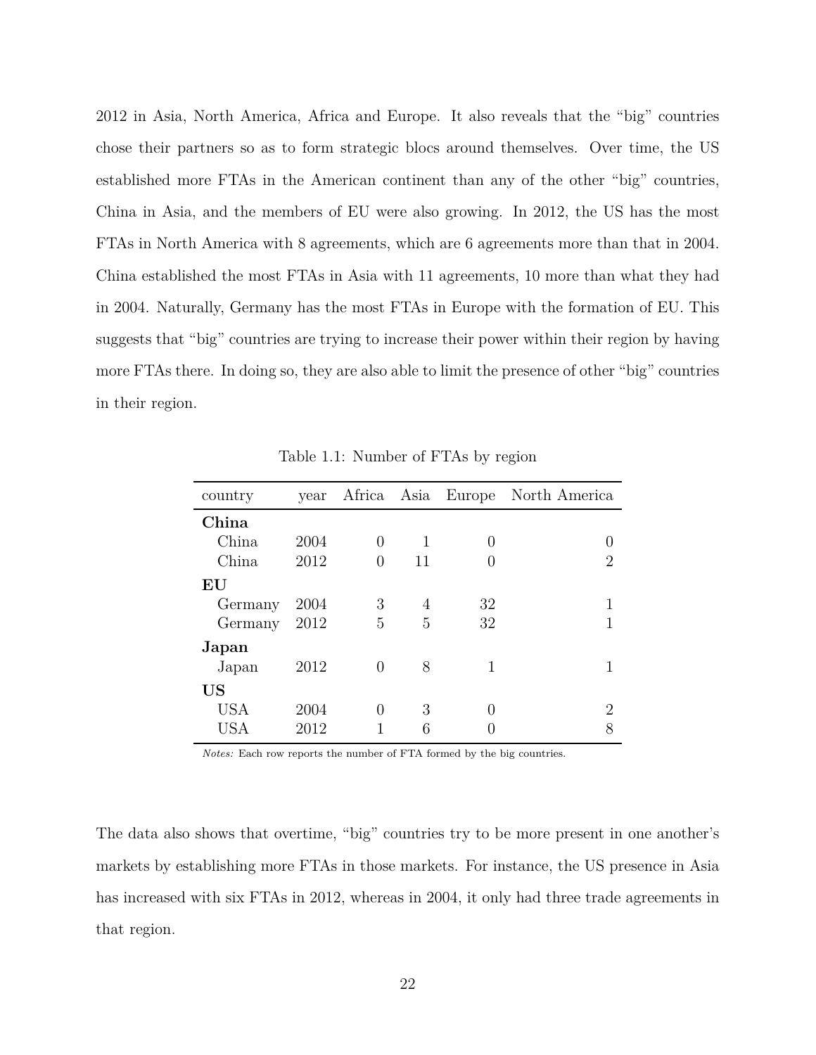2012 in Asia, North America, Africa and Europe. It also reveals that the "big" countries chose their partners so as to form strategic blocs around themselves. Over time, the US established more FTAs in the American continent than any of the other "big" countries, China in Asia, and the members of EU were also growing. In 2012, the US has the most FTAs in North America with 8 agreements, which are 6 agreements more than that in 2004. China established the most FTAs in Asia with 11 agreements, 10 more than what they had in 2004. Naturally, Germany has the most FTAs in Europe with the formation of EU. This suggests that "big" countries are trying to increase their power within their region by having more FTAs there. In doing so, they are also able to limit the presence of other "big" countries in their region.

Table 1.1: Number of FTAs by region

| country | year | Africa | Asia | Europe | North America |
|---|---|---|---|---|---|
| **China** | | | | | |
| China | 2004 | 0 | 1 | 0 | 0 |
| China | 2012 | 0 | 11 | 0 | 2 |
| **EU** | | | | | |
| Germany | 2004 | 3 | 4 | 32 | 1 |
| Germany | 2012 | 5 | 5 | 32 | 1 |
| **Japan** | | | | | |
| Japan | 2012 | 0 | 8 | 1 | 1 |
| **US** | | | | | |
| USA | 2004 | 0 | 3 | 0 | 2 |
| USA | 2012 | 1 | 6 | 0 | 8 |

*Notes:* Each row reports the number of FTA formed by the big countries.

The data also shows that overtime, "big" countries try to be more present in one another's markets by establishing more FTAs in those markets. For instance, the US presence in Asia has increased with six FTAs in 2012, whereas in 2004, it only had three trade agreements in that region.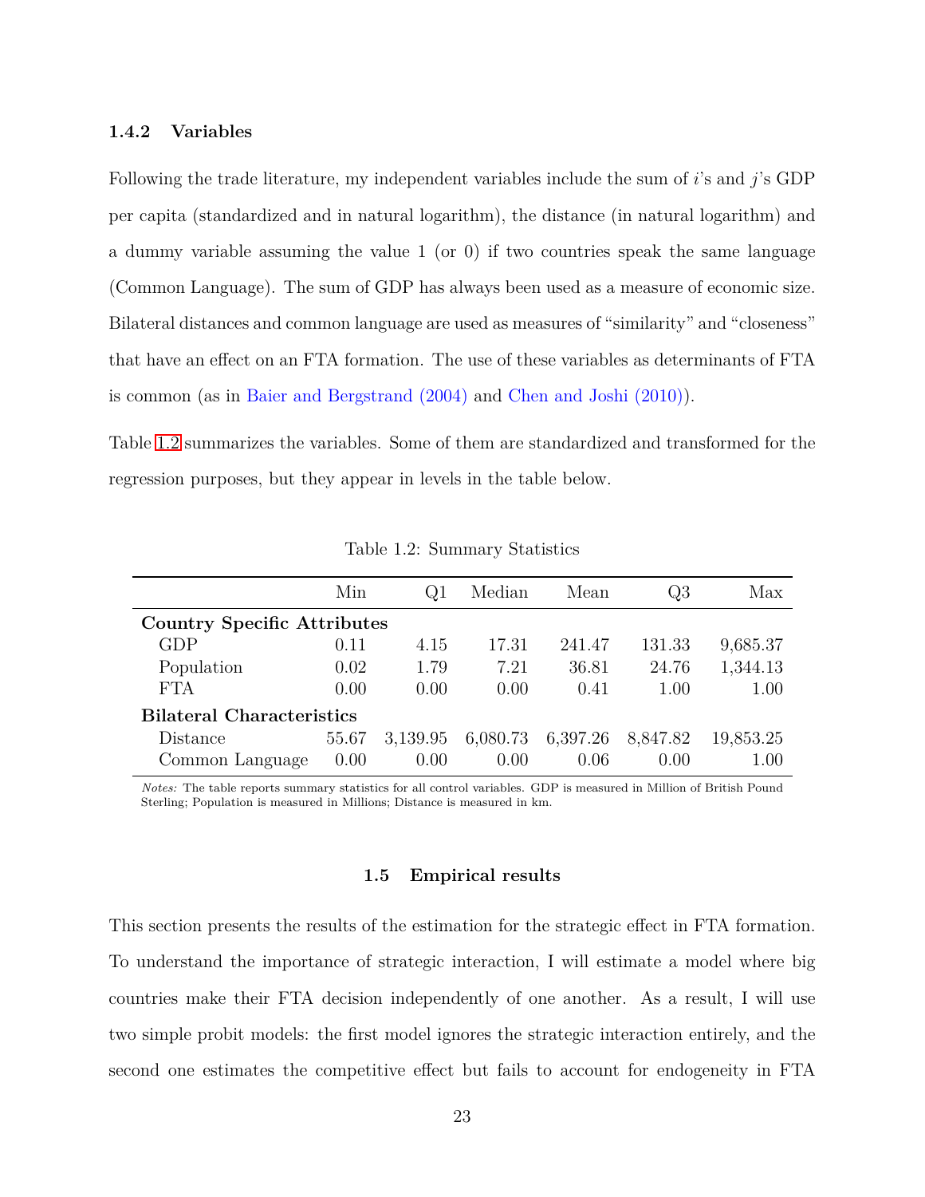### 1.4.2 Variables

Following the trade literature, my independent variables include the sum of $i$'s and $j$'s GDP per capita (standardized and in natural logarithm), the distance (in natural logarithm) and a dummy variable assuming the value 1 (or 0) if two countries speak the same language (Common Language). The sum of GDP has always been used as a measure of economic size. Bilateral distances and common language are used as measures of "similarity" and "closeness" that have an effect on an FTA formation. The use of these variables as determinants of FTA is common (as in Baier and Bergstrand (2004) and Chen and Joshi (2010)).

Table 1.2 summarizes the variables. Some of them are standardized and transformed for the regression purposes, but they appear in levels in the table below.

Table 1.2: Summary Statistics

| | Min | Q1 | Median | Mean | Q3 | Max |
|---|---|---|---|---|---|---|
| **Country Specific Attributes** | | | | | | |
| GDP | 0.11 | 4.15 | 17.31 | 241.47 | 131.33 | 9,685.37 |
| Population | 0.02 | 1.79 | 7.21 | 36.81 | 24.76 | 1,344.13 |
| FTA | 0.00 | 0.00 | 0.00 | 0.41 | 1.00 | 1.00 |
| **Bilateral Characteristics** | | | | | | |
| Distance | 55.67 | 3,139.95 | 6,080.73 | 6,397.26 | 8,847.82 | 19,853.25 |
| Common Language | 0.00 | 0.00 | 0.00 | 0.06 | 0.00 | 1.00 |

*Notes:* The table reports summary statistics for all control variables. GDP is measured in Million of British Pound Sterling; Population is measured in Millions; Distance is measured in km.

## 1.5 Empirical results

This section presents the results of the estimation for the strategic effect in FTA formation. To understand the importance of strategic interaction, I will estimate a model where big countries make their FTA decision independently of one another. As a result, I will use two simple probit models: the first model ignores the strategic interaction entirely, and the second one estimates the competitive effect but fails to account for endogeneity in FTA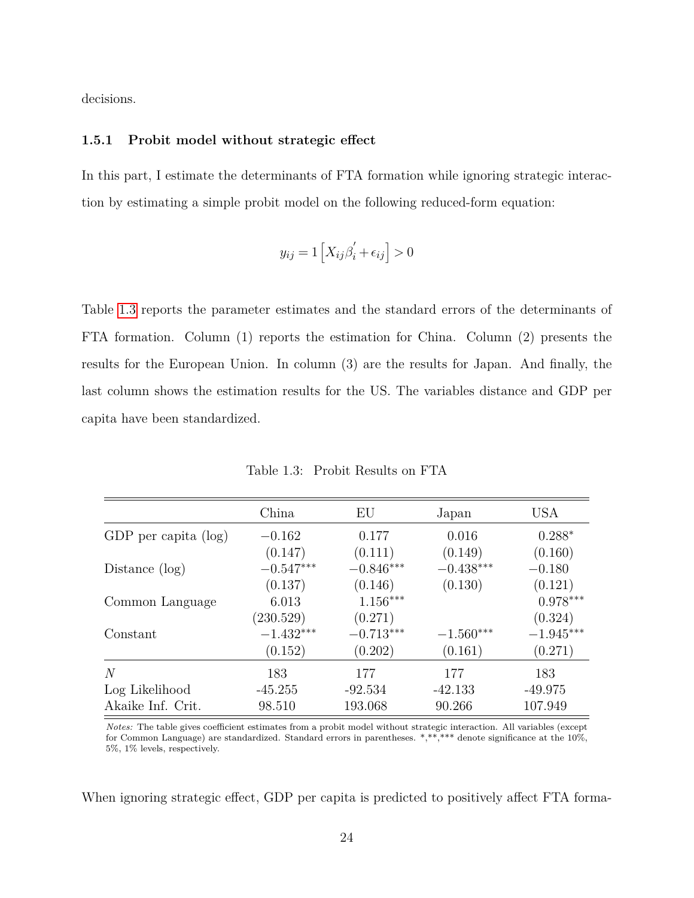decisions.

### 1.5.1 Probit model without strategic effect

In this part, I estimate the determinants of FTA formation while ignoring strategic interaction by estimating a simple probit model on the following reduced-form equation:

$$y_{ij} = 1\left[X_{ij}\beta_i^{'} + \epsilon_{ij}\right] > 0$$

Table 1.3 reports the parameter estimates and the standard errors of the determinants of FTA formation. Column (1) reports the estimation for China. Column (2) presents the results for the European Union. In column (3) are the results for Japan. And finally, the last column shows the estimation results for the US. The variables distance and GDP per capita have been standardized.

Table 1.3: Probit Results on FTA

| | China | EU | Japan | USA |
|---|---|---|---|---|
| GDP per capita (log) | $-0.162$ | $0.177$ | $0.016$ | $0.288^{*}$ |
| | (0.147) | (0.111) | (0.149) | (0.160) |
| Distance (log) | $-0.547^{***}$ | $-0.846^{***}$ | $-0.438^{***}$ | $-0.180$ |
| | (0.137) | (0.146) | (0.130) | (0.121) |
| Common Language | $6.013$ | $1.156^{***}$ | | $0.978^{***}$ |
| | (230.529) | (0.271) | | (0.324) |
| Constant | $-1.432^{***}$ | $-0.713^{***}$ | $-1.560^{***}$ | $-1.945^{***}$ |
| | (0.152) | (0.202) | (0.161) | (0.271) |
| $N$ | 183 | 177 | 177 | 183 |
| Log Likelihood | -45.255 | -92.534 | -42.133 | -49.975 |
| Akaike Inf. Crit. | 98.510 | 193.068 | 90.266 | 107.949 |

*Notes:* The table gives coefficient estimates from a probit model without strategic interaction. All variables (except for Common Language) are standardized. Standard errors in parentheses. *,**,*** denote significance at the 10%, 5%, 1% levels, respectively.

When ignoring strategic effect, GDP per capita is predicted to positively affect FTA forma-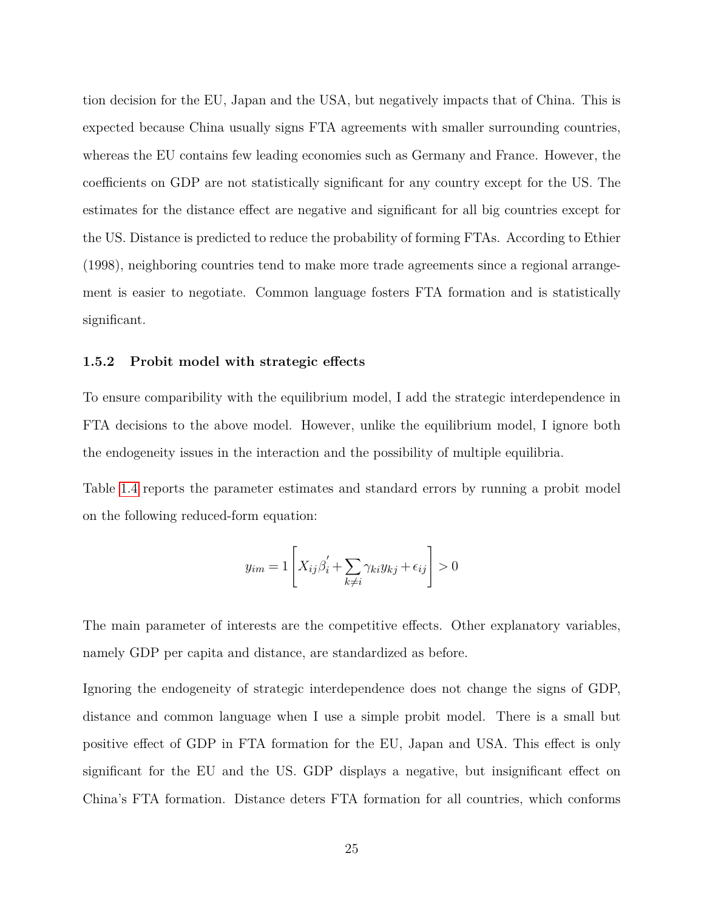tion decision for the EU, Japan and the USA, but negatively impacts that of China. This is expected because China usually signs FTA agreements with smaller surrounding countries, whereas the EU contains few leading economies such as Germany and France. However, the coefficients on GDP are not statistically significant for any country except for the US. The estimates for the distance effect are negative and significant for all big countries except for the US. Distance is predicted to reduce the probability of forming FTAs. According to Ethier (1998), neighboring countries tend to make more trade agreements since a regional arrangement is easier to negotiate. Common language fosters FTA formation and is statistically significant.

### 1.5.2 Probit model with strategic effects

To ensure comparibility with the equilibrium model, I add the strategic interdependence in FTA decisions to the above model. However, unlike the equilibrium model, I ignore both the endogeneity issues in the interaction and the possibility of multiple equilibria.

Table 1.4 reports the parameter estimates and standard errors by running a probit model on the following reduced-form equation:

$$y_{im} = 1\left[X_{ij}\beta_i^{'} + \sum_{k \neq i} \gamma_{ki} y_{kj} + \epsilon_{ij}\right] > 0$$

The main parameter of interests are the competitive effects. Other explanatory variables, namely GDP per capita and distance, are standardized as before.

Ignoring the endogeneity of strategic interdependence does not change the signs of GDP, distance and common language when I use a simple probit model. There is a small but positive effect of GDP in FTA formation for the EU, Japan and USA. This effect is only significant for the EU and the US. GDP displays a negative, but insignificant effect on China's FTA formation. Distance deters FTA formation for all countries, which conforms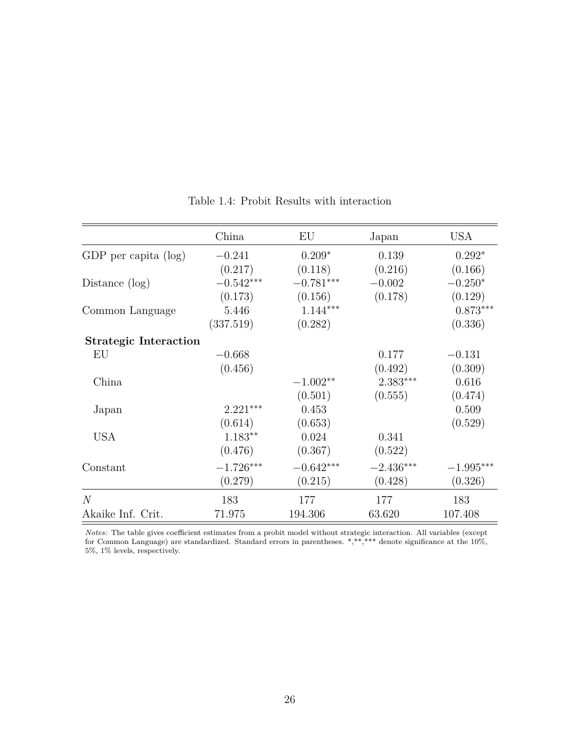Table 1.4: Probit Results with interaction

| | China | EU | Japan | USA |
|---|---|---|---|---|
| GDP per capita (log) | −0.241 | 0.209* | 0.139 | 0.292* |
| | (0.217) | (0.118) | (0.216) | (0.166) |
| Distance (log) | −0.542*** | −0.781*** | −0.002 | −0.250* |
| | (0.173) | (0.156) | (0.178) | (0.129) |
| Common Language | 5.446 | 1.144*** | | 0.873*** |
| | (337.519) | (0.282) | | (0.336) |
| **Strategic Interaction** | | | | |
| EU | −0.668 | | 0.177 | −0.131 |
| | (0.456) | | (0.492) | (0.309) |
| China | | −1.002** | 2.383*** | 0.616 |
| | | (0.501) | (0.555) | (0.474) |
| Japan | 2.221*** | 0.453 | | 0.509 |
| | (0.614) | (0.653) | | (0.529) |
| USA | 1.183** | 0.024 | 0.341 | |
| | (0.476) | (0.367) | (0.522) | |
| Constant | −1.726*** | −0.642*** | −2.436*** | −1.995*** |
| | (0.279) | (0.215) | (0.428) | (0.326) |
| $N$ | 183 | 177 | 177 | 183 |
| Akaike Inf. Crit. | 71.975 | 194.306 | 63.620 | 107.408 |

*Notes:* The table gives coefficient estimates from a probit model without strategic interaction. All variables (except for Common Language) are standardized. Standard errors in parentheses. *,**,*** denote significance at the 10%, 5%, 1% levels, respectively.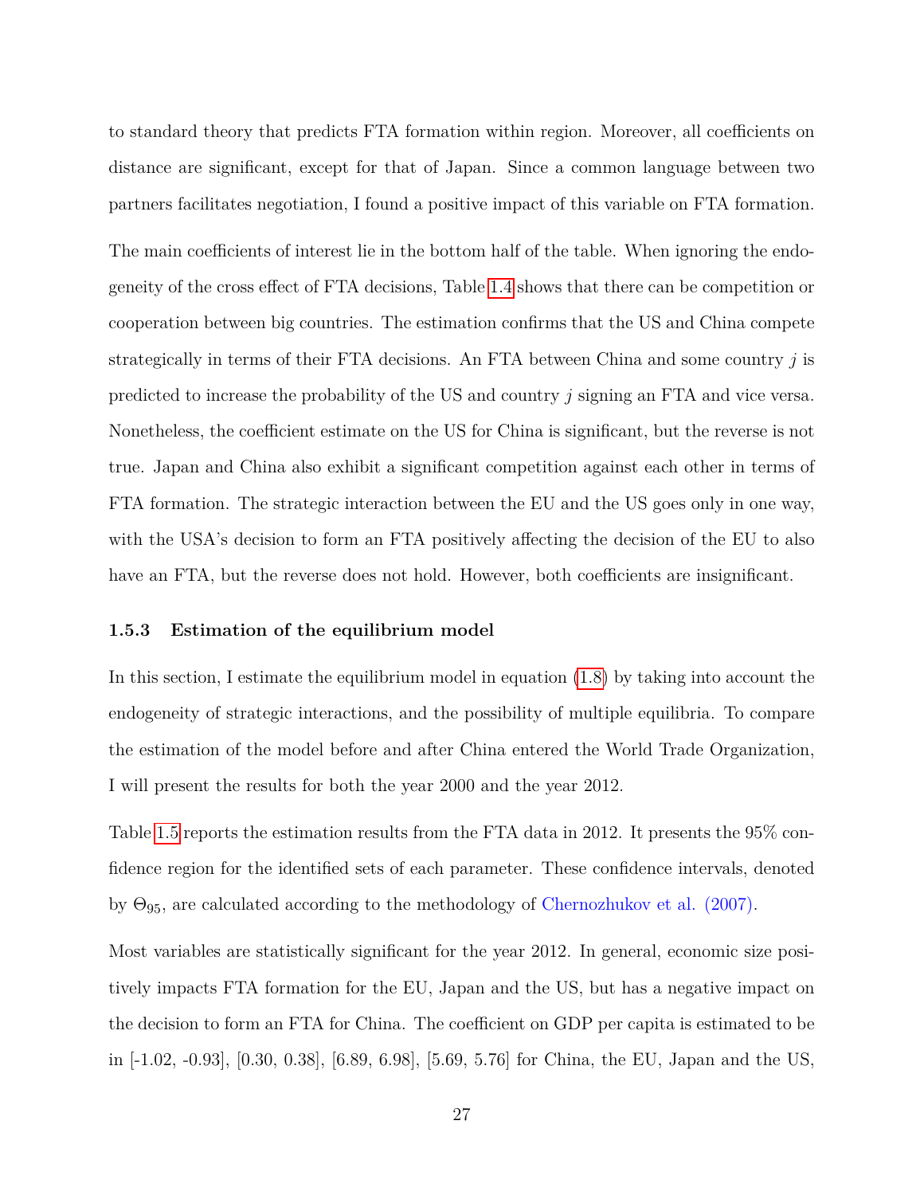to standard theory that predicts FTA formation within region. Moreover, all coefficients on distance are significant, except for that of Japan. Since a common language between two partners facilitates negotiation, I found a positive impact of this variable on FTA formation.

The main coefficients of interest lie in the bottom half of the table. When ignoring the endogeneity of the cross effect of FTA decisions, Table 1.4 shows that there can be competition or cooperation between big countries. The estimation confirms that the US and China compete strategically in terms of their FTA decisions. An FTA between China and some country $j$ is predicted to increase the probability of the US and country $j$ signing an FTA and vice versa. Nonetheless, the coefficient estimate on the US for China is significant, but the reverse is not true. Japan and China also exhibit a significant competition against each other in terms of FTA formation. The strategic interaction between the EU and the US goes only in one way, with the USA's decision to form an FTA positively affecting the decision of the EU to also have an FTA, but the reverse does not hold. However, both coefficients are insignificant.

### 1.5.3 Estimation of the equilibrium model

In this section, I estimate the equilibrium model in equation (1.8) by taking into account the endogeneity of strategic interactions, and the possibility of multiple equilibria. To compare the estimation of the model before and after China entered the World Trade Organization, I will present the results for both the year 2000 and the year 2012.

Table 1.5 reports the estimation results from the FTA data in 2012. It presents the 95% confidence region for the identified sets of each parameter. These confidence intervals, denoted by $\Theta_{95}$, are calculated according to the methodology of Chernozhukov et al. (2007).

Most variables are statistically significant for the year 2012. In general, economic size positively impacts FTA formation for the EU, Japan and the US, but has a negative impact on the decision to form an FTA for China. The coefficient on GDP per capita is estimated to be in [-1.02, -0.93], [0.30, 0.38], [6.89, 6.98], [5.69, 5.76] for China, the EU, Japan and the US,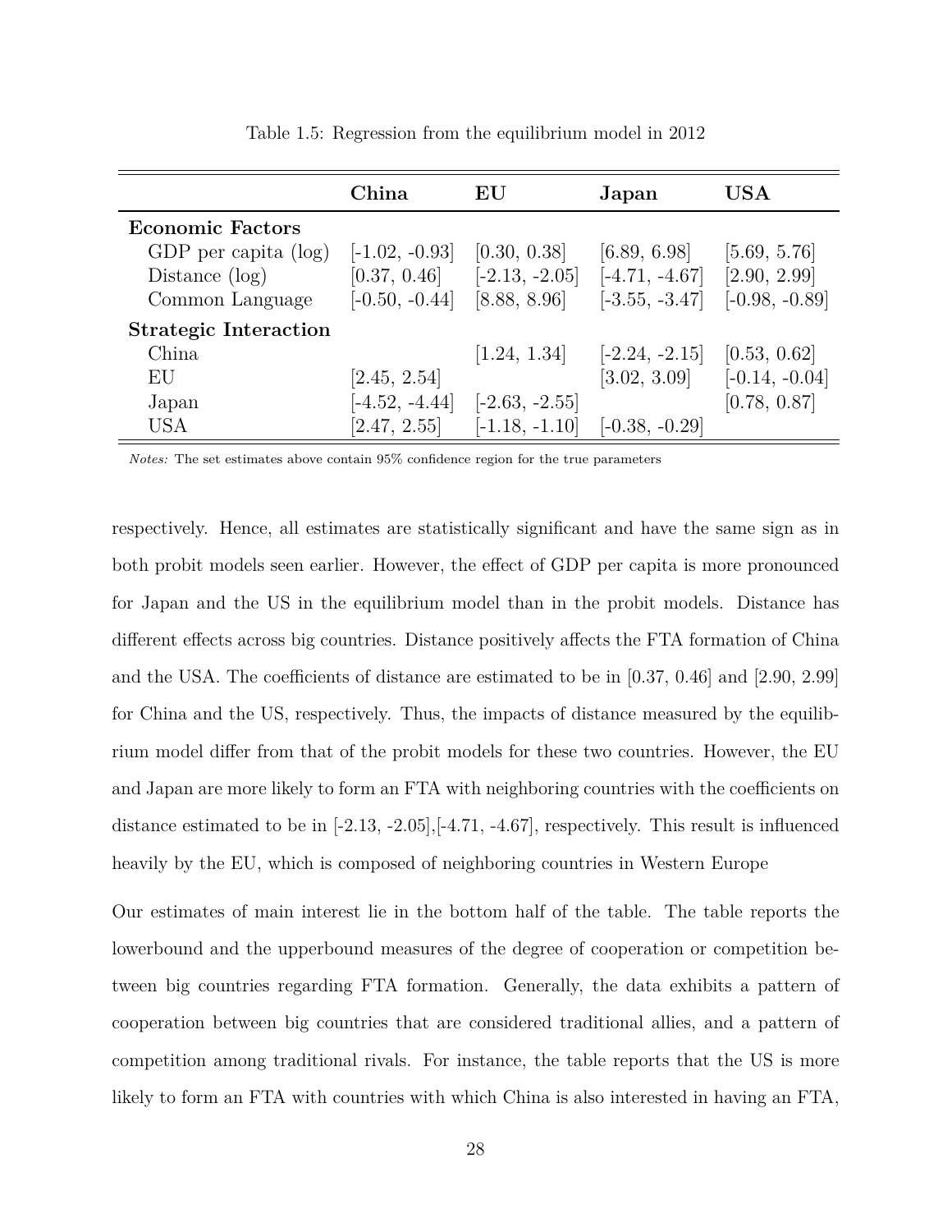Table 1.5: Regression from the equilibrium model in 2012

| | **China** | **EU** | **Japan** | **USA** |
|---|---|---|---|---|
| **Economic Factors** | | | | |
| GDP per capita (log) | [-1.02, -0.93] | [0.30, 0.38] | [6.89, 6.98] | [5.69, 5.76] |
| Distance (log) | [0.37, 0.46] | [-2.13, -2.05] | [-4.71, -4.67] | [2.90, 2.99] |
| Common Language | [-0.50, -0.44] | [8.88, 8.96] | [-3.55, -3.47] | [-0.98, -0.89] |
| **Strategic Interaction** | | | | |
| China | | [1.24, 1.34] | [-2.24, -2.15] | [0.53, 0.62] |
| EU | [2.45, 2.54] | | [3.02, 3.09] | [-0.14, -0.04] |
| Japan | [-4.52, -4.44] | [-2.63, -2.55] | | [0.78, 0.87] |
| USA | [2.47, 2.55] | [-1.18, -1.10] | [-0.38, -0.29] | |

*Notes:* The set estimates above contain 95% confidence region for the true parameters

respectively. Hence, all estimates are statistically significant and have the same sign as in both probit models seen earlier. However, the effect of GDP per capita is more pronounced for Japan and the US in the equilibrium model than in the probit models. Distance has different effects across big countries. Distance positively affects the FTA formation of China and the USA. The coefficients of distance are estimated to be in [0.37, 0.46] and [2.90, 2.99] for China and the US, respectively. Thus, the impacts of distance measured by the equilibrium model differ from that of the probit models for these two countries. However, the EU and Japan are more likely to form an FTA with neighboring countries with the coefficients on distance estimated to be in [-2.13, -2.05],[-4.71, -4.67], respectively. This result is influenced heavily by the EU, which is composed of neighboring countries in Western Europe

Our estimates of main interest lie in the bottom half of the table. The table reports the lowerbound and the upperbound measures of the degree of cooperation or competition between big countries regarding FTA formation. Generally, the data exhibits a pattern of cooperation between big countries that are considered traditional allies, and a pattern of competition among traditional rivals. For instance, the table reports that the US is more likely to form an FTA with countries with which China is also interested in having an FTA,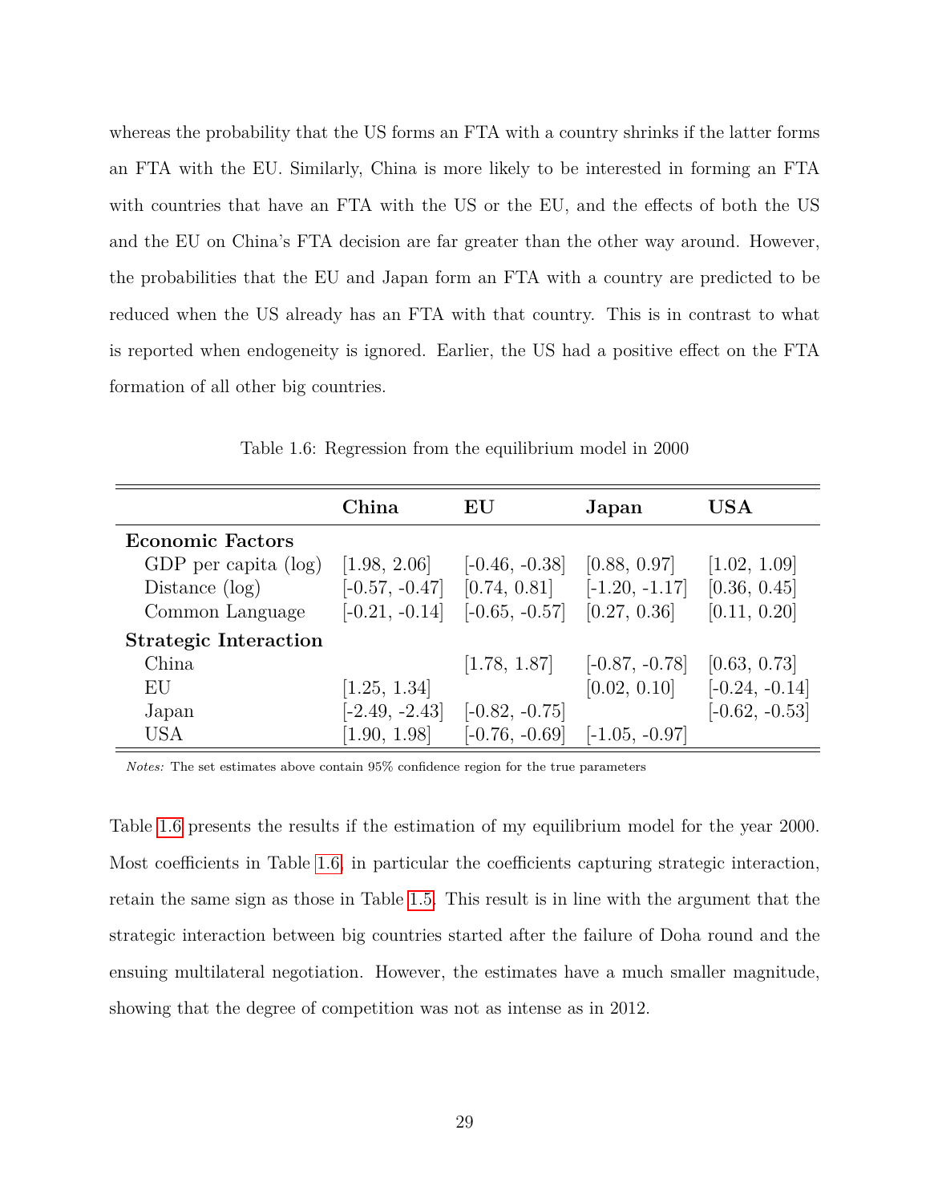whereas the probability that the US forms an FTA with a country shrinks if the latter forms an FTA with the EU. Similarly, China is more likely to be interested in forming an FTA with countries that have an FTA with the US or the EU, and the effects of both the US and the EU on China's FTA decision are far greater than the other way around. However, the probabilities that the EU and Japan form an FTA with a country are predicted to be reduced when the US already has an FTA with that country. This is in contrast to what is reported when endogeneity is ignored. Earlier, the US had a positive effect on the FTA formation of all other big countries.

Table 1.6: Regression from the equilibrium model in 2000

| | **China** | **EU** | **Japan** | **USA** |
|---|---|---|---|---|
| **Economic Factors** | | | | |
| GDP per capita (log) | [1.98, 2.06] | [-0.46, -0.38] | [0.88, 0.97] | [1.02, 1.09] |
| Distance (log) | [-0.57, -0.47] | [0.74, 0.81] | [-1.20, -1.17] | [0.36, 0.45] |
| Common Language | [-0.21, -0.14] | [-0.65, -0.57] | [0.27, 0.36] | [0.11, 0.20] |
| **Strategic Interaction** | | | | |
| China | | [1.78, 1.87] | [-0.87, -0.78] | [0.63, 0.73] |
| EU | [1.25, 1.34] | | [0.02, 0.10] | [-0.24, -0.14] |
| Japan | [-2.49, -2.43] | [-0.82, -0.75] | | [-0.62, -0.53] |
| USA | [1.90, 1.98] | [-0.76, -0.69] | [-1.05, -0.97] | |

*Notes:* The set estimates above contain 95% confidence region for the true parameters

Table 1.6 presents the results if the estimation of my equilibrium model for the year 2000. Most coefficients in Table 1.6, in particular the coefficients capturing strategic interaction, retain the same sign as those in Table 1.5. This result is in line with the argument that the strategic interaction between big countries started after the failure of Doha round and the ensuing multilateral negotiation. However, the estimates have a much smaller magnitude, showing that the degree of competition was not as intense as in 2012.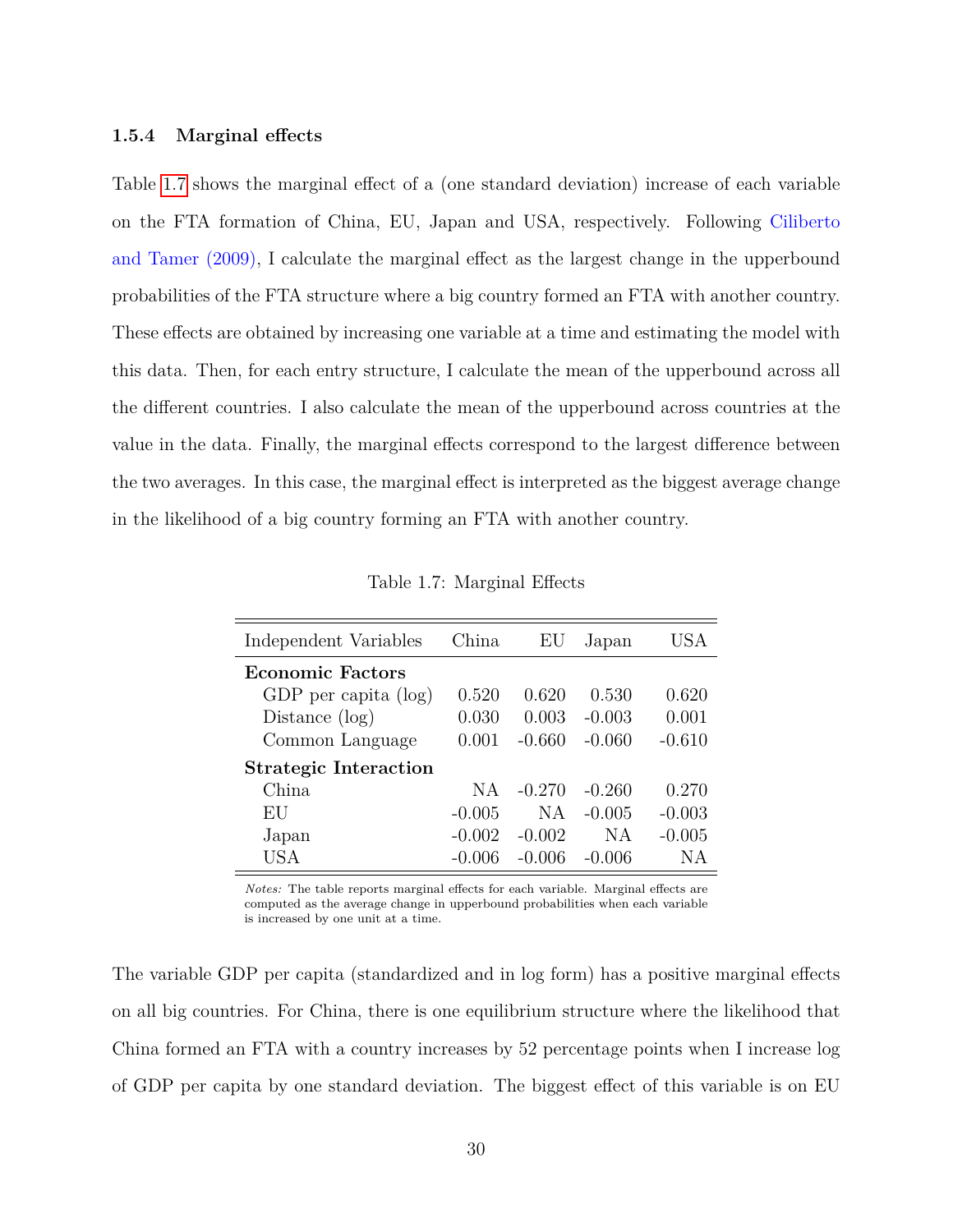### 1.5.4 Marginal effects

Table 1.7 shows the marginal effect of a (one standard deviation) increase of each variable on the FTA formation of China, EU, Japan and USA, respectively. Following Ciliberto and Tamer (2009), I calculate the marginal effect as the largest change in the upperbound probabilities of the FTA structure where a big country formed an FTA with another country. These effects are obtained by increasing one variable at a time and estimating the model with this data. Then, for each entry structure, I calculate the mean of the upperbound across all the different countries. I also calculate the mean of the upperbound across countries at the value in the data. Finally, the marginal effects correspond to the largest difference between the two averages. In this case, the marginal effect is interpreted as the biggest average change in the likelihood of a big country forming an FTA with another country.

Table 1.7: Marginal Effects

| Independent Variables | China | EU | Japan | USA |
|---|---|---|---|---|
| **Economic Factors** | | | | |
| GDP per capita (log) | 0.520 | 0.620 | 0.530 | 0.620 |
| Distance (log) | 0.030 | 0.003 | -0.003 | 0.001 |
| Common Language | 0.001 | -0.660 | -0.060 | -0.610 |
| **Strategic Interaction** | | | | |
| China | NA | -0.270 | -0.260 | 0.270 |
| EU | -0.005 | NA | -0.005 | -0.003 |
| Japan | -0.002 | -0.002 | NA | -0.005 |
| USA | -0.006 | -0.006 | -0.006 | NA |

*Notes:* The table reports marginal effects for each variable. Marginal effects are computed as the average change in upperbound probabilities when each variable is increased by one unit at a time.

The variable GDP per capita (standardized and in log form) has a positive marginal effects on all big countries. For China, there is one equilibrium structure where the likelihood that China formed an FTA with a country increases by 52 percentage points when I increase log of GDP per capita by one standard deviation. The biggest effect of this variable is on EU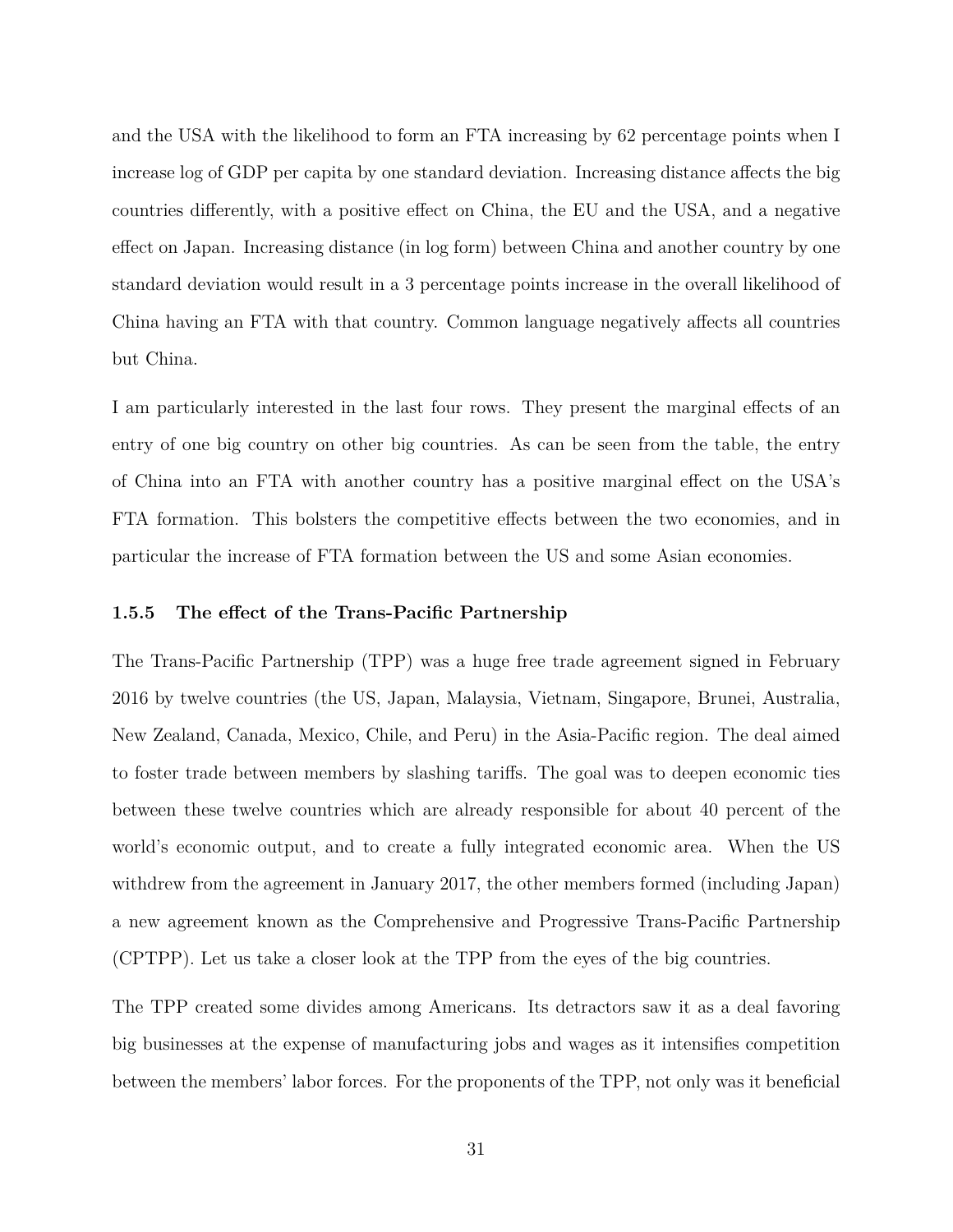and the USA with the likelihood to form an FTA increasing by 62 percentage points when I increase log of GDP per capita by one standard deviation. Increasing distance affects the big countries differently, with a positive effect on China, the EU and the USA, and a negative effect on Japan. Increasing distance (in log form) between China and another country by one standard deviation would result in a 3 percentage points increase in the overall likelihood of China having an FTA with that country. Common language negatively affects all countries but China.

I am particularly interested in the last four rows. They present the marginal effects of an entry of one big country on other big countries. As can be seen from the table, the entry of China into an FTA with another country has a positive marginal effect on the USA's FTA formation. This bolsters the competitive effects between the two economies, and in particular the increase of FTA formation between the US and some Asian economies.

### 1.5.5 The effect of the Trans-Pacific Partnership

The Trans-Pacific Partnership (TPP) was a huge free trade agreement signed in February 2016 by twelve countries (the US, Japan, Malaysia, Vietnam, Singapore, Brunei, Australia, New Zealand, Canada, Mexico, Chile, and Peru) in the Asia-Pacific region. The deal aimed to foster trade between members by slashing tariffs. The goal was to deepen economic ties between these twelve countries which are already responsible for about 40 percent of the world's economic output, and to create a fully integrated economic area. When the US withdrew from the agreement in January 2017, the other members formed (including Japan) a new agreement known as the Comprehensive and Progressive Trans-Pacific Partnership (CPTPP). Let us take a closer look at the TPP from the eyes of the big countries.

The TPP created some divides among Americans. Its detractors saw it as a deal favoring big businesses at the expense of manufacturing jobs and wages as it intensifies competition between the members' labor forces. For the proponents of the TPP, not only was it beneficial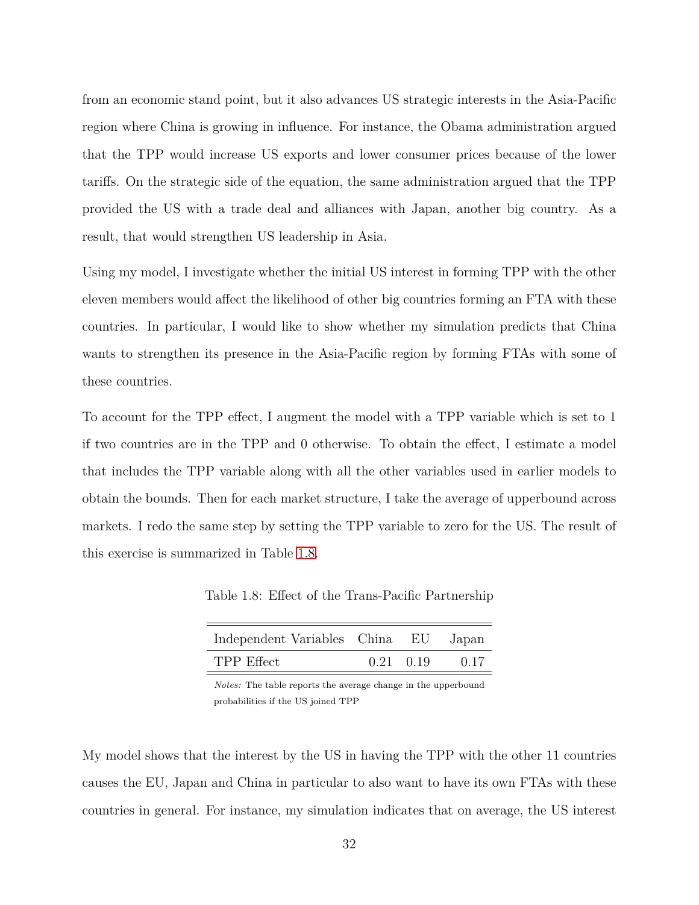from an economic stand point, but it also advances US strategic interests in the Asia-Pacific region where China is growing in influence. For instance, the Obama administration argued that the TPP would increase US exports and lower consumer prices because of the lower tariffs. On the strategic side of the equation, the same administration argued that the TPP provided the US with a trade deal and alliances with Japan, another big country. As a result, that would strengthen US leadership in Asia.

Using my model, I investigate whether the initial US interest in forming TPP with the other eleven members would affect the likelihood of other big countries forming an FTA with these countries. In particular, I would like to show whether my simulation predicts that China wants to strengthen its presence in the Asia-Pacific region by forming FTAs with some of these countries.

To account for the TPP effect, I augment the model with a TPP variable which is set to 1 if two countries are in the TPP and 0 otherwise. To obtain the effect, I estimate a model that includes the TPP variable along with all the other variables used in earlier models to obtain the bounds. Then for each market structure, I take the average of upperbound across markets. I redo the same step by setting the TPP variable to zero for the US. The result of this exercise is summarized in Table 1.8.

Table 1.8: Effect of the Trans-Pacific Partnership

| Independent Variables | China | EU | Japan |
|---|---|---|---|
| TPP Effect | 0.21 | 0.19 | 0.17 |

*Notes:* The table reports the average change in the upperbound probabilities if the US joined TPP

My model shows that the interest by the US in having the TPP with the other 11 countries causes the EU, Japan and China in particular to also want to have its own FTAs with these countries in general. For instance, my simulation indicates that on average, the US interest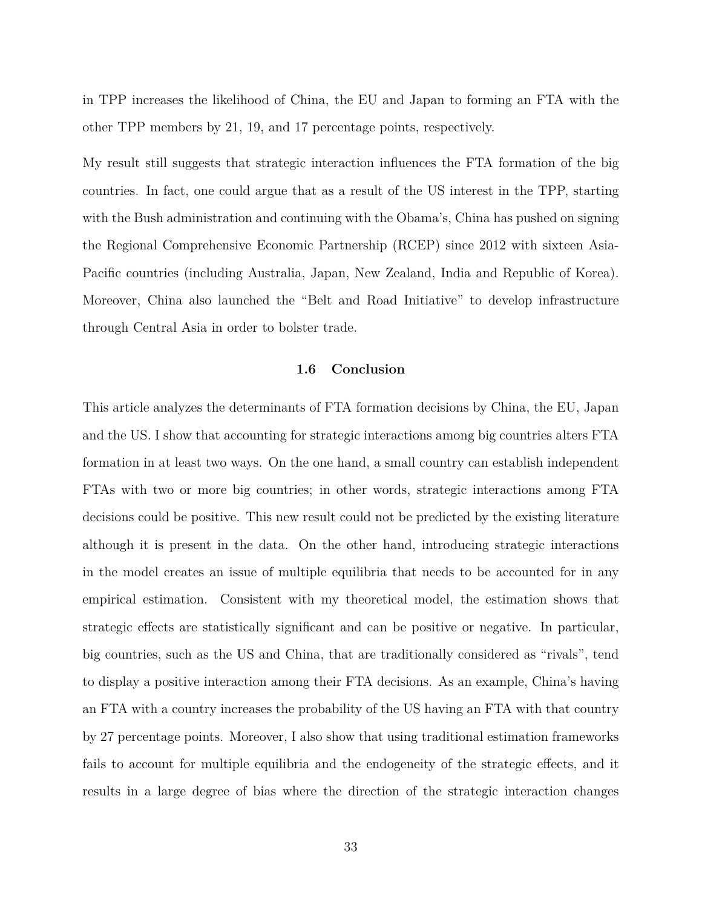in TPP increases the likelihood of China, the EU and Japan to forming an FTA with the other TPP members by 21, 19, and 17 percentage points, respectively.

My result still suggests that strategic interaction influences the FTA formation of the big countries. In fact, one could argue that as a result of the US interest in the TPP, starting with the Bush administration and continuing with the Obama's, China has pushed on signing the Regional Comprehensive Economic Partnership (RCEP) since 2012 with sixteen Asia-Pacific countries (including Australia, Japan, New Zealand, India and Republic of Korea). Moreover, China also launched the "Belt and Road Initiative" to develop infrastructure through Central Asia in order to bolster trade.

### 1.6 Conclusion

This article analyzes the determinants of FTA formation decisions by China, the EU, Japan and the US. I show that accounting for strategic interactions among big countries alters FTA formation in at least two ways. On the one hand, a small country can establish independent FTAs with two or more big countries; in other words, strategic interactions among FTA decisions could be positive. This new result could not be predicted by the existing literature although it is present in the data. On the other hand, introducing strategic interactions in the model creates an issue of multiple equilibria that needs to be accounted for in any empirical estimation. Consistent with my theoretical model, the estimation shows that strategic effects are statistically significant and can be positive or negative. In particular, big countries, such as the US and China, that are traditionally considered as "rivals", tend to display a positive interaction among their FTA decisions. As an example, China's having an FTA with a country increases the probability of the US having an FTA with that country by 27 percentage points. Moreover, I also show that using traditional estimation frameworks fails to account for multiple equilibria and the endogeneity of the strategic effects, and it results in a large degree of bias where the direction of the strategic interaction changes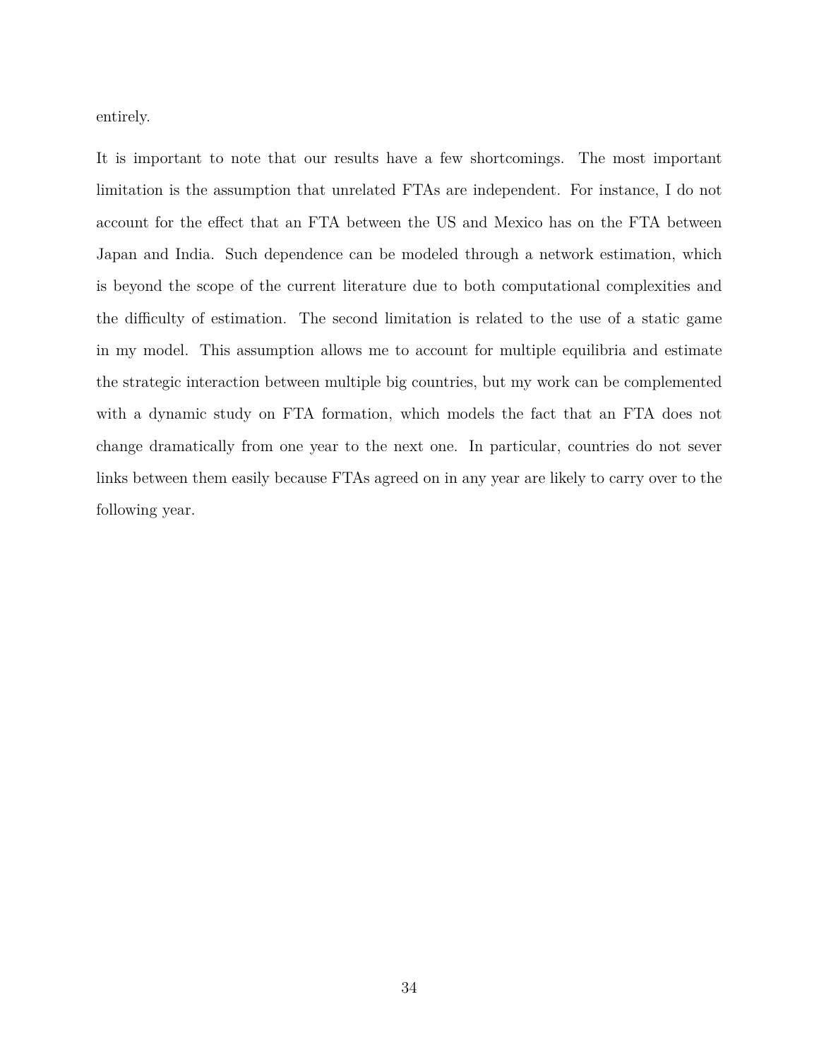entirely.

It is important to note that our results have a few shortcomings. The most important limitation is the assumption that unrelated FTAs are independent. For instance, I do not account for the effect that an FTA between the US and Mexico has on the FTA between Japan and India. Such dependence can be modeled through a network estimation, which is beyond the scope of the current literature due to both computational complexities and the difficulty of estimation. The second limitation is related to the use of a static game in my model. This assumption allows me to account for multiple equilibria and estimate the strategic interaction between multiple big countries, but my work can be complemented with a dynamic study on FTA formation, which models the fact that an FTA does not change dramatically from one year to the next one. In particular, countries do not sever links between them easily because FTAs agreed on in any year are likely to carry over to the following year.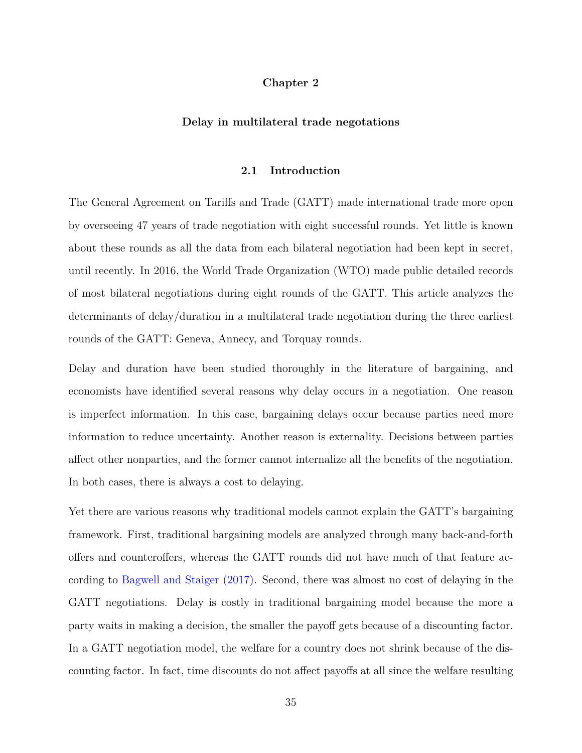# Chapter 2

## Delay in multilateral trade negotations

### 2.1 Introduction

The General Agreement on Tariffs and Trade (GATT) made international trade more open by overseeing 47 years of trade negotiation with eight successful rounds. Yet little is known about these rounds as all the data from each bilateral negotiation had been kept in secret, until recently. In 2016, the World Trade Organization (WTO) made public detailed records of most bilateral negotiations during eight rounds of the GATT. This article analyzes the determinants of delay/duration in a multilateral trade negotiation during the three earliest rounds of the GATT: Geneva, Annecy, and Torquay rounds.

Delay and duration have been studied thoroughly in the literature of bargaining, and economists have identified several reasons why delay occurs in a negotiation. One reason is imperfect information. In this case, bargaining delays occur because parties need more information to reduce uncertainty. Another reason is externality. Decisions between parties affect other nonparties, and the former cannot internalize all the benefits of the negotiation. In both cases, there is always a cost to delaying.

Yet there are various reasons why traditional models cannot explain the GATT's bargaining framework. First, traditional bargaining models are analyzed through many back-and-forth offers and counteroffers, whereas the GATT rounds did not have much of that feature according to Bagwell and Staiger (2017). Second, there was almost no cost of delaying in the GATT negotiations. Delay is costly in traditional bargaining model because the more a party waits in making a decision, the smaller the payoff gets because of a discounting factor. In a GATT negotiation model, the welfare for a country does not shrink because of the discounting factor. In fact, time discounts do not affect payoffs at all since the welfare resulting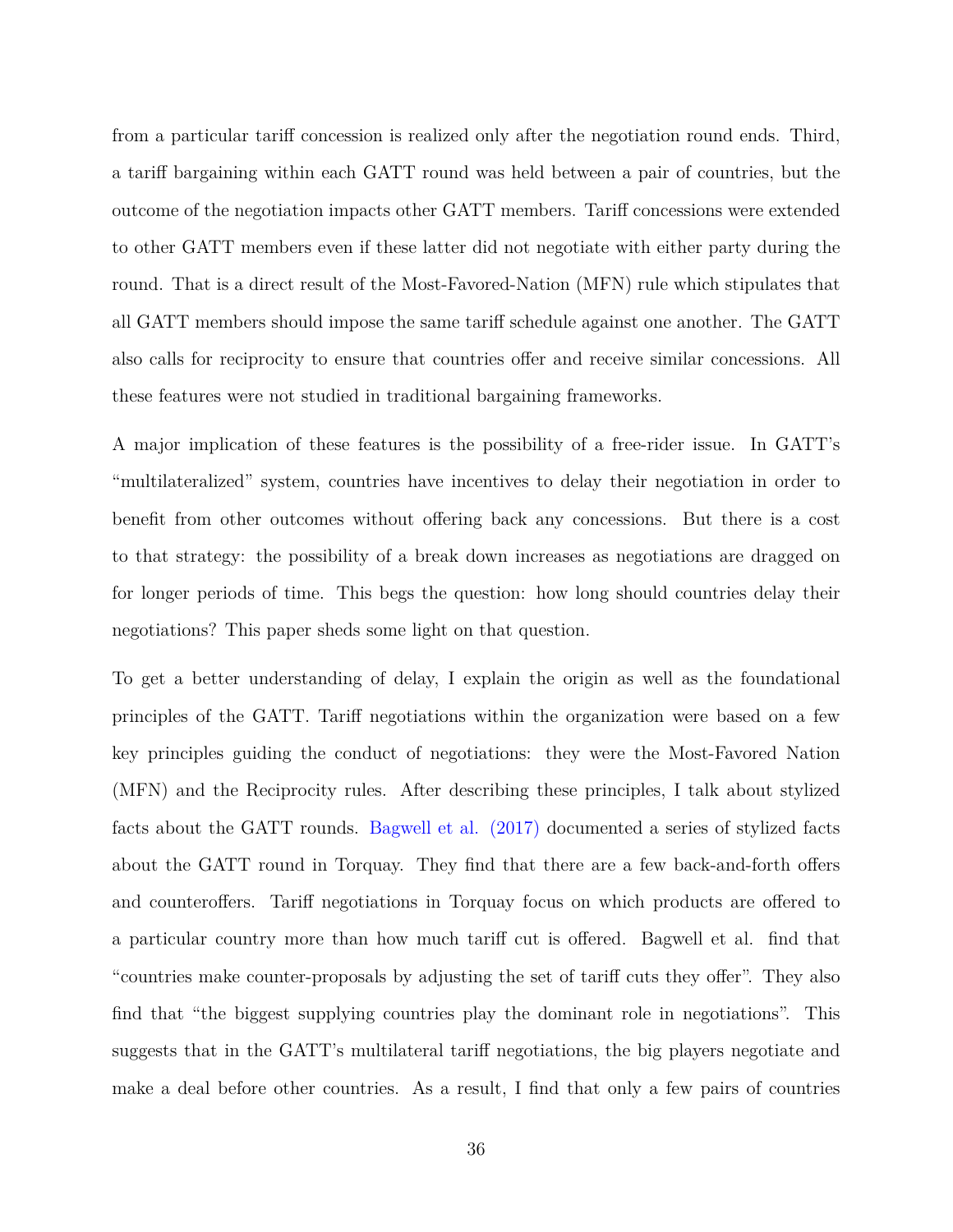from a particular tariff concession is realized only after the negotiation round ends. Third, a tariff bargaining within each GATT round was held between a pair of countries, but the outcome of the negotiation impacts other GATT members. Tariff concessions were extended to other GATT members even if these latter did not negotiate with either party during the round. That is a direct result of the Most-Favored-Nation (MFN) rule which stipulates that all GATT members should impose the same tariff schedule against one another. The GATT also calls for reciprocity to ensure that countries offer and receive similar concessions. All these features were not studied in traditional bargaining frameworks.

A major implication of these features is the possibility of a free-rider issue. In GATT's "multilateralized" system, countries have incentives to delay their negotiation in order to benefit from other outcomes without offering back any concessions. But there is a cost to that strategy: the possibility of a break down increases as negotiations are dragged on for longer periods of time. This begs the question: how long should countries delay their negotiations? This paper sheds some light on that question.

To get a better understanding of delay, I explain the origin as well as the foundational principles of the GATT. Tariff negotiations within the organization were based on a few key principles guiding the conduct of negotiations: they were the Most-Favored Nation (MFN) and the Reciprocity rules. After describing these principles, I talk about stylized facts about the GATT rounds. Bagwell et al. (2017) documented a series of stylized facts about the GATT round in Torquay. They find that there are a few back-and-forth offers and counteroffers. Tariff negotiations in Torquay focus on which products are offered to a particular country more than how much tariff cut is offered. Bagwell et al. find that "countries make counter-proposals by adjusting the set of tariff cuts they offer". They also find that "the biggest supplying countries play the dominant role in negotiations". This suggests that in the GATT's multilateral tariff negotiations, the big players negotiate and make a deal before other countries. As a result, I find that only a few pairs of countries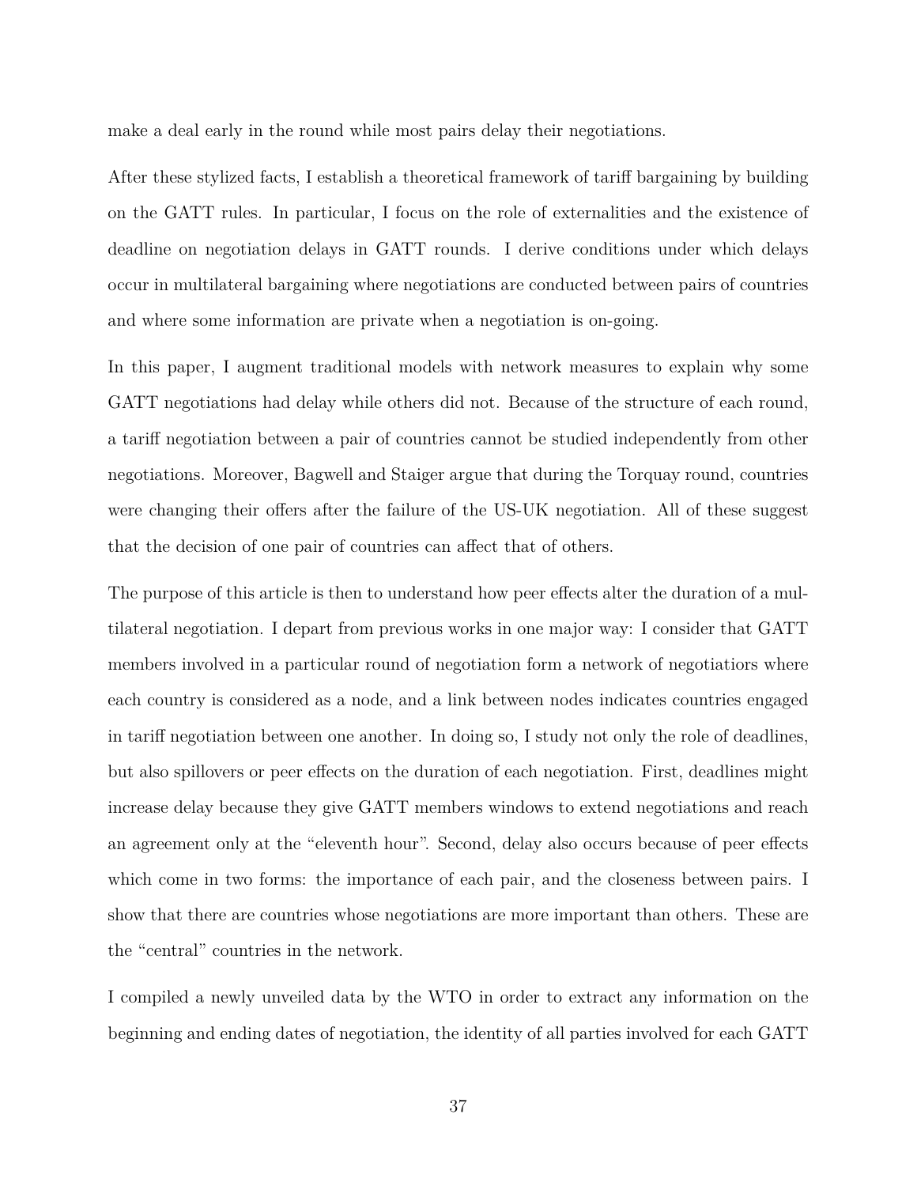make a deal early in the round while most pairs delay their negotiations.

After these stylized facts, I establish a theoretical framework of tariff bargaining by building on the GATT rules. In particular, I focus on the role of externalities and the existence of deadline on negotiation delays in GATT rounds. I derive conditions under which delays occur in multilateral bargaining where negotiations are conducted between pairs of countries and where some information are private when a negotiation is on-going.

In this paper, I augment traditional models with network measures to explain why some GATT negotiations had delay while others did not. Because of the structure of each round, a tariff negotiation between a pair of countries cannot be studied independently from other negotiations. Moreover, Bagwell and Staiger argue that during the Torquay round, countries were changing their offers after the failure of the US-UK negotiation. All of these suggest that the decision of one pair of countries can affect that of others.

The purpose of this article is then to understand how peer effects alter the duration of a multilateral negotiation. I depart from previous works in one major way: I consider that GATT members involved in a particular round of negotiation form a network of negotiatiors where each country is considered as a node, and a link between nodes indicates countries engaged in tariff negotiation between one another. In doing so, I study not only the role of deadlines, but also spillovers or peer effects on the duration of each negotiation. First, deadlines might increase delay because they give GATT members windows to extend negotiations and reach an agreement only at the "eleventh hour". Second, delay also occurs because of peer effects which come in two forms: the importance of each pair, and the closeness between pairs. I show that there are countries whose negotiations are more important than others. These are the "central" countries in the network.

I compiled a newly unveiled data by the WTO in order to extract any information on the beginning and ending dates of negotiation, the identity of all parties involved for each GATT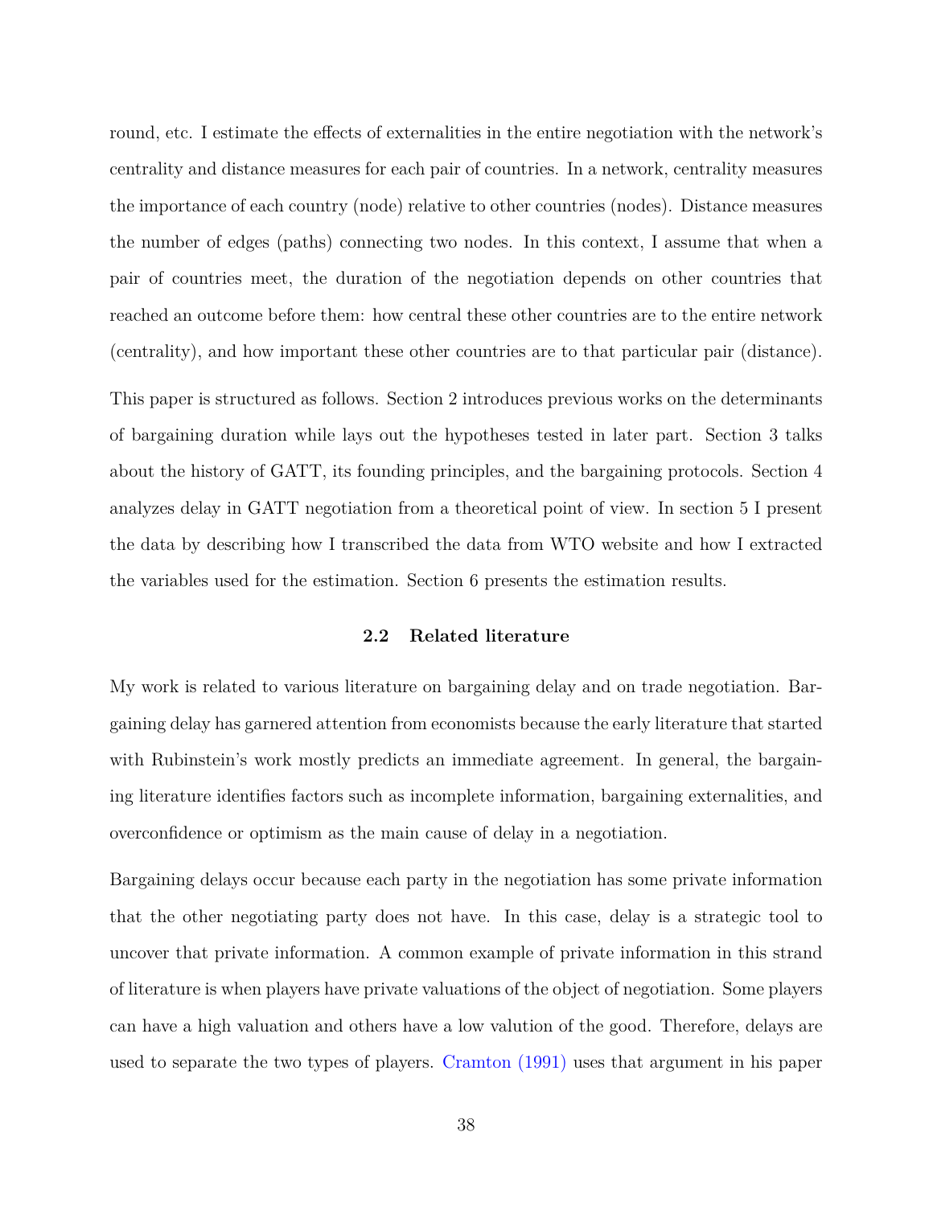round, etc. I estimate the effects of externalities in the entire negotiation with the network's centrality and distance measures for each pair of countries. In a network, centrality measures the importance of each country (node) relative to other countries (nodes). Distance measures the number of edges (paths) connecting two nodes. In this context, I assume that when a pair of countries meet, the duration of the negotiation depends on other countries that reached an outcome before them: how central these other countries are to the entire network (centrality), and how important these other countries are to that particular pair (distance).

This paper is structured as follows. Section 2 introduces previous works on the determinants of bargaining duration while lays out the hypotheses tested in later part. Section 3 talks about the history of GATT, its founding principles, and the bargaining protocols. Section 4 analyzes delay in GATT negotiation from a theoretical point of view. In section 5 I present the data by describing how I transcribed the data from WTO website and how I extracted the variables used for the estimation. Section 6 presents the estimation results.

### 2.2 Related literature

My work is related to various literature on bargaining delay and on trade negotiation. Bargaining delay has garnered attention from economists because the early literature that started with Rubinstein's work mostly predicts an immediate agreement. In general, the bargaining literature identifies factors such as incomplete information, bargaining externalities, and overconfidence or optimism as the main cause of delay in a negotiation.

Bargaining delays occur because each party in the negotiation has some private information that the other negotiating party does not have. In this case, delay is a strategic tool to uncover that private information. A common example of private information in this strand of literature is when players have private valuations of the object of negotiation. Some players can have a high valuation and others have a low valution of the good. Therefore, delays are used to separate the two types of players. Cramton (1991) uses that argument in his paper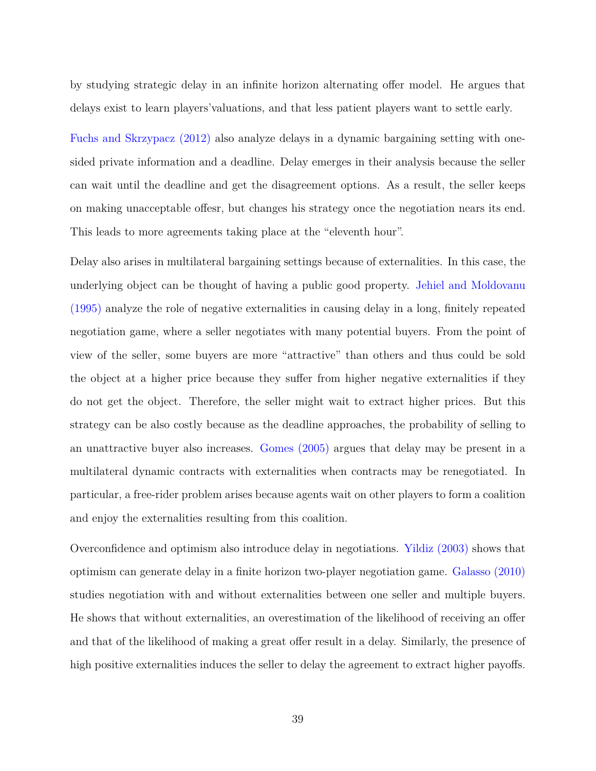by studying strategic delay in an infinite horizon alternating offer model. He argues that delays exist to learn players'valuations, and that less patient players want to settle early.

Fuchs and Skrzypacz (2012) also analyze delays in a dynamic bargaining setting with one-sided private information and a deadline. Delay emerges in their analysis because the seller can wait until the deadline and get the disagreement options. As a result, the seller keeps on making unacceptable offesr, but changes his strategy once the negotiation nears its end. This leads to more agreements taking place at the "eleventh hour".

Delay also arises in multilateral bargaining settings because of externalities. In this case, the underlying object can be thought of having a public good property. Jehiel and Moldovanu (1995) analyze the role of negative externalities in causing delay in a long, finitely repeated negotiation game, where a seller negotiates with many potential buyers. From the point of view of the seller, some buyers are more "attractive" than others and thus could be sold the object at a higher price because they suffer from higher negative externalities if they do not get the object. Therefore, the seller might wait to extract higher prices. But this strategy can be also costly because as the deadline approaches, the probability of selling to an unattractive buyer also increases. Gomes (2005) argues that delay may be present in a multilateral dynamic contracts with externalities when contracts may be renegotiated. In particular, a free-rider problem arises because agents wait on other players to form a coalition and enjoy the externalities resulting from this coalition.

Overconfidence and optimism also introduce delay in negotiations. Yildiz (2003) shows that optimism can generate delay in a finite horizon two-player negotiation game. Galasso (2010) studies negotiation with and without externalities between one seller and multiple buyers. He shows that without externalities, an overestimation of the likelihood of receiving an offer and that of the likelihood of making a great offer result in a delay. Similarly, the presence of high positive externalities induces the seller to delay the agreement to extract higher payoffs.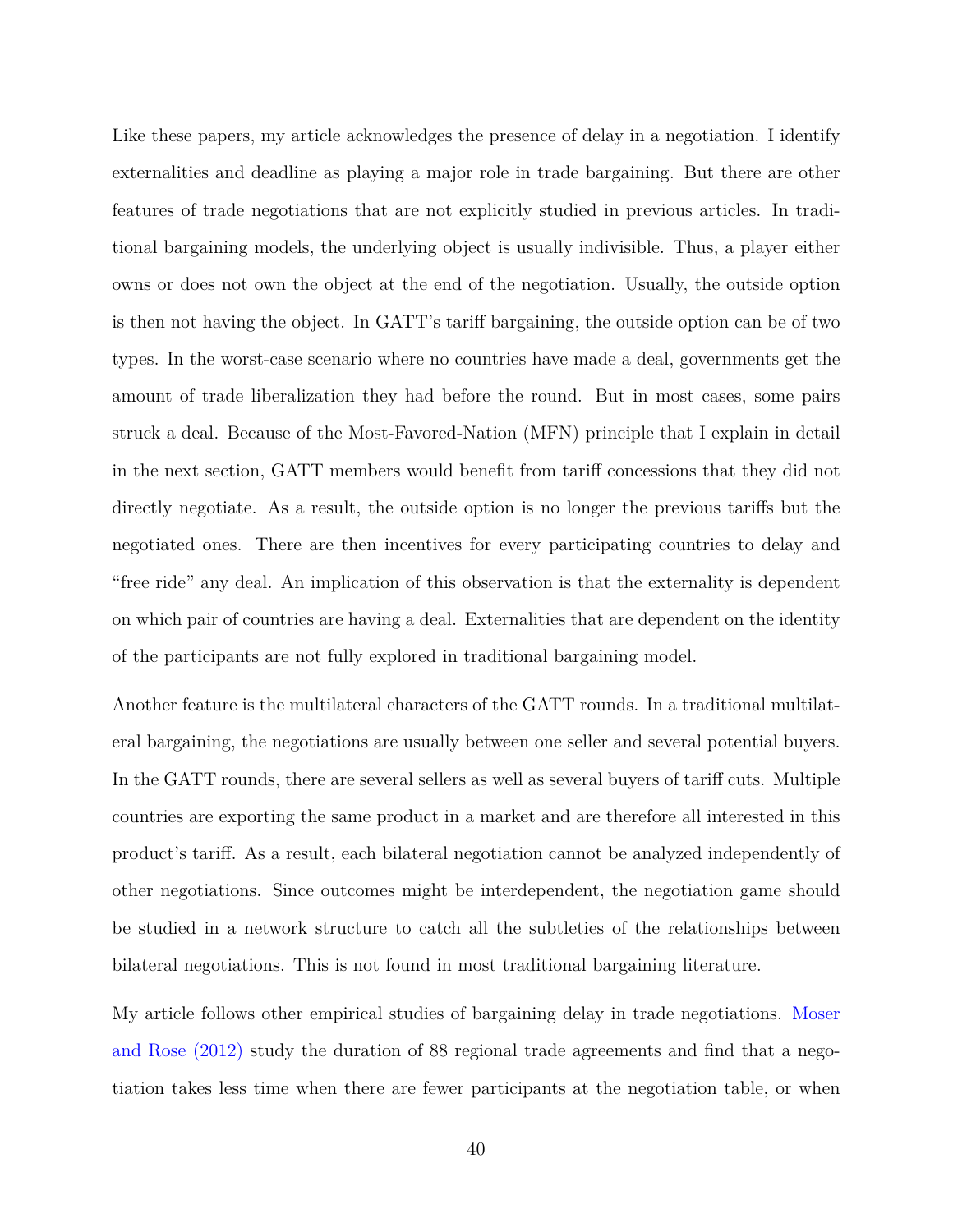Like these papers, my article acknowledges the presence of delay in a negotiation. I identify externalities and deadline as playing a major role in trade bargaining. But there are other features of trade negotiations that are not explicitly studied in previous articles. In traditional bargaining models, the underlying object is usually indivisible. Thus, a player either owns or does not own the object at the end of the negotiation. Usually, the outside option is then not having the object. In GATT's tariff bargaining, the outside option can be of two types. In the worst-case scenario where no countries have made a deal, governments get the amount of trade liberalization they had before the round. But in most cases, some pairs struck a deal. Because of the Most-Favored-Nation (MFN) principle that I explain in detail in the next section, GATT members would benefit from tariff concessions that they did not directly negotiate. As a result, the outside option is no longer the previous tariffs but the negotiated ones. There are then incentives for every participating countries to delay and "free ride" any deal. An implication of this observation is that the externality is dependent on which pair of countries are having a deal. Externalities that are dependent on the identity of the participants are not fully explored in traditional bargaining model.

Another feature is the multilateral characters of the GATT rounds. In a traditional multilateral bargaining, the negotiations are usually between one seller and several potential buyers. In the GATT rounds, there are several sellers as well as several buyers of tariff cuts. Multiple countries are exporting the same product in a market and are therefore all interested in this product's tariff. As a result, each bilateral negotiation cannot be analyzed independently of other negotiations. Since outcomes might be interdependent, the negotiation game should be studied in a network structure to catch all the subtleties of the relationships between bilateral negotiations. This is not found in most traditional bargaining literature.

My article follows other empirical studies of bargaining delay in trade negotiations. Moser and Rose (2012) study the duration of 88 regional trade agreements and find that a negotiation takes less time when there are fewer participants at the negotiation table, or when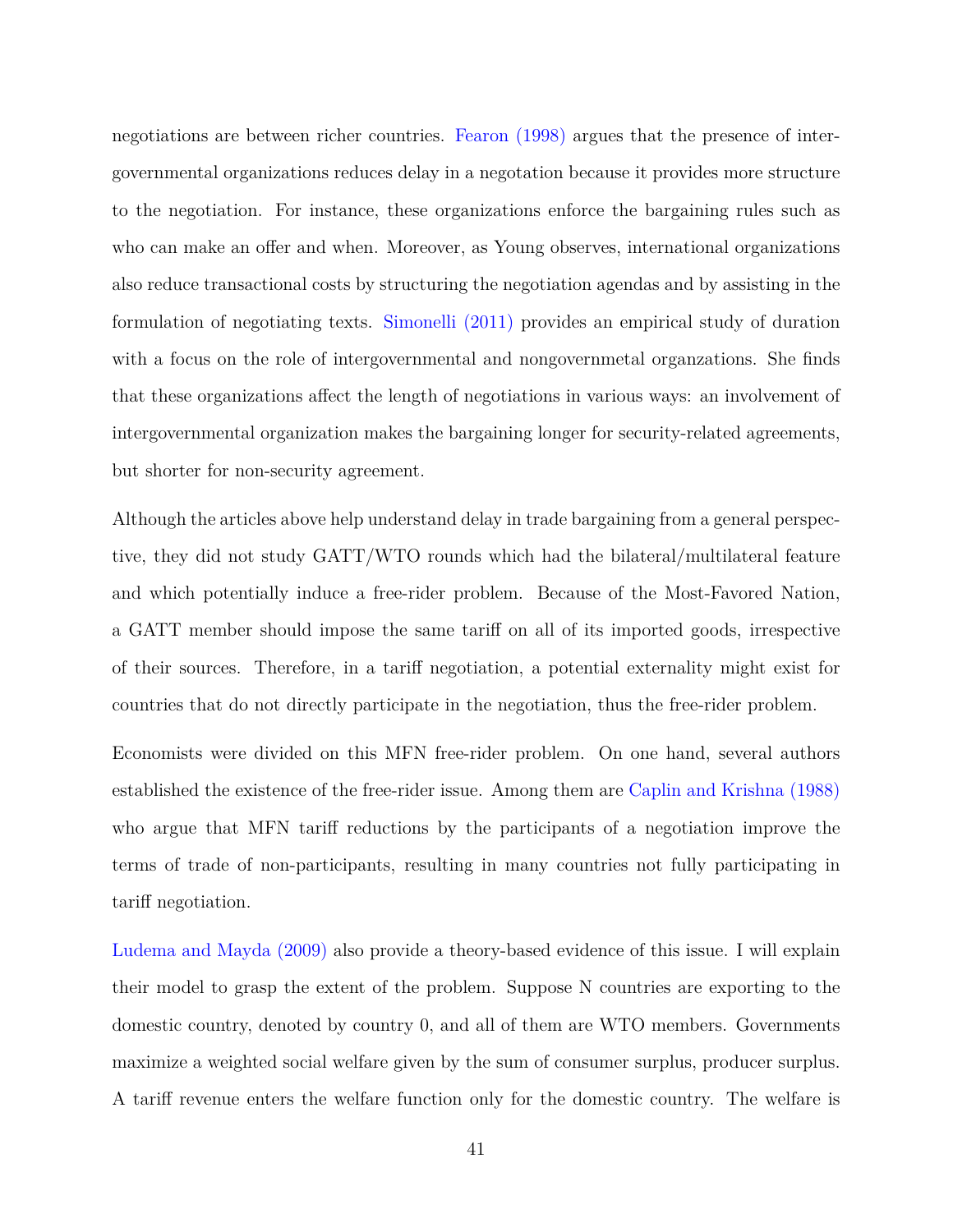negotiations are between richer countries. Fearon (1998) argues that the presence of intergovernmental organizations reduces delay in a negotiation because it provides more structure to the negotiation. For instance, these organizations enforce the bargaining rules such as who can make an offer and when. Moreover, as Young observes, international organizations also reduce transactional costs by structuring the negotiation agendas and by assisting in the formulation of negotiating texts. Simonelli (2011) provides an empirical study of duration with a focus on the role of intergovernmental and nongovernmetal organzations. She finds that these organizations affect the length of negotiations in various ways: an involvement of intergovernmental organization makes the bargaining longer for security-related agreements, but shorter for non-security agreement.

Although the articles above help understand delay in trade bargaining from a general perspective, they did not study GATT/WTO rounds which had the bilateral/multilateral feature and which potentially induce a free-rider problem. Because of the Most-Favored Nation, a GATT member should impose the same tariff on all of its imported goods, irrespective of their sources. Therefore, in a tariff negotiation, a potential externality might exist for countries that do not directly participate in the negotiation, thus the free-rider problem.

Economists were divided on this MFN free-rider problem. On one hand, several authors established the existence of the free-rider issue. Among them are Caplin and Krishna (1988) who argue that MFN tariff reductions by the participants of a negotiation improve the terms of trade of non-participants, resulting in many countries not fully participating in tariff negotiation.

Ludema and Mayda (2009) also provide a theory-based evidence of this issue. I will explain their model to grasp the extent of the problem. Suppose N countries are exporting to the domestic country, denoted by country 0, and all of them are WTO members. Governments maximize a weighted social welfare given by the sum of consumer surplus, producer surplus. A tariff revenue enters the welfare function only for the domestic country. The welfare is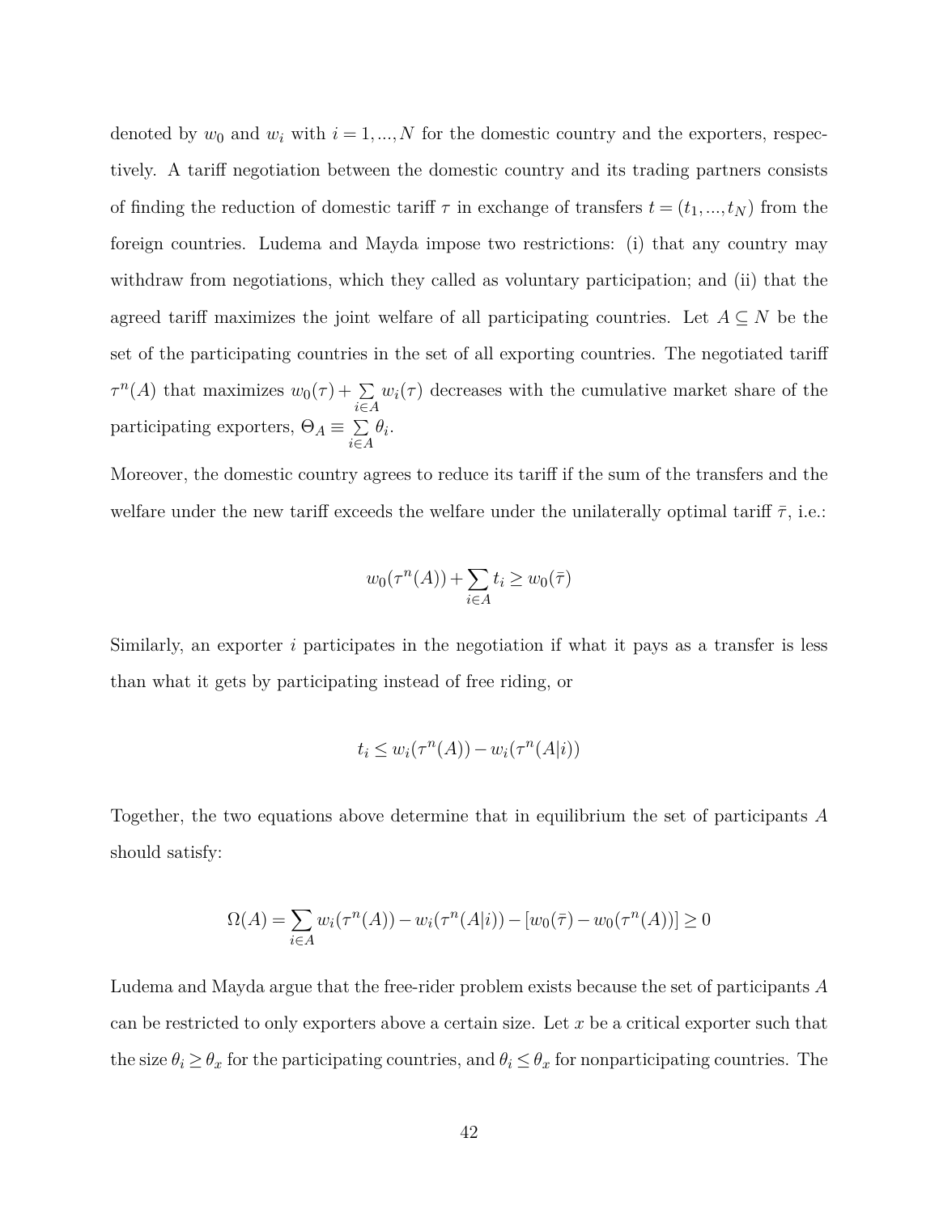denoted by $w_0$ and $w_i$ with $i = 1, ..., N$ for the domestic country and the exporters, respectively. A tariff negotiation between the domestic country and its trading partners consists of finding the reduction of domestic tariff $\tau$ in exchange of transfers $t = (t_1, ..., t_N)$ from the foreign countries. Ludema and Mayda impose two restrictions: (i) that any country may withdraw from negotiations, which they called as voluntary participation; and (ii) that the agreed tariff maximizes the joint welfare of all participating countries. Let $A \subseteq N$ be the set of the participating countries in the set of all exporting countries. The negotiated tariff $\tau^n(A)$ that maximizes $w_0(\tau) + \sum_{i \in A} w_i(\tau)$ decreases with the cumulative market share of the participating exporters, $\Theta_A \equiv \sum_{i \in A} \theta_i$.

Moreover, the domestic country agrees to reduce its tariff if the sum of the transfers and the welfare under the new tariff exceeds the welfare under the unilaterally optimal tariff $\bar{\tau}$, i.e.:

$$w_0(\tau^n(A)) + \sum_{i \in A} t_i \geq w_0(\bar{\tau})$$

Similarly, an exporter $i$ participates in the negotiation if what it pays as a transfer is less than what it gets by participating instead of free riding, or

$$t_i \leq w_i(\tau^n(A)) - w_i(\tau^n(A|i))$$

Together, the two equations above determine that in equilibrium the set of participants $A$ should satisfy:

$$\Omega(A) = \sum_{i \in A} w_i(\tau^n(A)) - w_i(\tau^n(A|i)) - [w_0(\bar{\tau}) - w_0(\tau^n(A))] \geq 0$$

Ludema and Mayda argue that the free-rider problem exists because the set of participants $A$ can be restricted to only exporters above a certain size. Let $x$ be a critical exporter such that the size $\theta_i \geq \theta_x$ for the participating countries, and $\theta_i \leq \theta_x$ for nonparticipating countries. The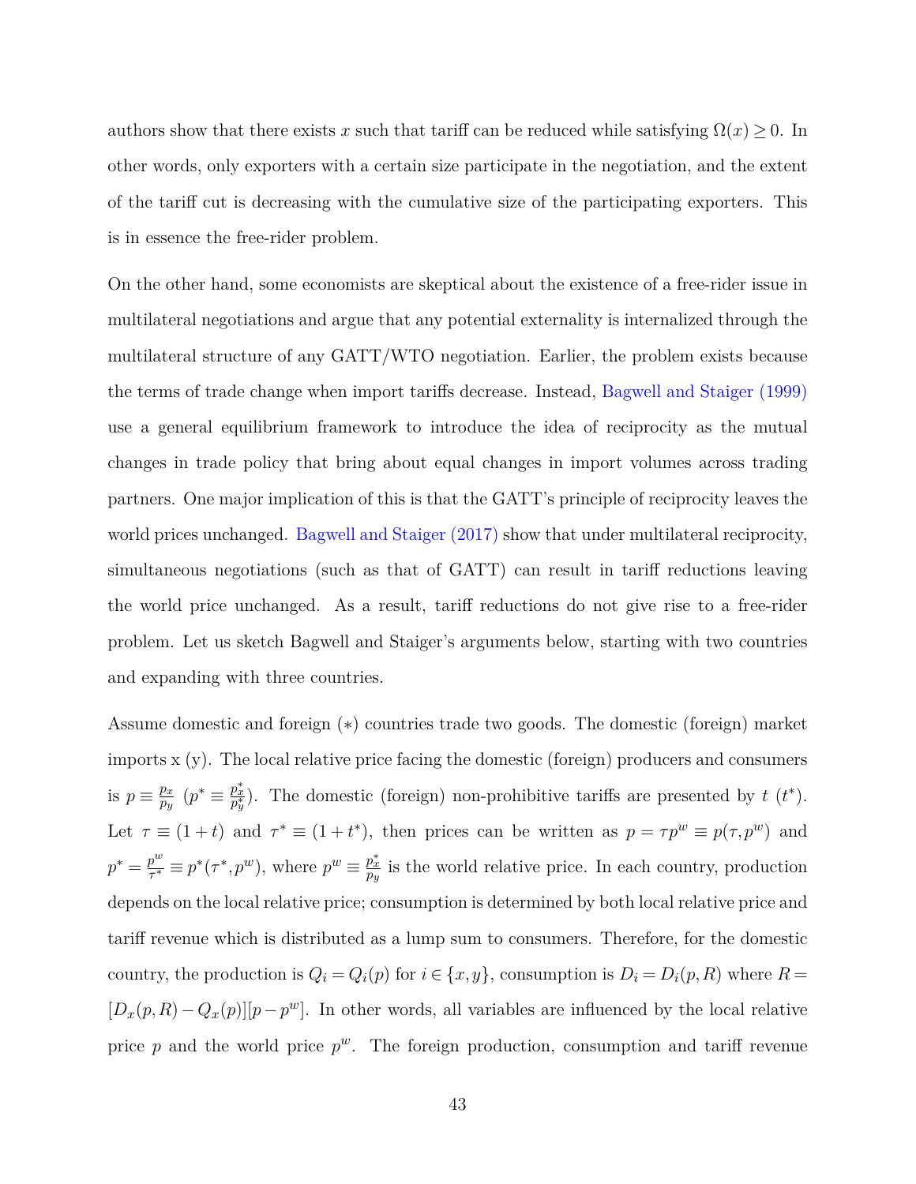authors show that there exists $x$ such that tariff can be reduced while satisfying $\Omega(x) \geq 0$. In other words, only exporters with a certain size participate in the negotiation, and the extent of the tariff cut is decreasing with the cumulative size of the participating exporters. This is in essence the free-rider problem.

On the other hand, some economists are skeptical about the existence of a free-rider issue in multilateral negotiations and argue that any potential externality is internalized through the multilateral structure of any GATT/WTO negotiation. Earlier, the problem exists because the terms of trade change when import tariffs decrease. Instead, Bagwell and Staiger (1999) use a general equilibrium framework to introduce the idea of reciprocity as the mutual changes in trade policy that bring about equal changes in import volumes across trading partners. One major implication of this is that the GATT's principle of reciprocity leaves the world prices unchanged. Bagwell and Staiger (2017) show that under multilateral reciprocity, simultaneous negotiations (such as that of GATT) can result in tariff reductions leaving the world price unchanged. As a result, tariff reductions do not give rise to a free-rider problem. Let us sketch Bagwell and Staiger's arguments below, starting with two countries and expanding with three countries.

Assume domestic and foreign ($*$) countries trade two goods. The domestic (foreign) market imports x (y). The local relative price facing the domestic (foreign) producers and consumers is $p \equiv \frac{p_x}{p_y}$ ($p^* \equiv \frac{p_x^*}{p_y^*}$). The domestic (foreign) non-prohibitive tariffs are presented by $t$ ($t^*$). Let $\tau \equiv (1+t)$ and $\tau^* \equiv (1+t^*)$, then prices can be written as $p = \tau p^w \equiv p(\tau, p^w)$ and $p^* = \frac{p^w}{\tau^*} \equiv p^*(\tau^*, p^w)$, where $p^w \equiv \frac{p_x^*}{p_y}$ is the world relative price. In each country, production depends on the local relative price; consumption is determined by both local relative price and tariff revenue which is distributed as a lump sum to consumers. Therefore, for the domestic country, the production is $Q_i = Q_i(p)$ for $i \in \{x, y\}$, consumption is $D_i = D_i(p, R)$ where $R = [D_x(p, R) - Q_x(p)][p - p^w]$. In other words, all variables are influenced by the local relative price $p$ and the world price $p^w$. The foreign production, consumption and tariff revenue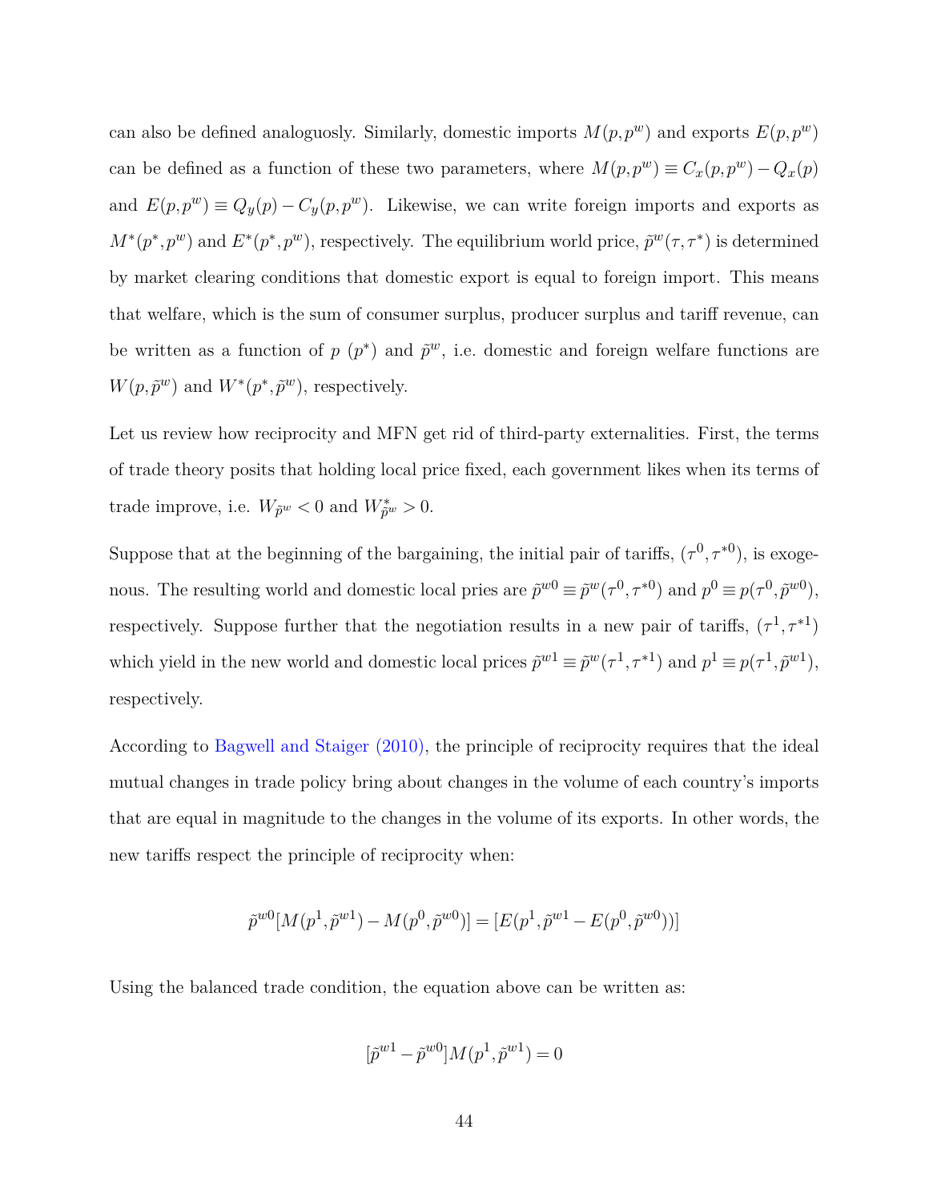can also be defined analoguosly. Similarly, domestic imports $M(p, p^w)$ and exports $E(p, p^w)$ can be defined as a function of these two parameters, where $M(p, p^w) \equiv C_x(p, p^w) - Q_x(p)$ and $E(p, p^w) \equiv Q_y(p) - C_y(p, p^w)$. Likewise, we can write foreign imports and exports as $M^*(p^*, p^w)$ and $E^*(p^*, p^w)$, respectively. The equilibrium world price, $\tilde{p}^w(\tau, \tau^*)$ is determined by market clearing conditions that domestic export is equal to foreign import. This means that welfare, which is the sum of consumer surplus, producer surplus and tariff revenue, can be written as a function of $p$ ($p^*$) and $\tilde{p}^w$, i.e. domestic and foreign welfare functions are $W(p, \tilde{p}^w)$ and $W^*(p^*, \tilde{p}^w)$, respectively.

Let us review how reciprocity and MFN get rid of third-party externalities. First, the terms of trade theory posits that holding local price fixed, each government likes when its terms of trade improve, i.e. $W_{\tilde{p}^w} < 0$ and $W^*_{\tilde{p}^w} > 0$.

Suppose that at the beginning of the bargaining, the initial pair of tariffs, $(\tau^0, \tau^{*0})$, is exogenous. The resulting world and domestic local pries are $\tilde{p}^{w0} \equiv \tilde{p}^w(\tau^0, \tau^{*0})$ and $p^0 \equiv p(\tau^0, \tilde{p}^{w0})$, respectively. Suppose further that the negotiation results in a new pair of tariffs, $(\tau^1, \tau^{*1})$ which yield in the new world and domestic local prices $\tilde{p}^{w1} \equiv \tilde{p}^w(\tau^1, \tau^{*1})$ and $p^1 \equiv p(\tau^1, \tilde{p}^{w1})$, respectively.

According to Bagwell and Staiger (2010), the principle of reciprocity requires that the ideal mutual changes in trade policy bring about changes in the volume of each country's imports that are equal in magnitude to the changes in the volume of its exports. In other words, the new tariffs respect the principle of reciprocity when:

$$\tilde{p}^{w0}[M(p^1, \tilde{p}^{w1}) - M(p^0, \tilde{p}^{w0})] = [E(p^1, \tilde{p}^{w1} - E(p^0, \tilde{p}^{w0}))]$$

Using the balanced trade condition, the equation above can be written as:

$$[\tilde{p}^{w1} - \tilde{p}^{w0}]M(p^1, \tilde{p}^{w1}) = 0$$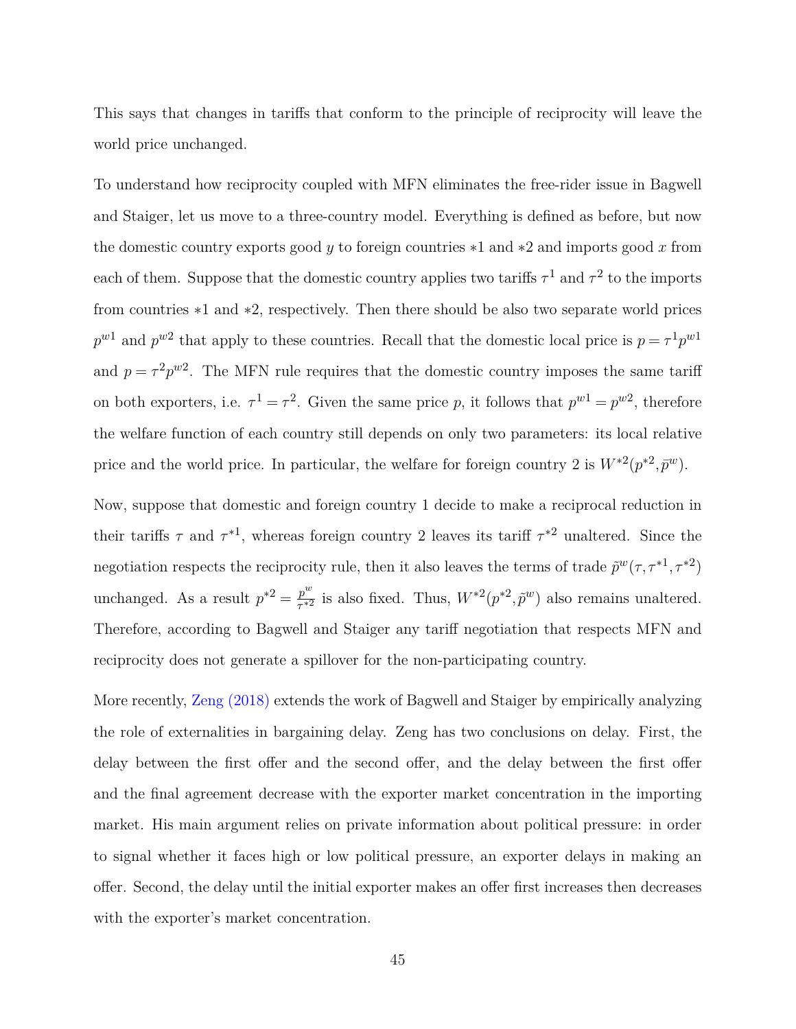This says that changes in tariffs that conform to the principle of reciprocity will leave the world price unchanged.

To understand how reciprocity coupled with MFN eliminates the free-rider issue in Bagwell and Staiger, let us move to a three-country model. Everything is defined as before, but now the domestic country exports good $y$ to foreign countries $*1$ and $*2$ and imports good $x$ from each of them. Suppose that the domestic country applies two tariffs $\tau^1$ and $\tau^2$ to the imports from countries $*1$ and $*2$, respectively. Then there should be also two separate world prices $p^{w1}$ and $p^{w2}$ that apply to these countries. Recall that the domestic local price is $p = \tau^1 p^{w1}$ and $p = \tau^2 p^{w2}$. The MFN rule requires that the domestic country imposes the same tariff on both exporters, i.e. $\tau^1 = \tau^2$. Given the same price $p$, it follows that $p^{w1} = p^{w2}$, therefore the welfare function of each country still depends on only two parameters: its local relative price and the world price. In particular, the welfare for foreign country 2 is $W^{*2}(p^{*2}, \bar{p}^w)$.

Now, suppose that domestic and foreign country 1 decide to make a reciprocal reduction in their tariffs $\tau$ and $\tau^{*1}$, whereas foreign country 2 leaves its tariff $\tau^{*2}$ unaltered. Since the negotiation respects the reciprocity rule, then it also leaves the terms of trade $\tilde{p}^w(\tau, \tau^{*1}, \tau^{*2})$ unchanged. As a result $p^{*2} = \frac{p^w}{\tau^{*2}}$ is also fixed. Thus, $W^{*2}(p^{*2}, \tilde{p}^w)$ also remains unaltered. Therefore, according to Bagwell and Staiger any tariff negotiation that respects MFN and reciprocity does not generate a spillover for the non-participating country.

More recently, Zeng (2018) extends the work of Bagwell and Staiger by empirically analyzing the role of externalities in bargaining delay. Zeng has two conclusions on delay. First, the delay between the first offer and the second offer, and the delay between the first offer and the final agreement decrease with the exporter market concentration in the importing market. His main argument relies on private information about political pressure: in order to signal whether it faces high or low political pressure, an exporter delays in making an offer. Second, the delay until the initial exporter makes an offer first increases then decreases with the exporter's market concentration.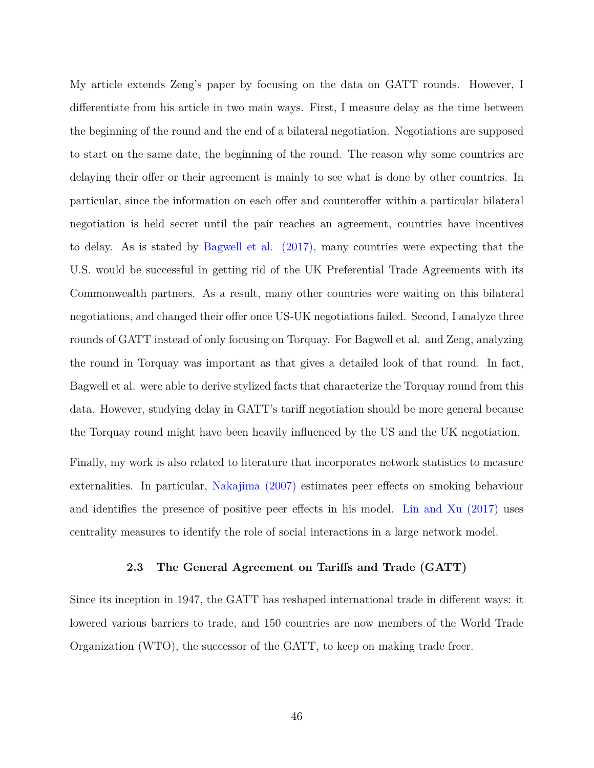My article extends Zeng's paper by focusing on the data on GATT rounds. However, I differentiate from his article in two main ways. First, I measure delay as the time between the beginning of the round and the end of a bilateral negotiation. Negotiations are supposed to start on the same date, the beginning of the round. The reason why some countries are delaying their offer or their agreement is mainly to see what is done by other countries. In particular, since the information on each offer and counteroffer within a particular bilateral negotiation is held secret until the pair reaches an agreement, countries have incentives to delay. As is stated by Bagwell et al. (2017), many countries were expecting that the U.S. would be successful in getting rid of the UK Preferential Trade Agreements with its Commonwealth partners. As a result, many other countries were waiting on this bilateral negotiations, and changed their offer once US-UK negotiations failed. Second, I analyze three rounds of GATT instead of only focusing on Torquay. For Bagwell et al. and Zeng, analyzing the round in Torquay was important as that gives a detailed look of that round. In fact, Bagwell et al. were able to derive stylized facts that characterize the Torquay round from this data. However, studying delay in GATT's tariff negotiation should be more general because the Torquay round might have been heavily influenced by the US and the UK negotiation.

Finally, my work is also related to literature that incorporates network statistics to measure externalities. In particular, Nakajima (2007) estimates peer effects on smoking behaviour and identifies the presence of positive peer effects in his model. Lin and Xu (2017) uses centrality measures to identify the role of social interactions in a large network model.

### 2.3 The General Agreement on Tariffs and Trade (GATT)

Since its inception in 1947, the GATT has reshaped international trade in different ways: it lowered various barriers to trade, and 150 countries are now members of the World Trade Organization (WTO), the successor of the GATT, to keep on making trade freer.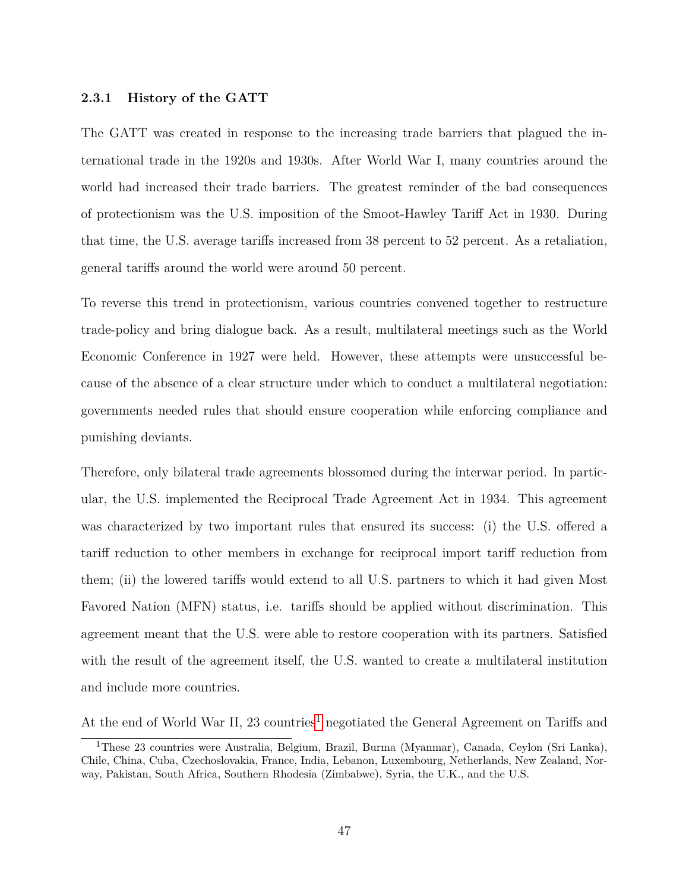### 2.3.1 History of the GATT

The GATT was created in response to the increasing trade barriers that plagued the international trade in the 1920s and 1930s. After World War I, many countries around the world had increased their trade barriers. The greatest reminder of the bad consequences of protectionism was the U.S. imposition of the Smoot-Hawley Tariff Act in 1930. During that time, the U.S. average tariffs increased from 38 percent to 52 percent. As a retaliation, general tariffs around the world were around 50 percent.

To reverse this trend in protectionism, various countries convened together to restructure trade-policy and bring dialogue back. As a result, multilateral meetings such as the World Economic Conference in 1927 were held. However, these attempts were unsuccessful because of the absence of a clear structure under which to conduct a multilateral negotiation: governments needed rules that should ensure cooperation while enforcing compliance and punishing deviants.

Therefore, only bilateral trade agreements blossomed during the interwar period. In particular, the U.S. implemented the Reciprocal Trade Agreement Act in 1934. This agreement was characterized by two important rules that ensured its success: (i) the U.S. offered a tariff reduction to other members in exchange for reciprocal import tariff reduction from them; (ii) the lowered tariffs would extend to all U.S. partners to which it had given Most Favored Nation (MFN) status, i.e. tariffs should be applied without discrimination. This agreement meant that the U.S. were able to restore cooperation with its partners. Satisfied with the result of the agreement itself, the U.S. wanted to create a multilateral institution and include more countries.

At the end of World War II, 23 countries[1] negotiated the General Agreement on Tariffs and

[1] These 23 countries were Australia, Belgium, Brazil, Burma (Myanmar), Canada, Ceylon (Sri Lanka), Chile, China, Cuba, Czechoslovakia, France, India, Lebanon, Luxembourg, Netherlands, New Zealand, Norway, Pakistan, South Africa, Southern Rhodesia (Zimbabwe), Syria, the U.K., and the U.S.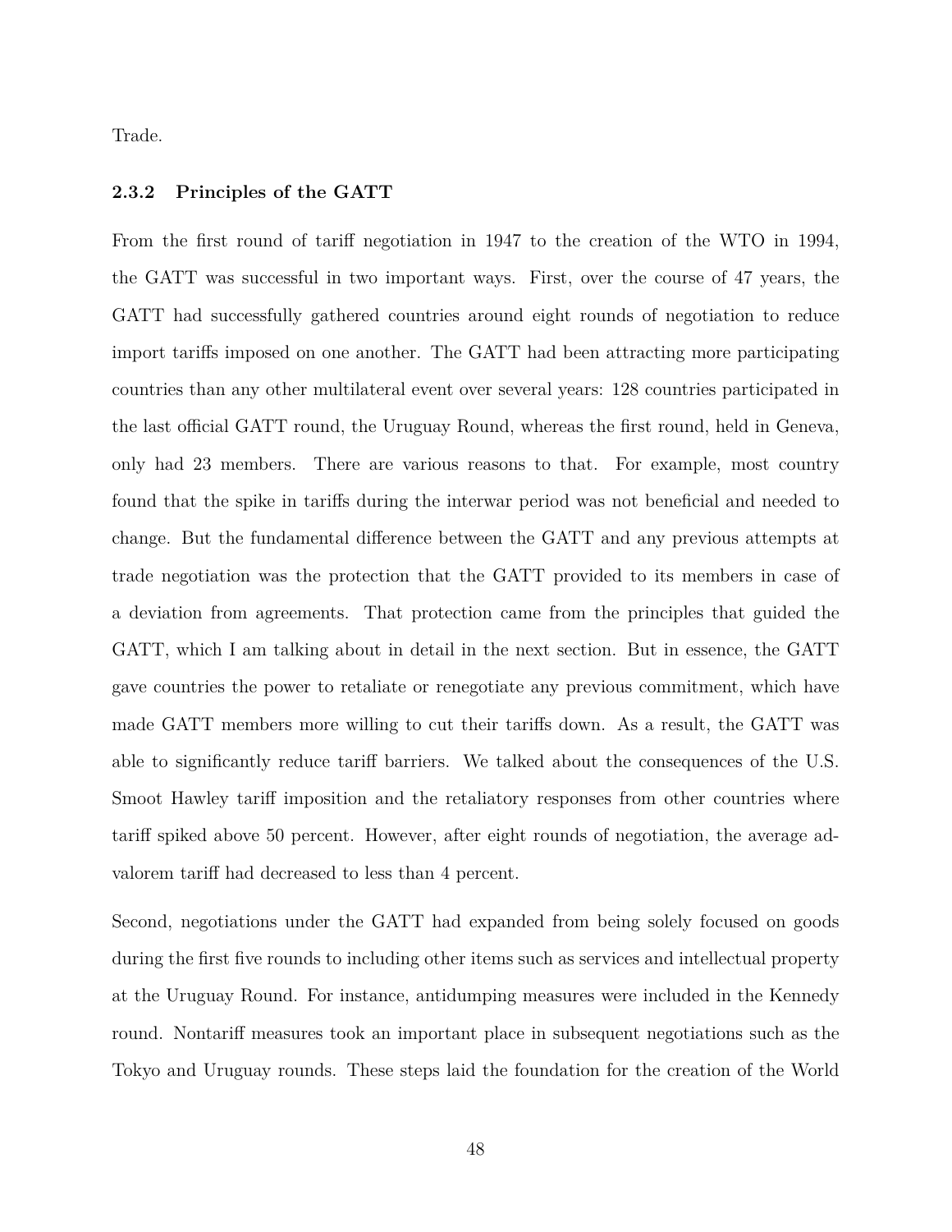Trade.

### 2.3.2 Principles of the GATT

From the first round of tariff negotiation in 1947 to the creation of the WTO in 1994, the GATT was successful in two important ways. First, over the course of 47 years, the GATT had successfully gathered countries around eight rounds of negotiation to reduce import tariffs imposed on one another. The GATT had been attracting more participating countries than any other multilateral event over several years: 128 countries participated in the last official GATT round, the Uruguay Round, whereas the first round, held in Geneva, only had 23 members. There are various reasons to that. For example, most country found that the spike in tariffs during the interwar period was not beneficial and needed to change. But the fundamental difference between the GATT and any previous attempts at trade negotiation was the protection that the GATT provided to its members in case of a deviation from agreements. That protection came from the principles that guided the GATT, which I am talking about in detail in the next section. But in essence, the GATT gave countries the power to retaliate or renegotiate any previous commitment, which have made GATT members more willing to cut their tariffs down. As a result, the GATT was able to significantly reduce tariff barriers. We talked about the consequences of the U.S. Smoot Hawley tariff imposition and the retaliatory responses from other countries where tariff spiked above 50 percent. However, after eight rounds of negotiation, the average ad-valorem tariff had decreased to less than 4 percent.

Second, negotiations under the GATT had expanded from being solely focused on goods during the first five rounds to including other items such as services and intellectual property at the Uruguay Round. For instance, antidumping measures were included in the Kennedy round. Nontariff measures took an important place in subsequent negotiations such as the Tokyo and Uruguay rounds. These steps laid the foundation for the creation of the World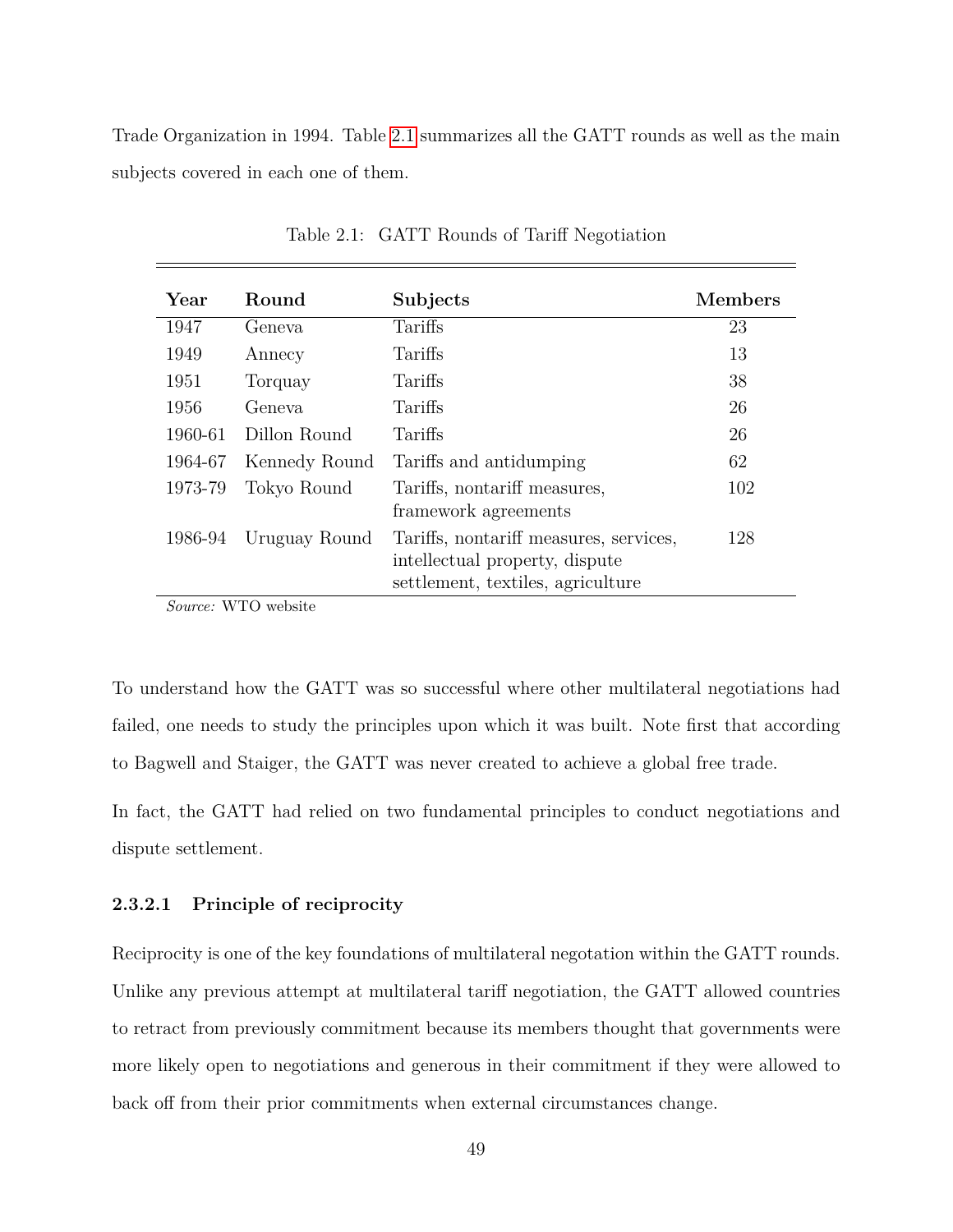Trade Organization in 1994. Table 2.1 summarizes all the GATT rounds as well as the main subjects covered in each one of them.

Table 2.1: GATT Rounds of Tariff Negotiation

| Year | Round | Subjects | Members |
|---|---|---|---|
| 1947 | Geneva | Tariffs | 23 |
| 1949 | Annecy | Tariffs | 13 |
| 1951 | Torquay | Tariffs | 38 |
| 1956 | Geneva | Tariffs | 26 |
| 1960-61 | Dillon Round | Tariffs | 26 |
| 1964-67 | Kennedy Round | Tariffs and antidumping | 62 |
| 1973-79 | Tokyo Round | Tariffs, nontariff measures, framework agreements | 102 |
| 1986-94 | Uruguay Round | Tariffs, nontariff measures, services, intellectual property, dispute settlement, textiles, agriculture | 128 |

*Source:* WTO website

To understand how the GATT was so successful where other multilateral negotiations had failed, one needs to study the principles upon which it was built. Note first that according to Bagwell and Staiger, the GATT was never created to achieve a global free trade.

In fact, the GATT had relied on two fundamental principles to conduct negotiations and dispute settlement.

#### 2.3.2.1 Principle of reciprocity

Reciprocity is one of the key foundations of multilateral negotation within the GATT rounds. Unlike any previous attempt at multilateral tariff negotiation, the GATT allowed countries to retract from previously commitment because its members thought that governments were more likely open to negotiations and generous in their commitment if they were allowed to back off from their prior commitments when external circumstances change.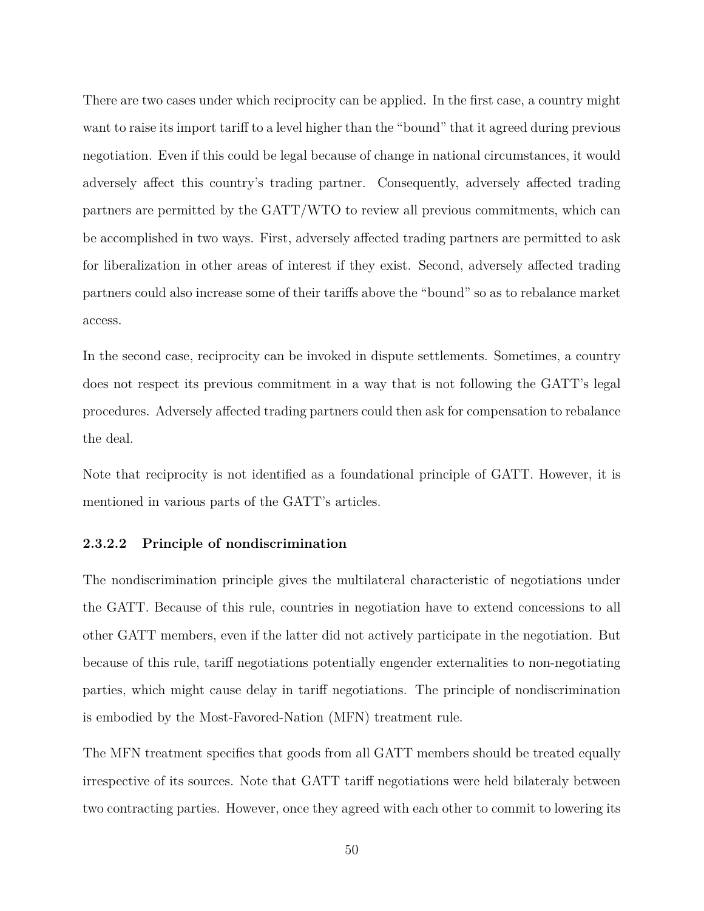There are two cases under which reciprocity can be applied. In the first case, a country might want to raise its import tariff to a level higher than the "bound" that it agreed during previous negotiation. Even if this could be legal because of change in national circumstances, it would adversely affect this country's trading partner. Consequently, adversely affected trading partners are permitted by the GATT/WTO to review all previous commitments, which can be accomplished in two ways. First, adversely affected trading partners are permitted to ask for liberalization in other areas of interest if they exist. Second, adversely affected trading partners could also increase some of their tariffs above the "bound" so as to rebalance market access.

In the second case, reciprocity can be invoked in dispute settlements. Sometimes, a country does not respect its previous commitment in a way that is not following the GATT's legal procedures. Adversely affected trading partners could then ask for compensation to rebalance the deal.

Note that reciprocity is not identified as a foundational principle of GATT. However, it is mentioned in various parts of the GATT's articles.

#### 2.3.2.2 Principle of nondiscrimination

The nondiscrimination principle gives the multilateral characteristic of negotiations under the GATT. Because of this rule, countries in negotiation have to extend concessions to all other GATT members, even if the latter did not actively participate in the negotiation. But because of this rule, tariff negotiations potentially engender externalities to non-negotiating parties, which might cause delay in tariff negotiations. The principle of nondiscrimination is embodied by the Most-Favored-Nation (MFN) treatment rule.

The MFN treatment specifies that goods from all GATT members should be treated equally irrespective of its sources. Note that GATT tariff negotiations were held bilateraly between two contracting parties. However, once they agreed with each other to commit to lowering its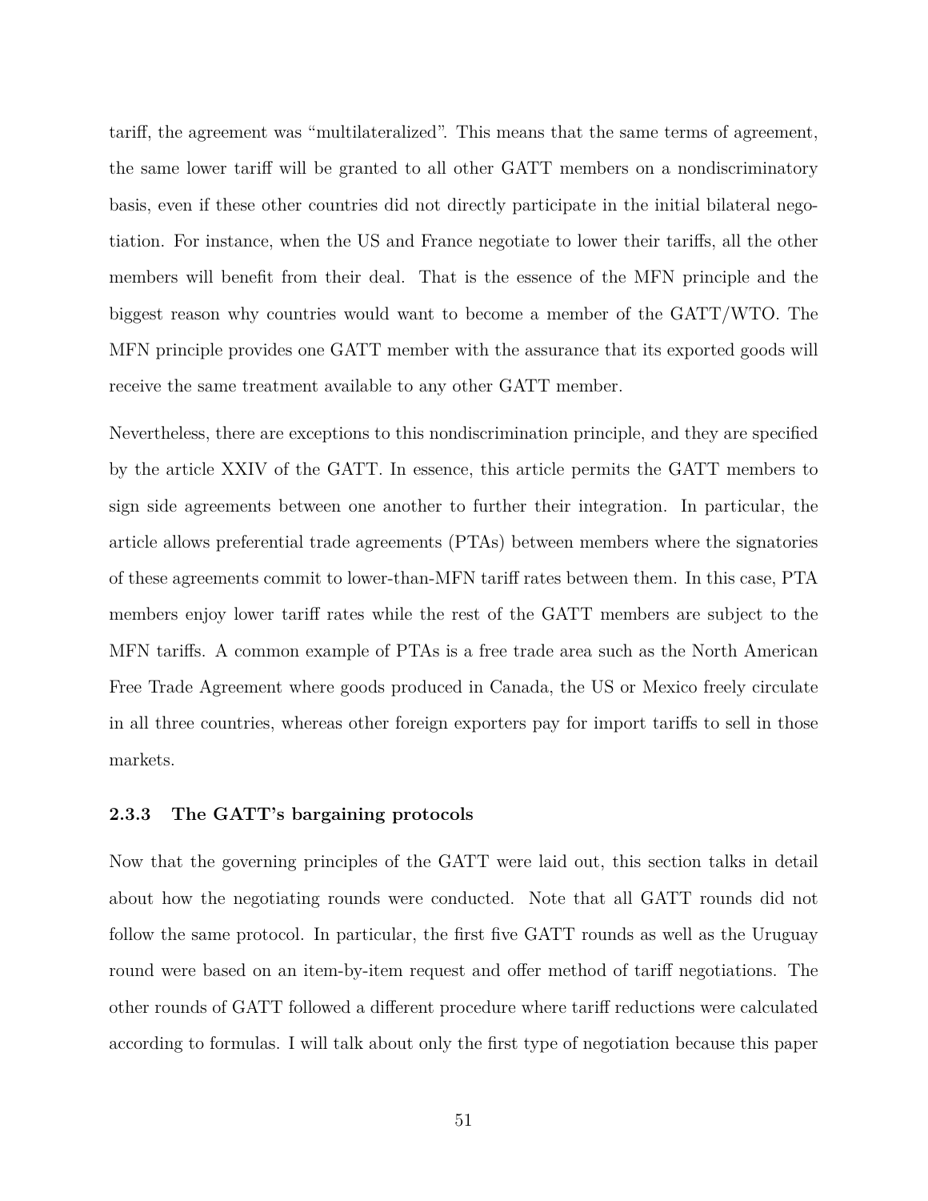tariff, the agreement was "multilateralized". This means that the same terms of agreement, the same lower tariff will be granted to all other GATT members on a nondiscriminatory basis, even if these other countries did not directly participate in the initial bilateral negotiation. For instance, when the US and France negotiate to lower their tariffs, all the other members will benefit from their deal. That is the essence of the MFN principle and the biggest reason why countries would want to become a member of the GATT/WTO. The MFN principle provides one GATT member with the assurance that its exported goods will receive the same treatment available to any other GATT member.

Nevertheless, there are exceptions to this nondiscrimination principle, and they are specified by the article XXIV of the GATT. In essence, this article permits the GATT members to sign side agreements between one another to further their integration. In particular, the article allows preferential trade agreements (PTAs) between members where the signatories of these agreements commit to lower-than-MFN tariff rates between them. In this case, PTA members enjoy lower tariff rates while the rest of the GATT members are subject to the MFN tariffs. A common example of PTAs is a free trade area such as the North American Free Trade Agreement where goods produced in Canada, the US or Mexico freely circulate in all three countries, whereas other foreign exporters pay for import tariffs to sell in those markets.

### 2.3.3 The GATT's bargaining protocols

Now that the governing principles of the GATT were laid out, this section talks in detail about how the negotiating rounds were conducted. Note that all GATT rounds did not follow the same protocol. In particular, the first five GATT rounds as well as the Uruguay round were based on an item-by-item request and offer method of tariff negotiations. The other rounds of GATT followed a different procedure where tariff reductions were calculated according to formulas. I will talk about only the first type of negotiation because this paper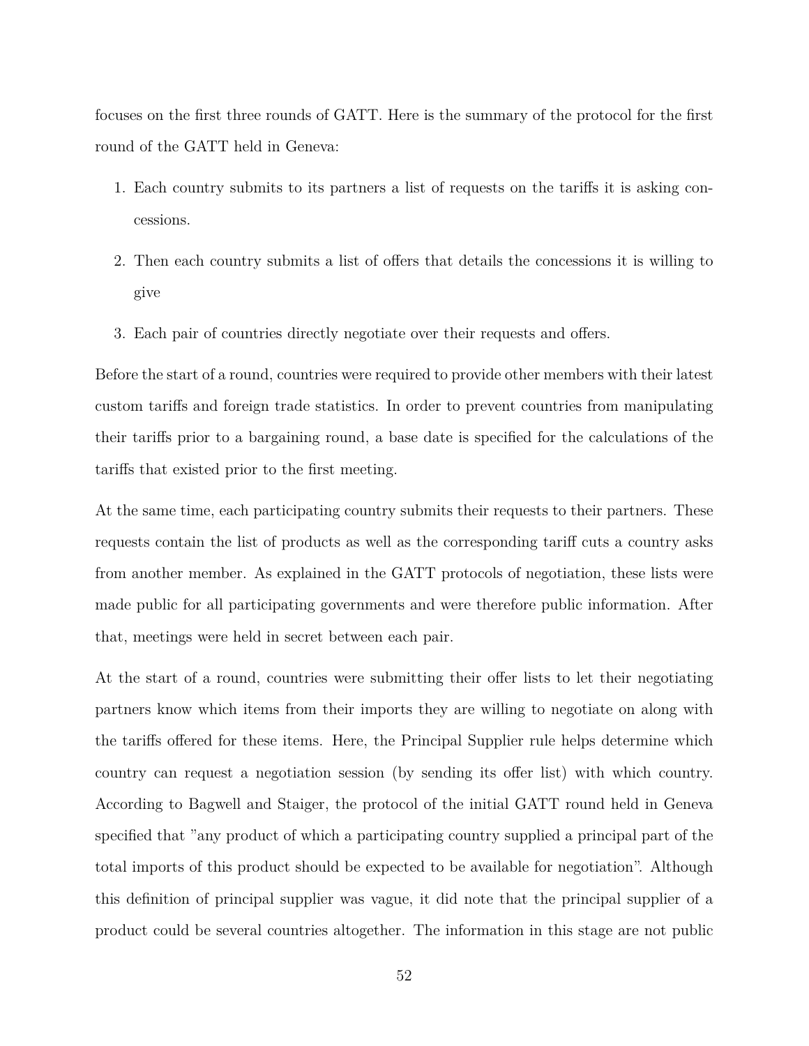focuses on the first three rounds of GATT. Here is the summary of the protocol for the first round of the GATT held in Geneva:

1. Each country submits to its partners a list of requests on the tariffs it is asking concessions.
2. Then each country submits a list of offers that details the concessions it is willing to give
3. Each pair of countries directly negotiate over their requests and offers.

Before the start of a round, countries were required to provide other members with their latest custom tariffs and foreign trade statistics. In order to prevent countries from manipulating their tariffs prior to a bargaining round, a base date is specified for the calculations of the tariffs that existed prior to the first meeting.

At the same time, each participating country submits their requests to their partners. These requests contain the list of products as well as the corresponding tariff cuts a country asks from another member. As explained in the GATT protocols of negotiation, these lists were made public for all participating governments and were therefore public information. After that, meetings were held in secret between each pair.

At the start of a round, countries were submitting their offer lists to let their negotiating partners know which items from their imports they are willing to negotiate on along with the tariffs offered for these items. Here, the Principal Supplier rule helps determine which country can request a negotiation session (by sending its offer list) with which country. According to Bagwell and Staiger, the protocol of the initial GATT round held in Geneva specified that "any product of which a participating country supplied a principal part of the total imports of this product should be expected to be available for negotiation". Although this definition of principal supplier was vague, it did note that the principal supplier of a product could be several countries altogether. The information in this stage are not public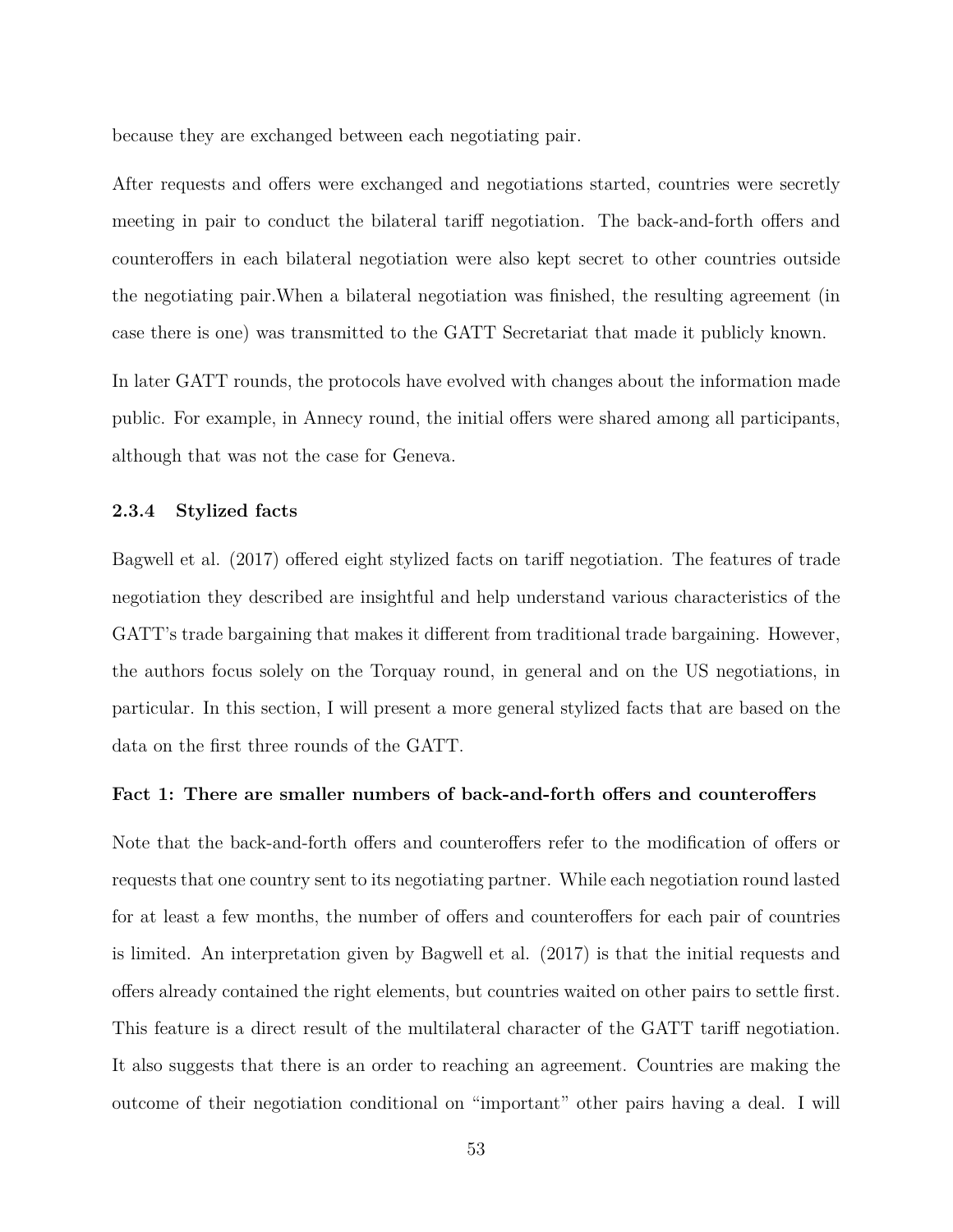because they are exchanged between each negotiating pair.

After requests and offers were exchanged and negotiations started, countries were secretly meeting in pair to conduct the bilateral tariff negotiation. The back-and-forth offers and counteroffers in each bilateral negotiation were also kept secret to other countries outside the negotiating pair.When a bilateral negotiation was finished, the resulting agreement (in case there is one) was transmitted to the GATT Secretariat that made it publicly known.

In later GATT rounds, the protocols have evolved with changes about the information made public. For example, in Annecy round, the initial offers were shared among all participants, although that was not the case for Geneva.

### 2.3.4 Stylized facts

Bagwell et al. (2017) offered eight stylized facts on tariff negotiation. The features of trade negotiation they described are insightful and help understand various characteristics of the GATT's trade bargaining that makes it different from traditional trade bargaining. However, the authors focus solely on the Torquay round, in general and on the US negotiations, in particular. In this section, I will present a more general stylized facts that are based on the data on the first three rounds of the GATT.

**Fact 1: There are smaller numbers of back-and-forth offers and counteroffers**

Note that the back-and-forth offers and counteroffers refer to the modification of offers or requests that one country sent to its negotiating partner. While each negotiation round lasted for at least a few months, the number of offers and counteroffers for each pair of countries is limited. An interpretation given by Bagwell et al. (2017) is that the initial requests and offers already contained the right elements, but countries waited on other pairs to settle first. This feature is a direct result of the multilateral character of the GATT tariff negotiation. It also suggests that there is an order to reaching an agreement. Countries are making the outcome of their negotiation conditional on "important" other pairs having a deal. I will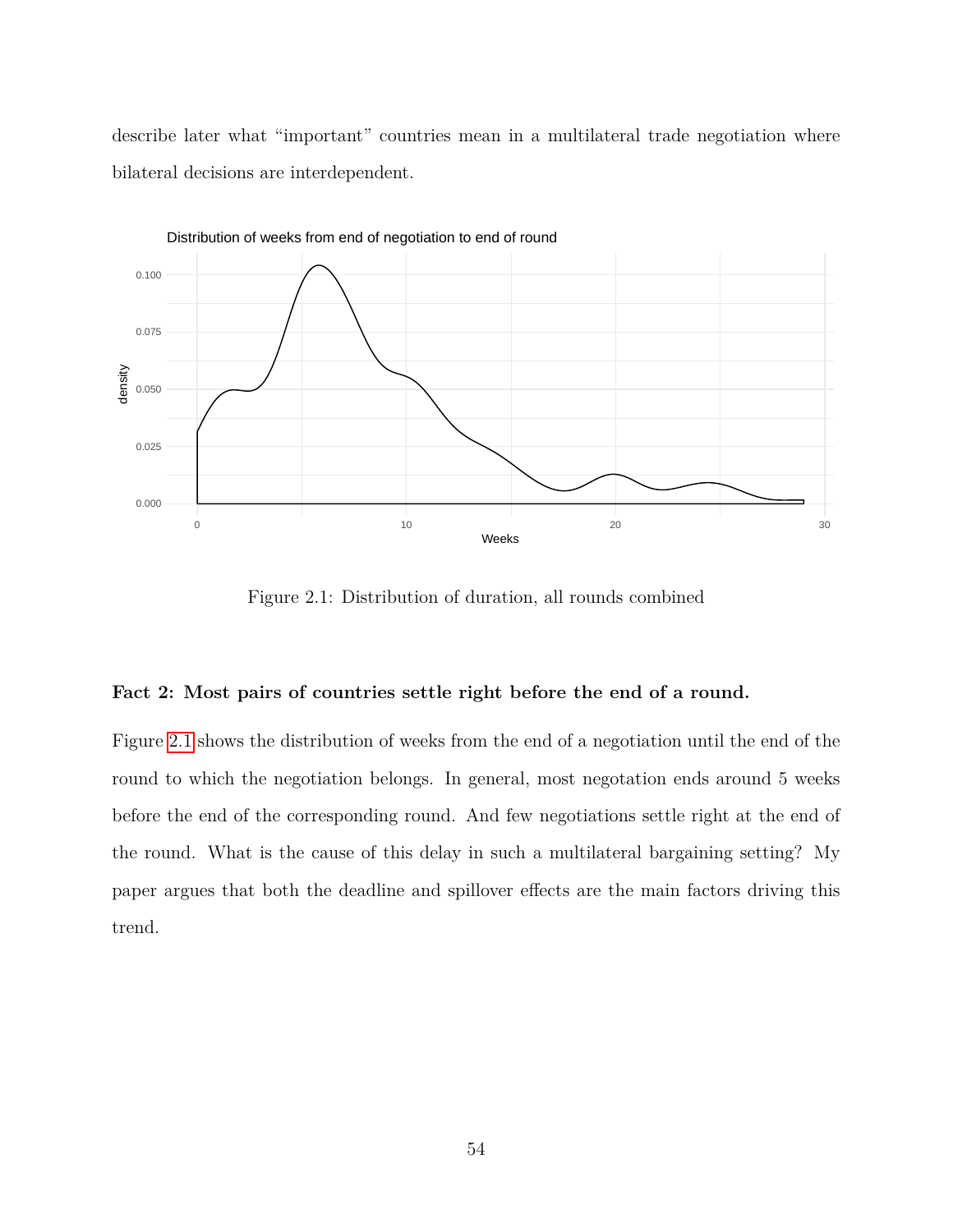describe later what "important" countries mean in a multilateral trade negotiation where bilateral decisions are interdependent.

Figure 2.1: Distribution of duration, all rounds combined

**Fact 2: Most pairs of countries settle right before the end of a round.**

Figure 2.1 shows the distribution of weeks from the end of a negotiation until the end of the round to which the negotiation belongs. In general, most negotation ends around 5 weeks before the end of the corresponding round. And few negotiations settle right at the end of the round. What is the cause of this delay in such a multilateral bargaining setting? My paper argues that both the deadline and spillover effects are the main factors driving this trend.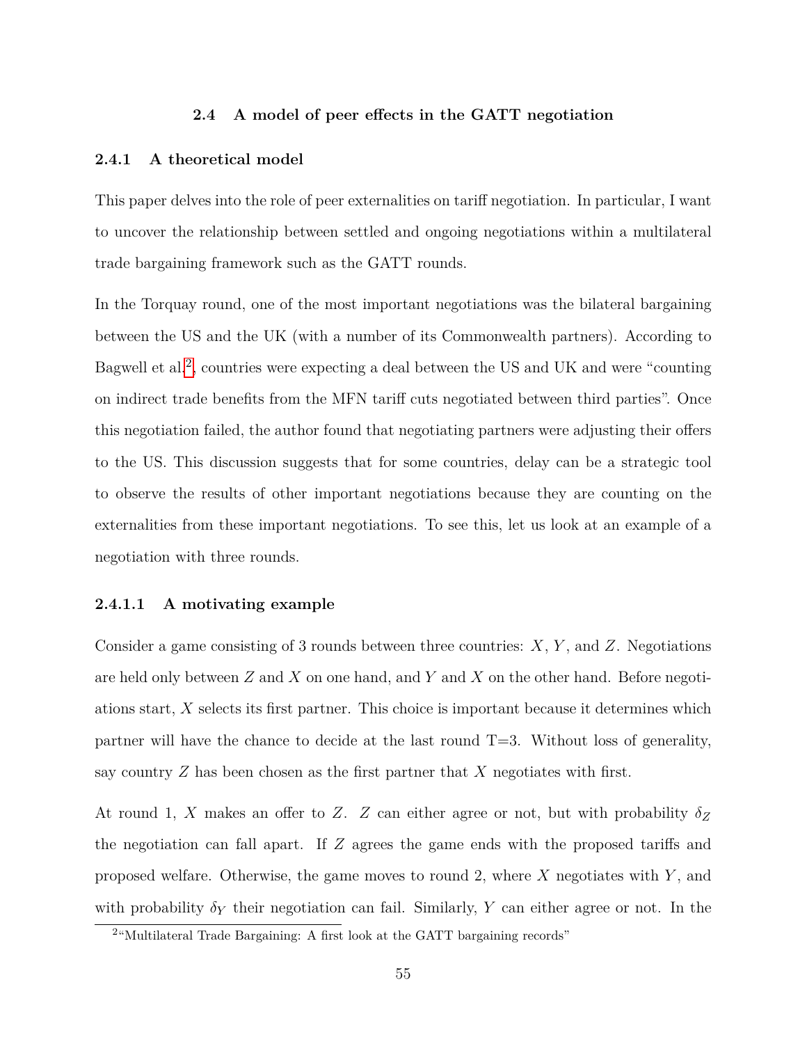### 2.4 A model of peer effects in the GATT negotiation

#### 2.4.1 A theoretical model

This paper delves into the role of peer externalities on tariff negotiation. In particular, I want to uncover the relationship between settled and ongoing negotiations within a multilateral trade bargaining framework such as the GATT rounds.

In the Torquay round, one of the most important negotiations was the bilateral bargaining between the US and the UK (with a number of its Commonwealth partners). According to Bagwell et al.[2], countries were expecting a deal between the US and UK and were "counting on indirect trade benefits from the MFN tariff cuts negotiated between third parties". Once this negotiation failed, the author found that negotiating partners were adjusting their offers to the US. This discussion suggests that for some countries, delay can be a strategic tool to observe the results of other important negotiations because they are counting on the externalities from these important negotiations. To see this, let us look at an example of a negotiation with three rounds.

##### 2.4.1.1 A motivating example

Consider a game consisting of 3 rounds between three countries: $X$, $Y$, and $Z$. Negotiations are held only between $Z$ and $X$ on one hand, and $Y$ and $X$ on the other hand. Before negotiations start, $X$ selects its first partner. This choice is important because it determines which partner will have the chance to decide at the last round T=3. Without loss of generality, say country $Z$ has been chosen as the first partner that $X$ negotiates with first.

At round 1, $X$ makes an offer to $Z$. $Z$ can either agree or not, but with probability $\delta_Z$ the negotiation can fall apart. If $Z$ agrees the game ends with the proposed tariffs and proposed welfare. Otherwise, the game moves to round 2, where $X$ negotiates with $Y$, and with probability $\delta_Y$ their negotiation can fail. Similarly, $Y$ can either agree or not. In the

[2] "Multilateral Trade Bargaining: A first look at the GATT bargaining records"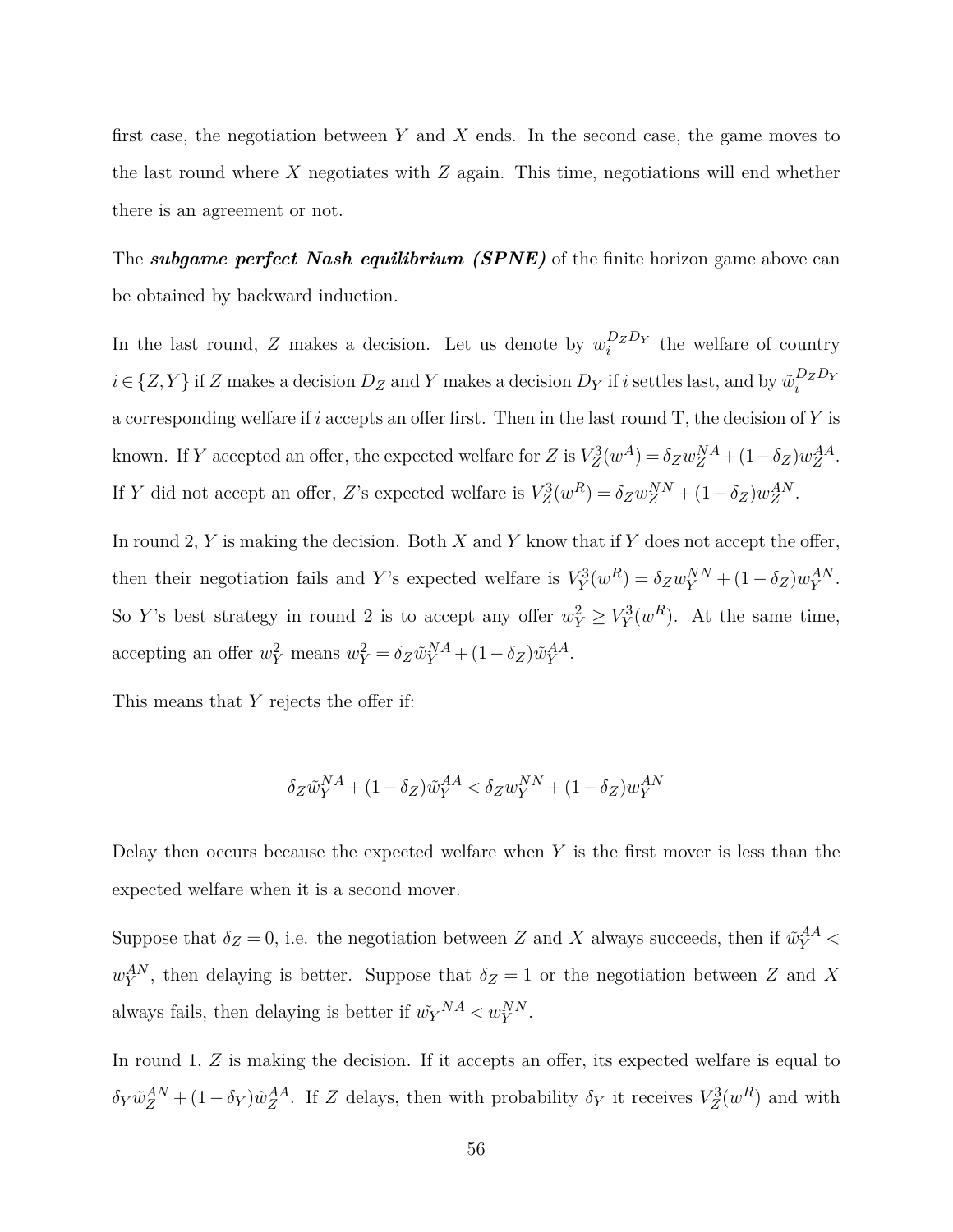first case, the negotiation between $Y$ and $X$ ends. In the second case, the game moves to the last round where $X$ negotiates with $Z$ again. This time, negotiations will end whether there is an agreement or not.

The ***subgame perfect Nash equilibrium (SPNE)*** of the finite horizon game above can be obtained by backward induction.

In the last round, $Z$ makes a decision. Let us denote by $w_i^{D_Z D_Y}$ the welfare of country $i \in \{Z, Y\}$ if $Z$ makes a decision $D_Z$ and $Y$ makes a decision $D_Y$ if $i$ settles last, and by $\tilde{w}_i^{D_Z D_Y}$ a corresponding welfare if $i$ accepts an offer first. Then in the last round T, the decision of $Y$ is known. If $Y$ accepted an offer, the expected welfare for $Z$ is $V_Z^3(w^A) = \delta_Z w_Z^{NA} + (1-\delta_Z) w_Z^{AA}$. If $Y$ did not accept an offer, $Z$'s expected welfare is $V_Z^3(w^R) = \delta_Z w_Z^{NN} + (1-\delta_Z) w_Z^{AN}$.

In round 2, $Y$ is making the decision. Both $X$ and $Y$ know that if $Y$ does not accept the offer, then their negotiation fails and $Y$'s expected welfare is $V_Y^3(w^R) = \delta_Z w_Y^{NN} + (1-\delta_Z) w_Y^{AN}$. So $Y$'s best strategy in round 2 is to accept any offer $w_Y^2 \geq V_Y^3(w^R)$. At the same time, accepting an offer $w_Y^2$ means $w_Y^2 = \delta_Z \tilde{w}_Y^{NA} + (1-\delta_Z)\tilde{w}_Y^{AA}$.

This means that $Y$ rejects the offer if:

$$\delta_Z \tilde{w}_Y^{NA} + (1-\delta_Z)\tilde{w}_Y^{AA} < \delta_Z w_Y^{NN} + (1-\delta_Z) w_Y^{AN}$$

Delay then occurs because the expected welfare when $Y$ is the first mover is less than the expected welfare when it is a second mover.

Suppose that $\delta_Z = 0$, i.e. the negotiation between $Z$ and $X$ always succeeds, then if $\tilde{w}_Y^{AA} < w_Y^{AN}$, then delaying is better. Suppose that $\delta_Z = 1$ or the negotiation between $Z$ and $X$ always fails, then delaying is better if $\tilde{w_Y}^{NA} < w_Y^{NN}$.

In round 1, $Z$ is making the decision. If it accepts an offer, its expected welfare is equal to $\delta_Y \tilde{w}_Z^{AN} + (1-\delta_Y)\tilde{w}_Z^{AA}$. If $Z$ delays, then with probability $\delta_Y$ it receives $V_Z^3(w^R)$ and with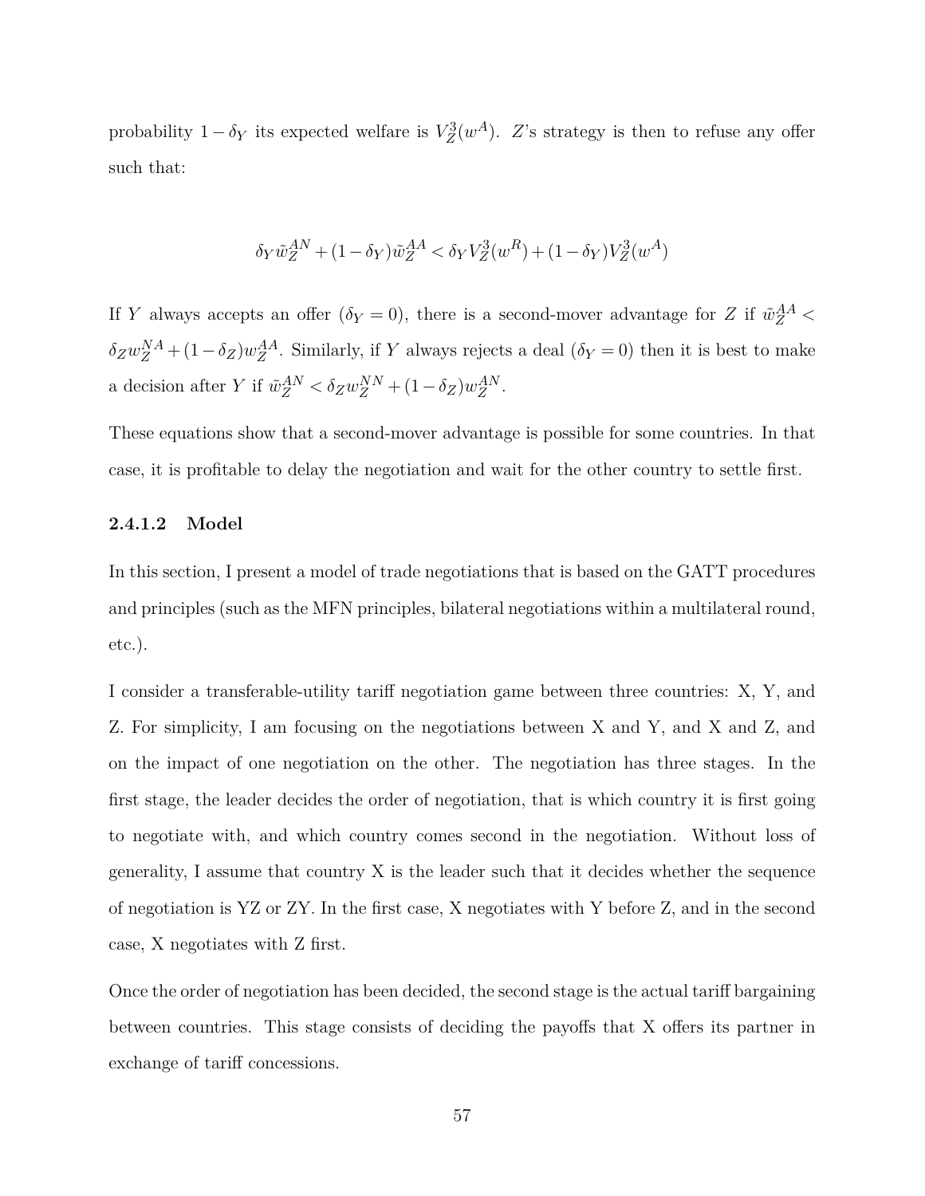probability $1 - \delta_Y$ its expected welfare is $V_Z^3(w^A)$. $Z$'s strategy is then to refuse any offer such that:

$$\delta_Y \tilde{w}_Z^{AN} + (1 - \delta_Y)\tilde{w}_Z^{AA} < \delta_Y V_Z^3(w^R) + (1 - \delta_Y)V_Z^3(w^A)$$

If $Y$ always accepts an offer ($\delta_Y = 0$), there is a second-mover advantage for $Z$ if $\tilde{w}_Z^{AA} < \delta_Z w_Z^{NA} + (1 - \delta_Z)w_Z^{AA}$. Similarly, if $Y$ always rejects a deal ($\delta_Y = 0$) then it is best to make a decision after $Y$ if $\tilde{w}_Z^{AN} < \delta_Z w_Z^{NN} + (1 - \delta_Z)w_Z^{AN}$.

These equations show that a second-mover advantage is possible for some countries. In that case, it is profitable to delay the negotiation and wait for the other country to settle first.

#### 2.4.1.2 Model

In this section, I present a model of trade negotiations that is based on the GATT procedures and principles (such as the MFN principles, bilateral negotiations within a multilateral round, etc.).

I consider a transferable-utility tariff negotiation game between three countries: X, Y, and Z. For simplicity, I am focusing on the negotiations between X and Y, and X and Z, and on the impact of one negotiation on the other. The negotiation has three stages. In the first stage, the leader decides the order of negotiation, that is which country it is first going to negotiate with, and which country comes second in the negotiation. Without loss of generality, I assume that country X is the leader such that it decides whether the sequence of negotiation is YZ or ZY. In the first case, X negotiates with Y before Z, and in the second case, X negotiates with Z first.

Once the order of negotiation has been decided, the second stage is the actual tariff bargaining between countries. This stage consists of deciding the payoffs that X offers its partner in exchange of tariff concessions.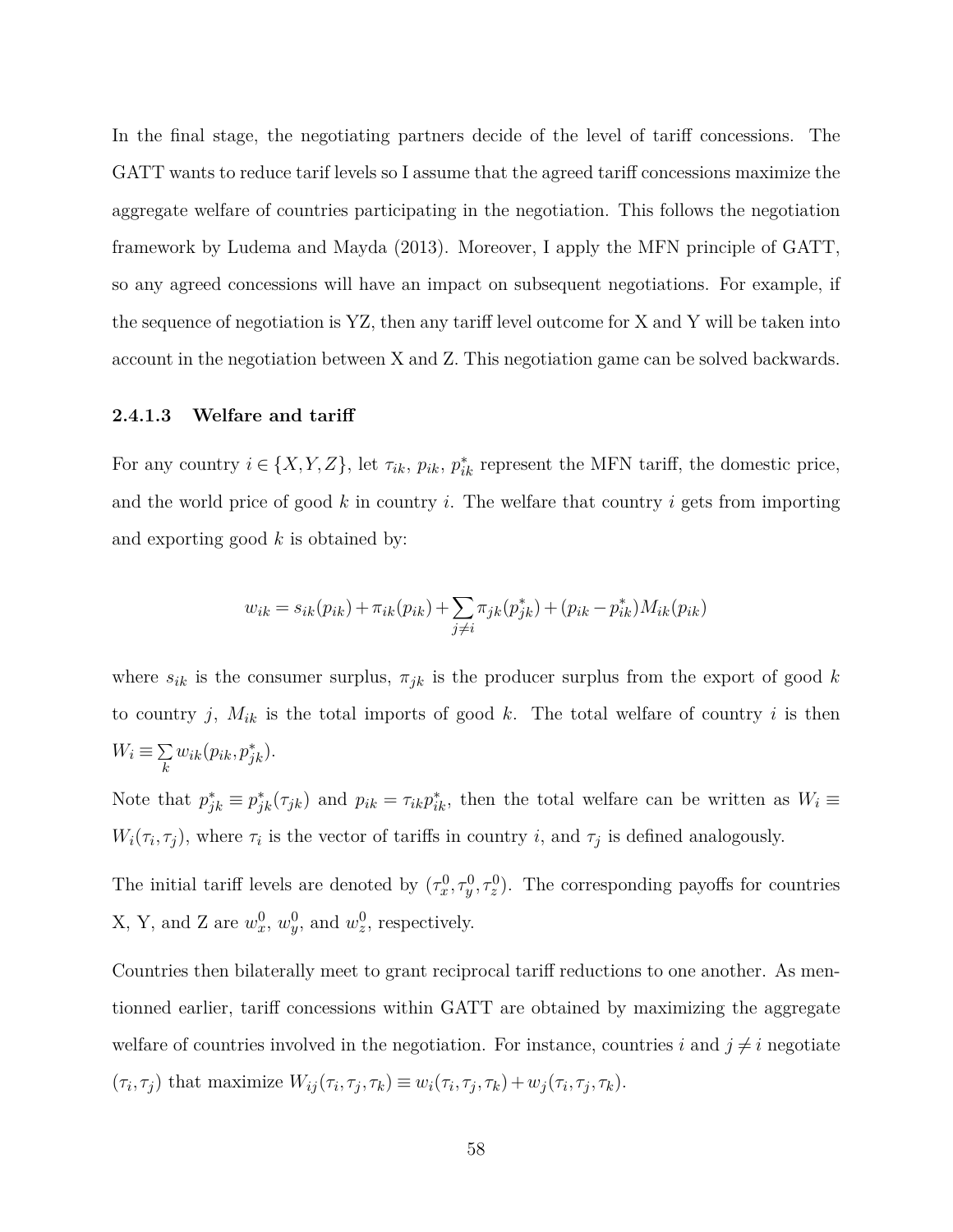In the final stage, the negotiating partners decide of the level of tariff concessions. The GATT wants to reduce tarif levels so I assume that the agreed tariff concessions maximize the aggregate welfare of countries participating in the negotiation. This follows the negotiation framework by Ludema and Mayda (2013). Moreover, I apply the MFN principle of GATT, so any agreed concessions will have an impact on subsequent negotiations. For example, if the sequence of negotiation is YZ, then any tariff level outcome for X and Y will be taken into account in the negotiation between X and Z. This negotiation game can be solved backwards.

#### 2.4.1.3 Welfare and tariff

For any country $i \in \{X, Y, Z\}$, let $\tau_{ik}$, $p_{ik}$, $p^*_{ik}$ represent the MFN tariff, the domestic price, and the world price of good $k$ in country $i$. The welfare that country $i$ gets from importing and exporting good $k$ is obtained by:

$$w_{ik} = s_{ik}(p_{ik}) + \pi_{ik}(p_{ik}) + \sum_{j \neq i} \pi_{jk}(p^*_{jk}) + (p_{ik} - p^*_{ik})M_{ik}(p_{ik})$$

where $s_{ik}$ is the consumer surplus, $\pi_{jk}$ is the producer surplus from the export of good $k$ to country $j$, $M_{ik}$ is the total imports of good $k$. The total welfare of country $i$ is then $W_i \equiv \sum_k w_{ik}(p_{ik}, p^*_{jk})$.

Note that $p^*_{jk} \equiv p^*_{jk}(\tau_{jk})$ and $p_{ik} = \tau_{ik}p^*_{ik}$, then the total welfare can be written as $W_i \equiv W_i(\tau_i, \tau_j)$, where $\tau_i$ is the vector of tariffs in country $i$, and $\tau_j$ is defined analogously.

The initial tariff levels are denoted by $(\tau^0_x, \tau^0_y, \tau^0_z)$. The corresponding payoffs for countries X, Y, and Z are $w^0_x$, $w^0_y$, and $w^0_z$, respectively.

Countries then bilaterally meet to grant reciprocal tariff reductions to one another. As mentionned earlier, tariff concessions within GATT are obtained by maximizing the aggregate welfare of countries involved in the negotiation. For instance, countries $i$ and $j \neq i$ negotiate $(\tau_i, \tau_j)$ that maximize $W_{ij}(\tau_i, \tau_j, \tau_k) \equiv w_i(\tau_i, \tau_j, \tau_k) + w_j(\tau_i, \tau_j, \tau_k)$.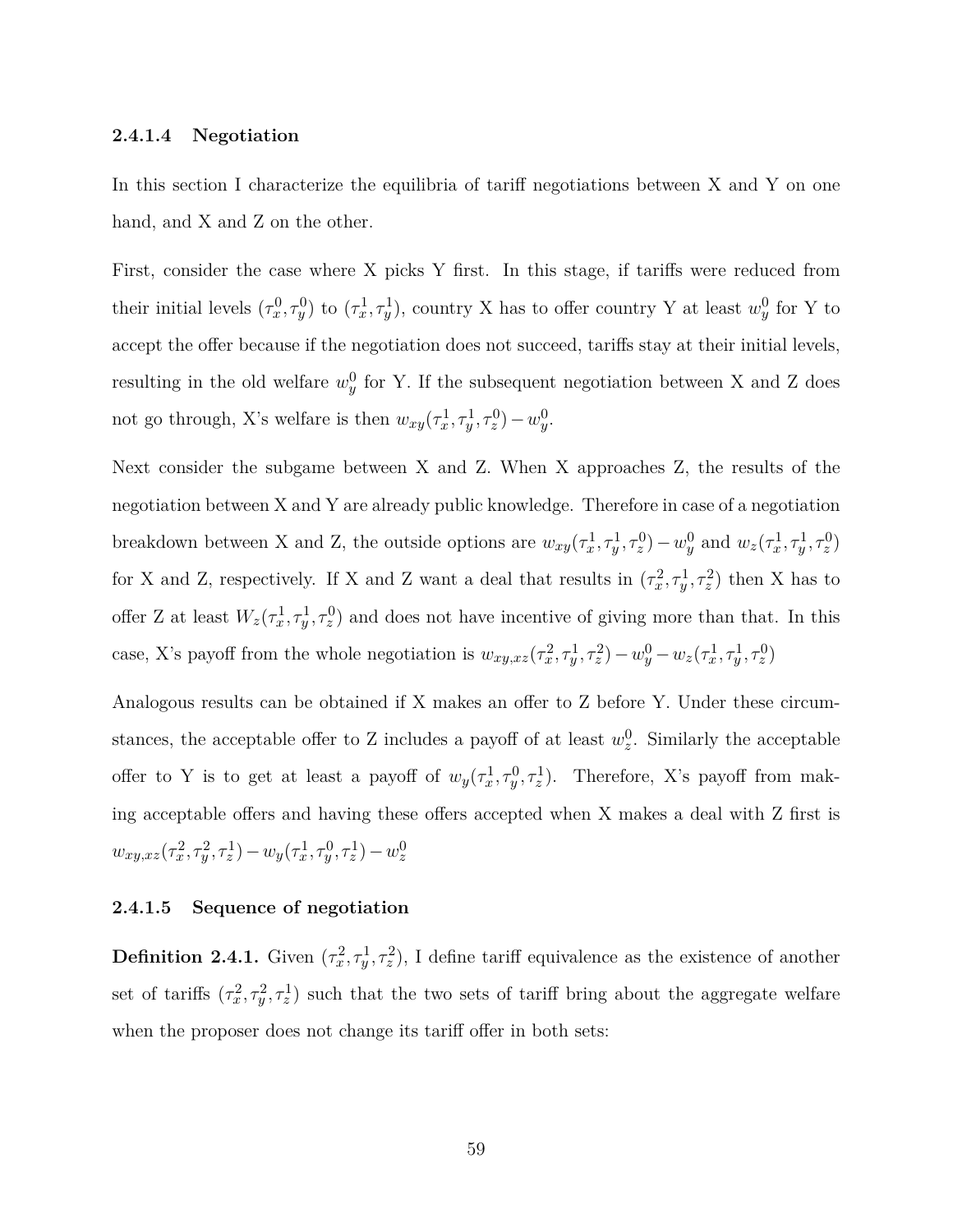#### 2.4.1.4 Negotiation

In this section I characterize the equilibria of tariff negotiations between X and Y on one hand, and X and Z on the other.

First, consider the case where X picks Y first. In this stage, if tariffs were reduced from their initial levels $(\tau_x^0, \tau_y^0)$ to $(\tau_x^1, \tau_y^1)$, country X has to offer country Y at least $w_y^0$ for Y to accept the offer because if the negotiation does not succeed, tariffs stay at their initial levels, resulting in the old welfare $w_y^0$ for Y. If the subsequent negotiation between X and Z does not go through, X's welfare is then $w_{xy}(\tau_x^1, \tau_y^1, \tau_z^0) - w_y^0$.

Next consider the subgame between X and Z. When X approaches Z, the results of the negotiation between X and Y are already public knowledge. Therefore in case of a negotiation breakdown between X and Z, the outside options are $w_{xy}(\tau_x^1, \tau_y^1, \tau_z^0) - w_y^0$ and $w_z(\tau_x^1, \tau_y^1, \tau_z^0)$ for X and Z, respectively. If X and Z want a deal that results in $(\tau_x^2, \tau_y^1, \tau_z^2)$ then X has to offer Z at least $W_z(\tau_x^1, \tau_y^1, \tau_z^0)$ and does not have incentive of giving more than that. In this case, X's payoff from the whole negotiation is $w_{xy,xz}(\tau_x^2, \tau_y^1, \tau_z^2) - w_y^0 - w_z(\tau_x^1, \tau_y^1, \tau_z^0)$

Analogous results can be obtained if X makes an offer to Z before Y. Under these circumstances, the acceptable offer to Z includes a payoff of at least $w_z^0$. Similarly the acceptable offer to Y is to get at least a payoff of $w_y(\tau_x^1, \tau_y^0, \tau_z^1)$. Therefore, X's payoff from making acceptable offers and having these offers accepted when X makes a deal with Z first is $w_{xy,xz}(\tau_x^2, \tau_y^2, \tau_z^1) - w_y(\tau_x^1, \tau_y^0, \tau_z^1) - w_z^0$

#### 2.4.1.5 Sequence of negotiation

**Definition 2.4.1.** Given $(\tau_x^2, \tau_y^1, \tau_z^2)$, I define tariff equivalence as the existence of another set of tariffs $(\tau_x^2, \tau_y^2, \tau_z^1)$ such that the two sets of tariff bring about the aggregate welfare when the proposer does not change its tariff offer in both sets: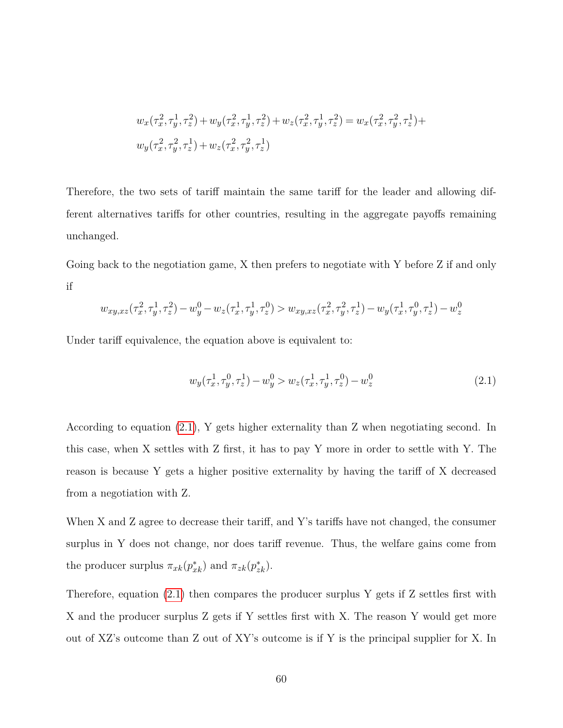$$w_x(\tau_x^2, \tau_y^1, \tau_z^2) + w_y(\tau_x^2, \tau_y^1, \tau_z^2) + w_z(\tau_x^2, \tau_y^1, \tau_z^2) = w_x(\tau_x^2, \tau_y^2, \tau_z^1) +$$
$$w_y(\tau_x^2, \tau_y^2, \tau_z^1) + w_z(\tau_x^2, \tau_y^2, \tau_z^1)$$

Therefore, the two sets of tariff maintain the same tariff for the leader and allowing different alternatives tariffs for other countries, resulting in the aggregate payoffs remaining unchanged.

Going back to the negotiation game, X then prefers to negotiate with Y before Z if and only if

$$w_{xy,xz}(\tau_x^2, \tau_y^1, \tau_z^2) - w_y^0 - w_z(\tau_x^1, \tau_y^1, \tau_z^0) > w_{xy,xz}(\tau_x^2, \tau_y^2, \tau_z^1) - w_y(\tau_x^1, \tau_y^0, \tau_z^1) - w_z^0$$

Under tariff equivalence, the equation above is equivalent to:

$$w_y(\tau_x^1, \tau_y^0, \tau_z^1) - w_y^0 > w_z(\tau_x^1, \tau_y^1, \tau_z^0) - w_z^0 \tag{2.1}$$

According to equation (2.1), Y gets higher externality than Z when negotiating second. In this case, when X settles with Z first, it has to pay Y more in order to settle with Y. The reason is because Y gets a higher positive externality by having the tariff of X decreased from a negotiation with Z.

When X and Z agree to decrease their tariff, and Y's tariffs have not changed, the consumer surplus in Y does not change, nor does tariff revenue. Thus, the welfare gains come from the producer surplus $\pi_{xk}(p_{xk}^*)$ and $\pi_{zk}(p_{zk}^*)$.

Therefore, equation (2.1) then compares the producer surplus Y gets if Z settles first with X and the producer surplus Z gets if Y settles first with X. The reason Y would get more out of XZ's outcome than Z out of XY's outcome is if Y is the principal supplier for X. In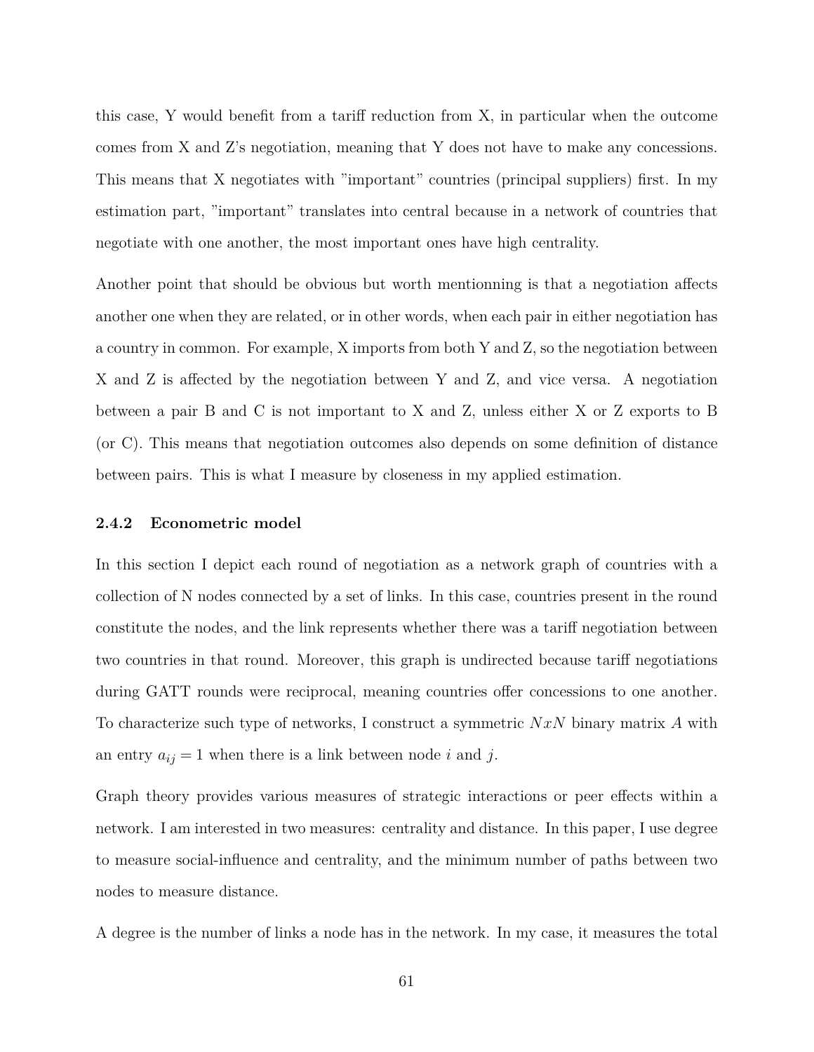this case, Y would benefit from a tariff reduction from X, in particular when the outcome comes from X and Z's negotiation, meaning that Y does not have to make any concessions. This means that X negotiates with "important" countries (principal suppliers) first. In my estimation part, "important" translates into central because in a network of countries that negotiate with one another, the most important ones have high centrality.

Another point that should be obvious but worth mentionning is that a negotiation affects another one when they are related, or in other words, when each pair in either negotiation has a country in common. For example, X imports from both Y and Z, so the negotiation between X and Z is affected by the negotiation between Y and Z, and vice versa. A negotiation between a pair B and C is not important to X and Z, unless either X or Z exports to B (or C). This means that negotiation outcomes also depends on some definition of distance between pairs. This is what I measure by closeness in my applied estimation.

### 2.4.2 Econometric model

In this section I depict each round of negotiation as a network graph of countries with a collection of N nodes connected by a set of links. In this case, countries present in the round constitute the nodes, and the link represents whether there was a tariff negotiation between two countries in that round. Moreover, this graph is undirected because tariff negotiations during GATT rounds were reciprocal, meaning countries offer concessions to one another. To characterize such type of networks, I construct a symmetric $NxN$ binary matrix $A$ with an entry $a_{ij} = 1$ when there is a link between node $i$ and $j$.

Graph theory provides various measures of strategic interactions or peer effects within a network. I am interested in two measures: centrality and distance. In this paper, I use degree to measure social-influence and centrality, and the minimum number of paths between two nodes to measure distance.

A degree is the number of links a node has in the network. In my case, it measures the total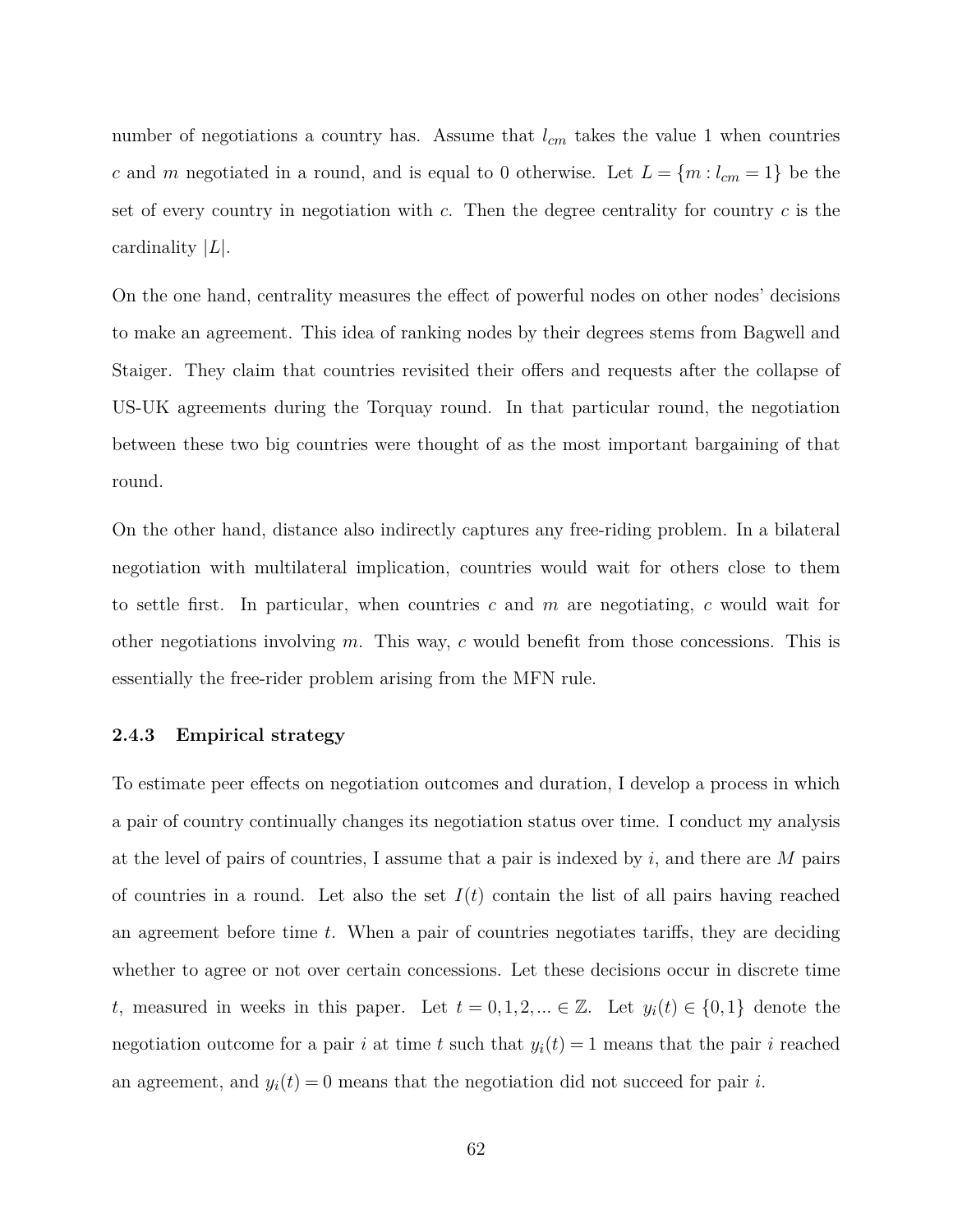number of negotiations a country has. Assume that $l_{cm}$ takes the value 1 when countries $c$ and $m$ negotiated in a round, and is equal to 0 otherwise. Let $L = \{m : l_{cm} = 1\}$ be the set of every country in negotiation with $c$. Then the degree centrality for country $c$ is the cardinality $|L|$.

On the one hand, centrality measures the effect of powerful nodes on other nodes' decisions to make an agreement. This idea of ranking nodes by their degrees stems from Bagwell and Staiger. They claim that countries revisited their offers and requests after the collapse of US-UK agreements during the Torquay round. In that particular round, the negotiation between these two big countries were thought of as the most important bargaining of that round.

On the other hand, distance also indirectly captures any free-riding problem. In a bilateral negotiation with multilateral implication, countries would wait for others close to them to settle first. In particular, when countries $c$ and $m$ are negotiating, $c$ would wait for other negotiations involving $m$. This way, $c$ would benefit from those concessions. This is essentially the free-rider problem arising from the MFN rule.

### 2.4.3 Empirical strategy

To estimate peer effects on negotiation outcomes and duration, I develop a process in which a pair of country continually changes its negotiation status over time. I conduct my analysis at the level of pairs of countries, I assume that a pair is indexed by $i$, and there are $M$ pairs of countries in a round. Let also the set $I(t)$ contain the list of all pairs having reached an agreement before time $t$. When a pair of countries negotiates tariffs, they are deciding whether to agree or not over certain concessions. Let these decisions occur in discrete time $t$, measured in weeks in this paper. Let $t = 0, 1, 2, ... \in \mathbb{Z}$. Let $y_i(t) \in \{0, 1\}$ denote the negotiation outcome for a pair $i$ at time $t$ such that $y_i(t) = 1$ means that the pair $i$ reached an agreement, and $y_i(t) = 0$ means that the negotiation did not succeed for pair $i$.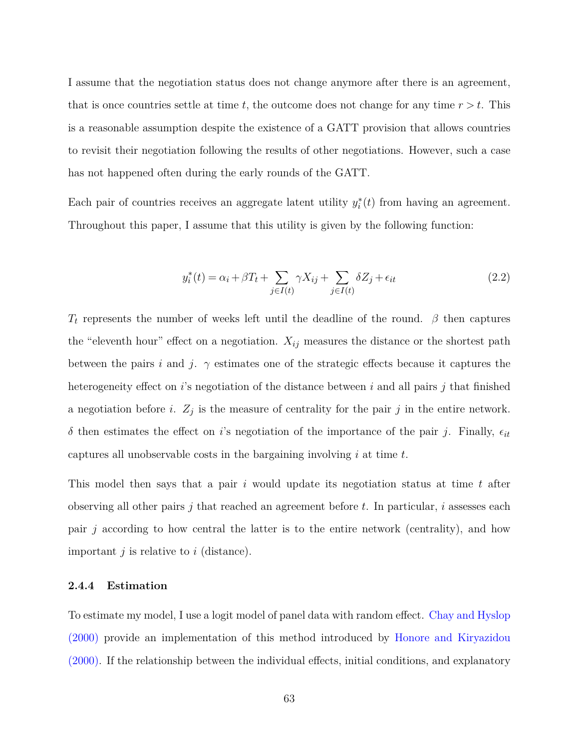I assume that the negotiation status does not change anymore after there is an agreement, that is once countries settle at time $t$, the outcome does not change for any time $r > t$. This is a reasonable assumption despite the existence of a GATT provision that allows countries to revisit their negotiation following the results of other negotiations. However, such a case has not happened often during the early rounds of the GATT.

Each pair of countries receives an aggregate latent utility $y_i^*(t)$ from having an agreement. Throughout this paper, I assume that this utility is given by the following function:

$$y_i^*(t) = \alpha_i + \beta T_t + \sum_{j \in I(t)} \gamma X_{ij} + \sum_{j \in I(t)} \delta Z_j + \epsilon_{it} \tag{2.2}$$

$T_t$ represents the number of weeks left until the deadline of the round. $\beta$ then captures the "eleventh hour" effect on a negotiation. $X_{ij}$ measures the distance or the shortest path between the pairs $i$ and $j$. $\gamma$ estimates one of the strategic effects because it captures the heterogeneity effect on $i$'s negotiation of the distance between $i$ and all pairs $j$ that finished a negotiation before $i$. $Z_j$ is the measure of centrality for the pair $j$ in the entire network. $\delta$ then estimates the effect on $i$'s negotiation of the importance of the pair $j$. Finally, $\epsilon_{it}$ captures all unobservable costs in the bargaining involving $i$ at time $t$.

This model then says that a pair $i$ would update its negotiation status at time $t$ after observing all other pairs $j$ that reached an agreement before $t$. In particular, $i$ assesses each pair $j$ according to how central the latter is to the entire network (centrality), and how important $j$ is relative to $i$ (distance).

### 2.4.4 Estimation

To estimate my model, I use a logit model of panel data with random effect. Chay and Hyslop (2000) provide an implementation of this method introduced by Honore and Kiryazidou (2000). If the relationship between the individual effects, initial conditions, and explanatory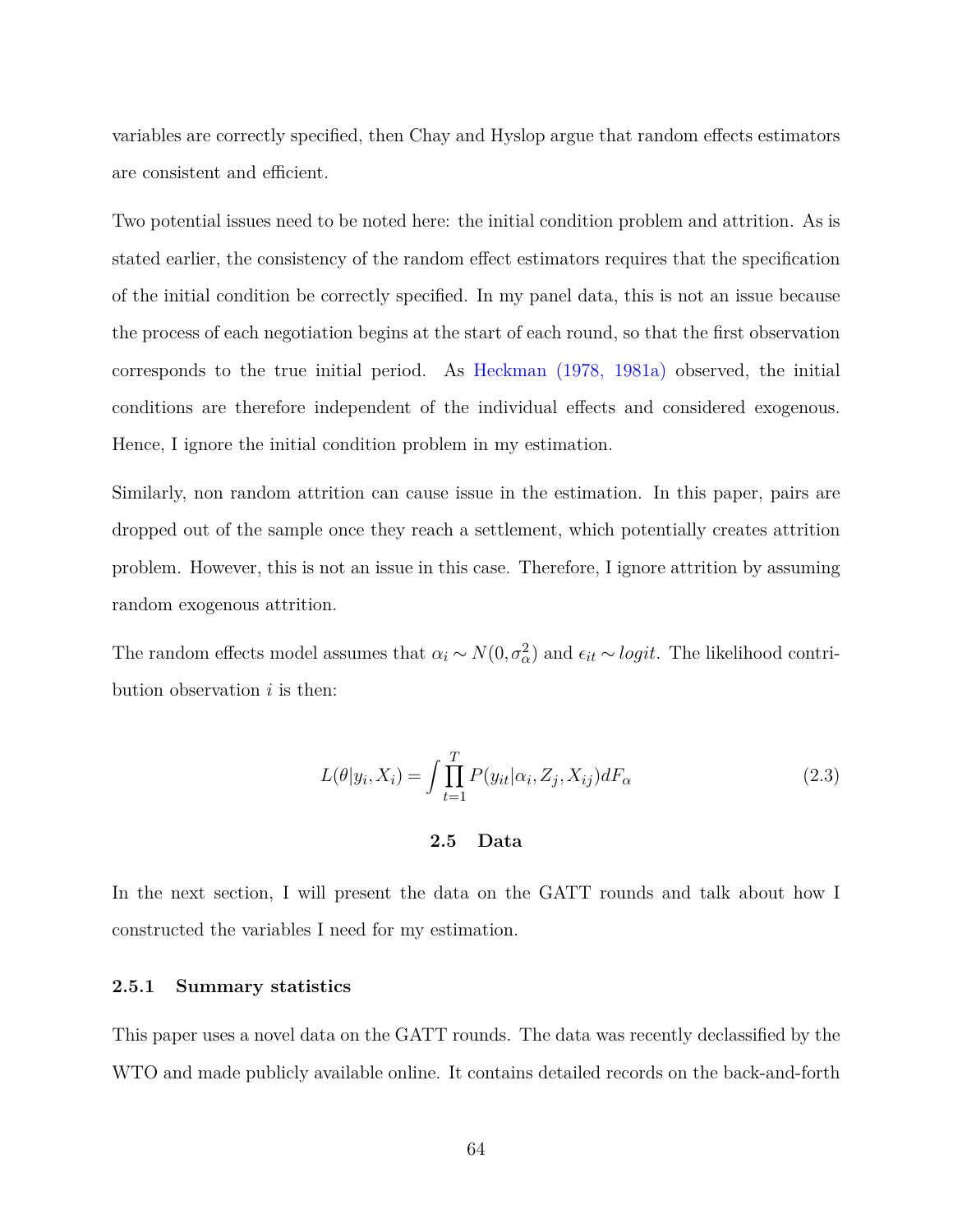variables are correctly specified, then Chay and Hyslop argue that random effects estimators are consistent and efficient.

Two potential issues need to be noted here: the initial condition problem and attrition. As is stated earlier, the consistency of the random effect estimators requires that the specification of the initial condition be correctly specified. In my panel data, this is not an issue because the process of each negotiation begins at the start of each round, so that the first observation corresponds to the true initial period. As Heckman (1978, 1981a) observed, the initial conditions are therefore independent of the individual effects and considered exogenous. Hence, I ignore the initial condition problem in my estimation.

Similarly, non random attrition can cause issue in the estimation. In this paper, pairs are dropped out of the sample once they reach a settlement, which potentially creates attrition problem. However, this is not an issue in this case. Therefore, I ignore attrition by assuming random exogenous attrition.

The random effects model assumes that $\alpha_i \sim N(0, \sigma_\alpha^2)$ and $\epsilon_{it} \sim logit$. The likelihood contribution observation $i$ is then:

$$L(\theta|y_i, X_i) = \int \prod_{t=1}^{T} P(y_{it}|\alpha_i, Z_j, X_{ij}) dF_\alpha \tag{2.3}$$

## 2.5 Data

In the next section, I will present the data on the GATT rounds and talk about how I constructed the variables I need for my estimation.

### 2.5.1 Summary statistics

This paper uses a novel data on the GATT rounds. The data was recently declassified by the WTO and made publicly available online. It contains detailed records on the back-and-forth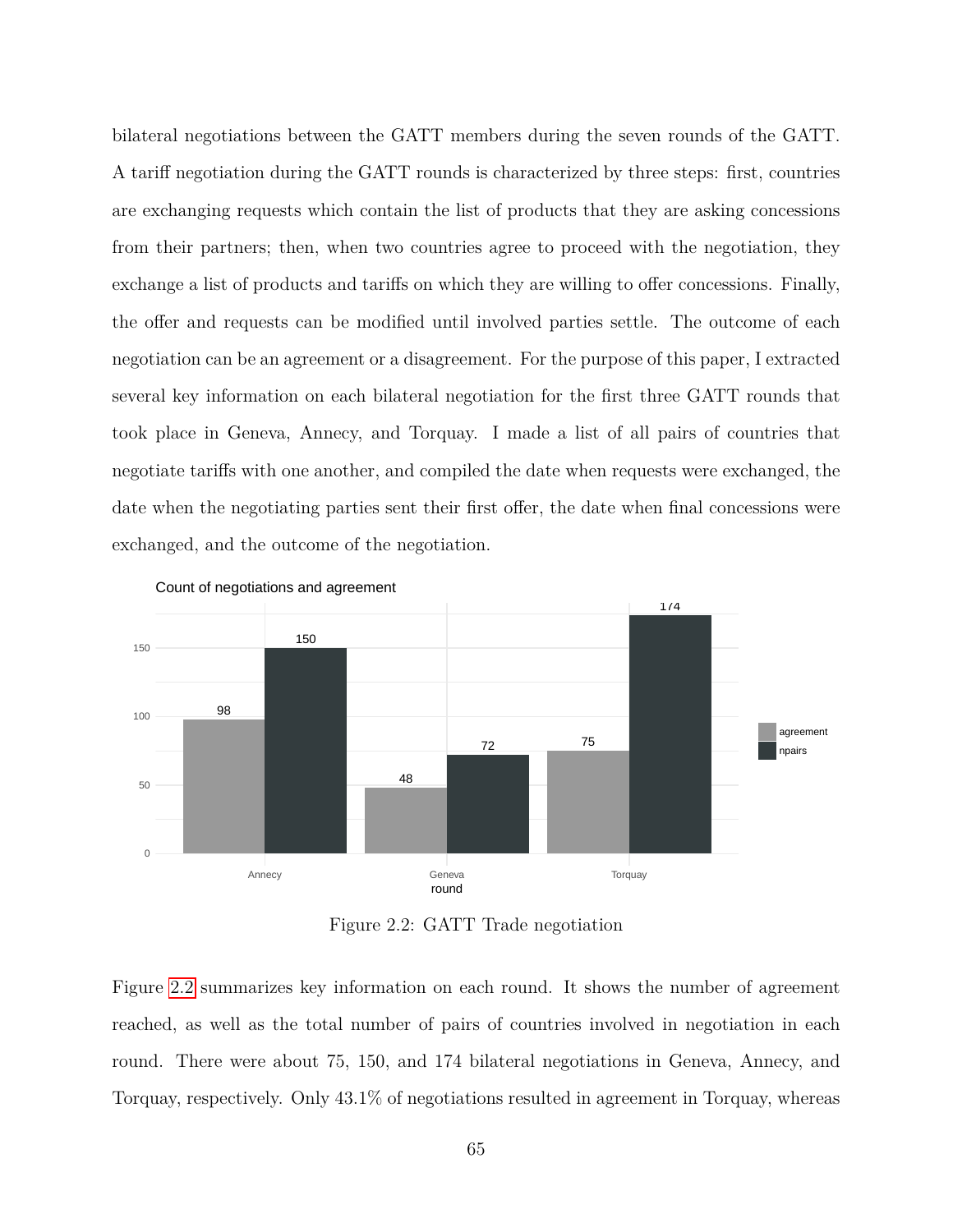bilateral negotiations between the GATT members during the seven rounds of the GATT. A tariff negotiation during the GATT rounds is characterized by three steps: first, countries are exchanging requests which contain the list of products that they are asking concessions from their partners; then, when two countries agree to proceed with the negotiation, they exchange a list of products and tariffs on which they are willing to offer concessions. Finally, the offer and requests can be modified until involved parties settle. The outcome of each negotiation can be an agreement or a disagreement. For the purpose of this paper, I extracted several key information on each bilateral negotiation for the first three GATT rounds that took place in Geneva, Annecy, and Torquay. I made a list of all pairs of countries that negotiate tariffs with one another, and compiled the date when requests were exchanged, the date when the negotiating parties sent their first offer, the date when final concessions were exchanged, and the outcome of the negotiation.

Figure 2.2: GATT Trade negotiation

Figure 2.2 summarizes key information on each round. It shows the number of agreement reached, as well as the total number of pairs of countries involved in negotiation in each round. There were about 75, 150, and 174 bilateral negotiations in Geneva, Annecy, and Torquay, respectively. Only 43.1% of negotiations resulted in agreement in Torquay, whereas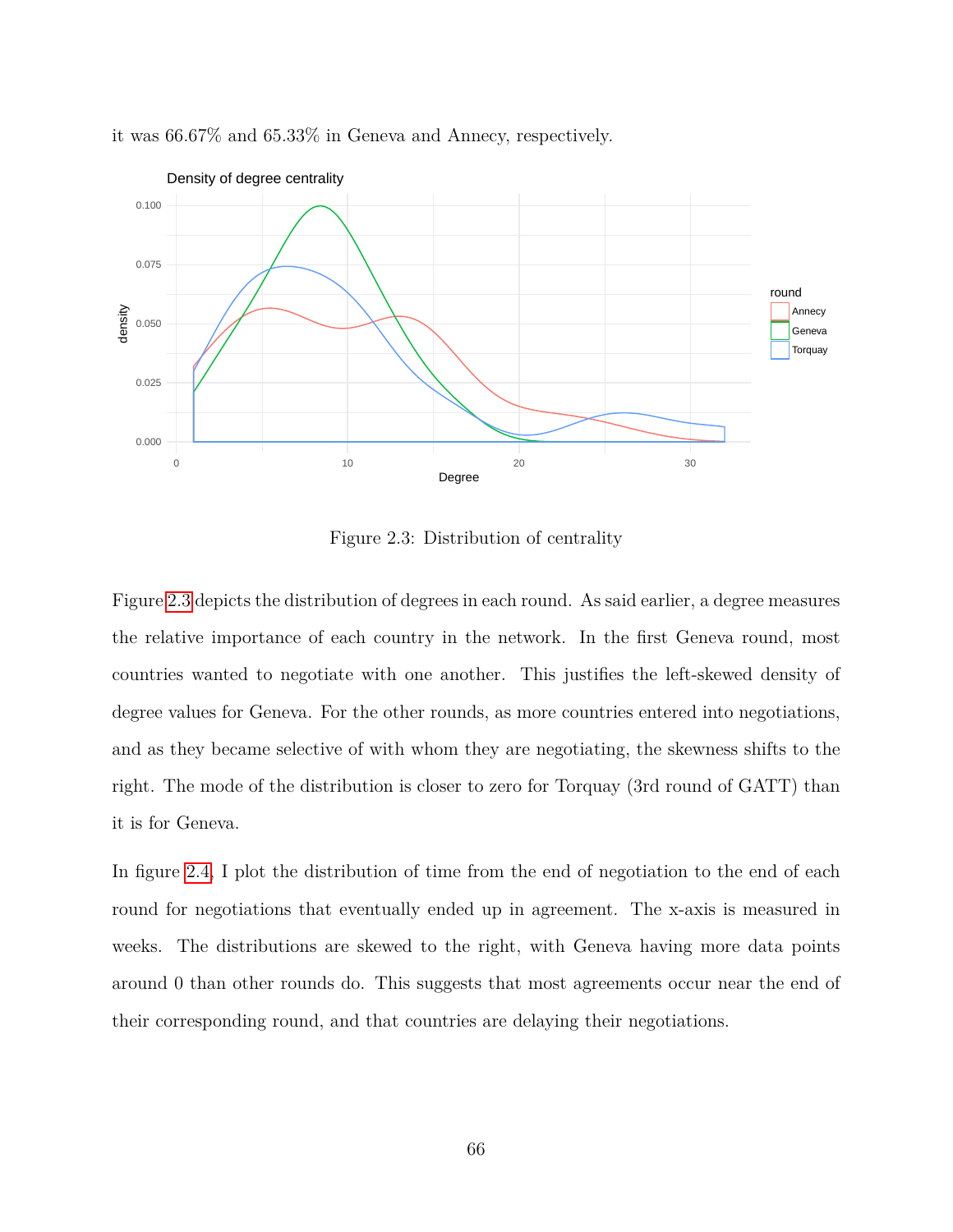it was 66.67% and 65.33% in Geneva and Annecy, respectively.

Figure 2.3: Distribution of centrality

Figure 2.3 depicts the distribution of degrees in each round. As said earlier, a degree measures the relative importance of each country in the network. In the first Geneva round, most countries wanted to negotiate with one another. This justifies the left-skewed density of degree values for Geneva. For the other rounds, as more countries entered into negotiations, and as they became selective of with whom they are negotiating, the skewness shifts to the right. The mode of the distribution is closer to zero for Torquay (3rd round of GATT) than it is for Geneva.

In figure 2.4, I plot the distribution of time from the end of negotiation to the end of each round for negotiations that eventually ended up in agreement. The x-axis is measured in weeks. The distributions are skewed to the right, with Geneva having more data points around 0 than other rounds do. This suggests that most agreements occur near the end of their corresponding round, and that countries are delaying their negotiations.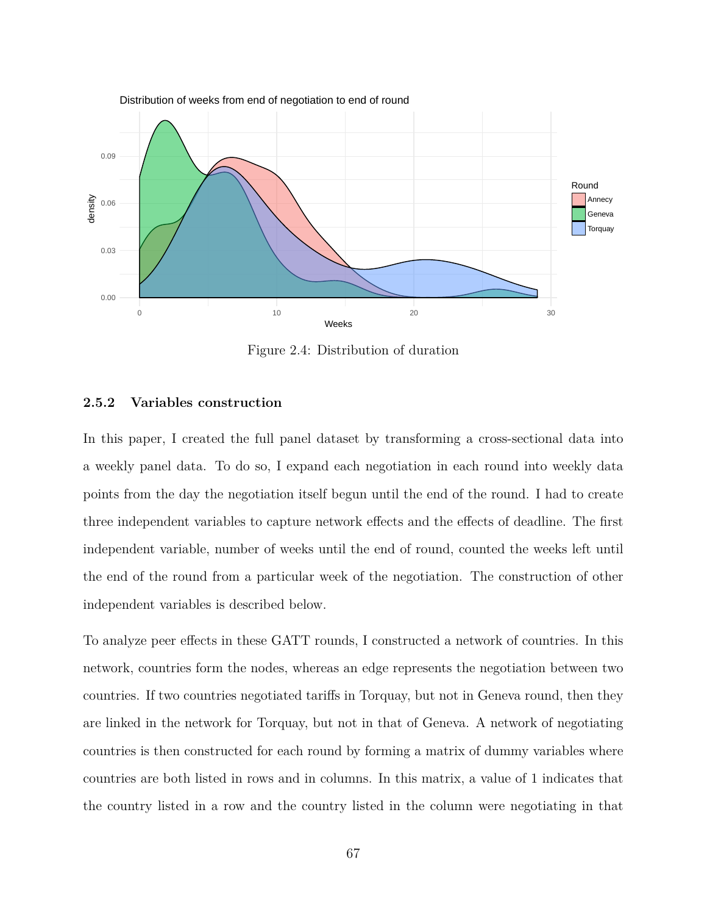Figure 2.4: Distribution of duration

### 2.5.2 Variables construction

In this paper, I created the full panel dataset by transforming a cross-sectional data into a weekly panel data. To do so, I expand each negotiation in each round into weekly data points from the day the negotiation itself begun until the end of the round. I had to create three independent variables to capture network effects and the effects of deadline. The first independent variable, number of weeks until the end of round, counted the weeks left until the end of the round from a particular week of the negotiation. The construction of other independent variables is described below.

To analyze peer effects in these GATT rounds, I constructed a network of countries. In this network, countries form the nodes, whereas an edge represents the negotiation between two countries. If two countries negotiated tariffs in Torquay, but not in Geneva round, then they are linked in the network for Torquay, but not in that of Geneva. A network of negotiating countries is then constructed for each round by forming a matrix of dummy variables where countries are both listed in rows and in columns. In this matrix, a value of 1 indicates that the country listed in a row and the country listed in the column were negotiating in that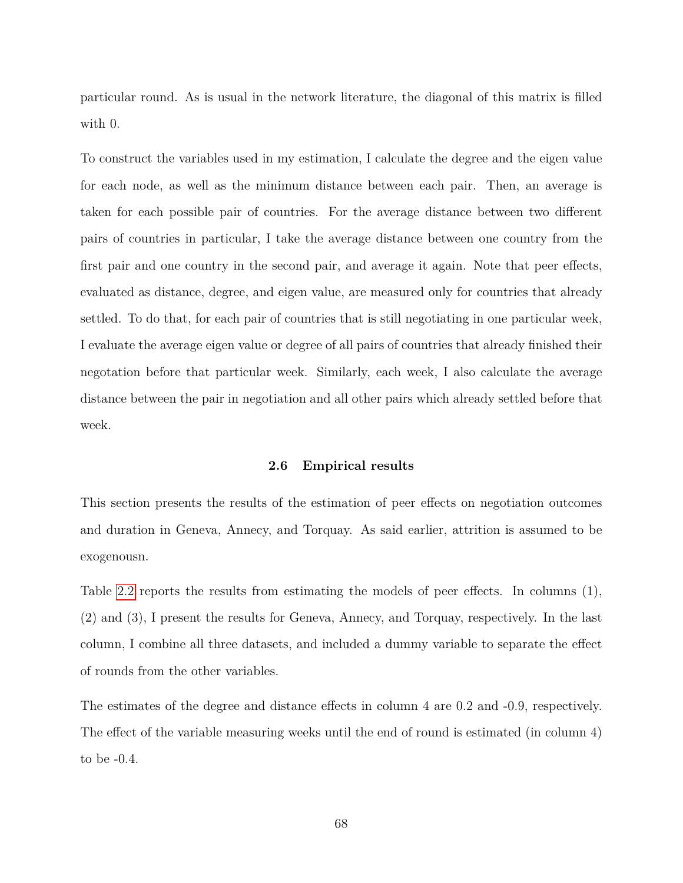particular round. As is usual in the network literature, the diagonal of this matrix is filled with 0.

To construct the variables used in my estimation, I calculate the degree and the eigen value for each node, as well as the minimum distance between each pair. Then, an average is taken for each possible pair of countries. For the average distance between two different pairs of countries in particular, I take the average distance between one country from the first pair and one country in the second pair, and average it again. Note that peer effects, evaluated as distance, degree, and eigen value, are measured only for countries that already settled. To do that, for each pair of countries that is still negotiating in one particular week, I evaluate the average eigen value or degree of all pairs of countries that already finished their negotation before that particular week. Similarly, each week, I also calculate the average distance between the pair in negotiation and all other pairs which already settled before that week.

### 2.6 Empirical results

This section presents the results of the estimation of peer effects on negotiation outcomes and duration in Geneva, Annecy, and Torquay. As said earlier, attrition is assumed to be exogenousn.

Table 2.2 reports the results from estimating the models of peer effects. In columns (1), (2) and (3), I present the results for Geneva, Annecy, and Torquay, respectively. In the last column, I combine all three datasets, and included a dummy variable to separate the effect of rounds from the other variables.

The estimates of the degree and distance effects in column 4 are 0.2 and -0.9, respectively. The effect of the variable measuring weeks until the end of round is estimated (in column 4) to be -0.4.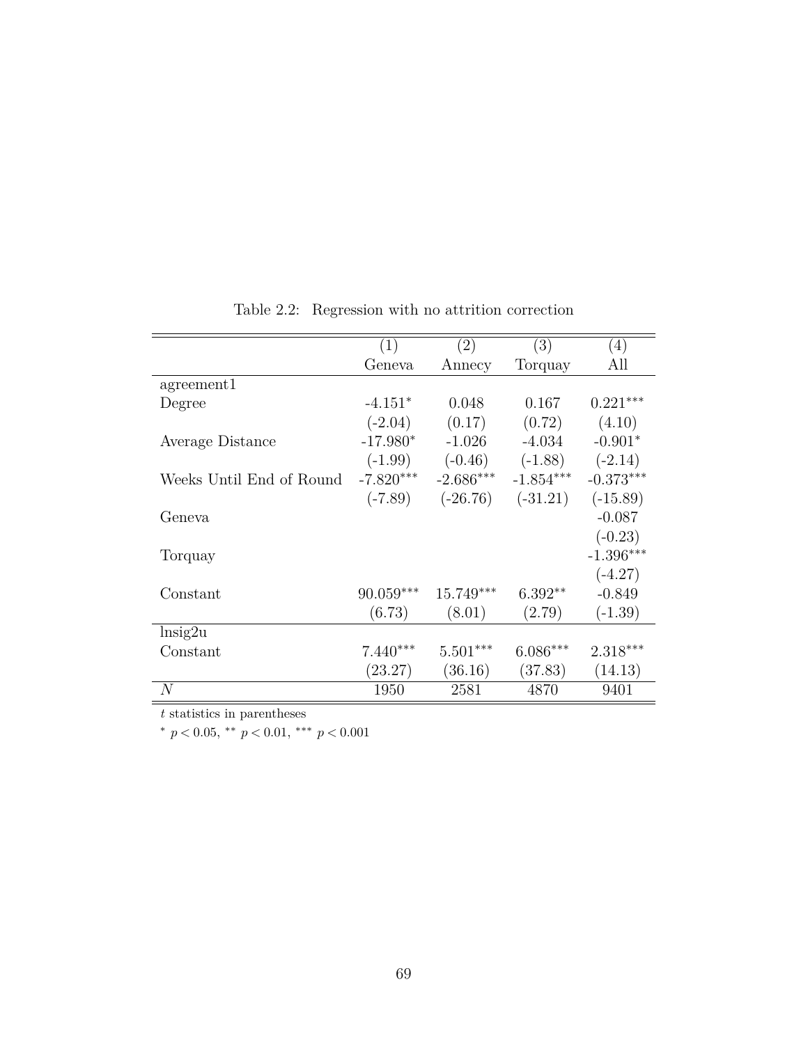Table 2.2: Regression with no attrition correction

| | (1) | (2) | (3) | (4) |
|---|---|---|---|---|
| | Geneva | Annecy | Torquay | All |
| agreement1 | | | | |
| Degree | -4.151* | 0.048 | 0.167 | 0.221*** |
| | (-2.04) | (0.17) | (0.72) | (4.10) |
| Average Distance | -17.980* | -1.026 | -4.034 | -0.901* |
| | (-1.99) | (-0.46) | (-1.88) | (-2.14) |
| Weeks Until End of Round | -7.820*** | -2.686*** | -1.854*** | -0.373*** |
| | (-7.89) | (-26.76) | (-31.21) | (-15.89) |
| Geneva | | | | -0.087 |
| | | | | (-0.23) |
| Torquay | | | | -1.396*** |
| | | | | (-4.27) |
| Constant | 90.059*** | 15.749*** | 6.392** | -0.849 |
| | (6.73) | (8.01) | (2.79) | (-1.39) |
| lnsig2u | | | | |
| Constant | 7.440*** | 5.501*** | 6.086*** | 2.318*** |
| | (23.27) | (36.16) | (37.83) | (14.13) |
| $N$ | 1950 | 2581 | 4870 | 9401 |

$t$ statistics in parentheses

* $p < 0.05$, ** $p < 0.01$, *** $p < 0.001$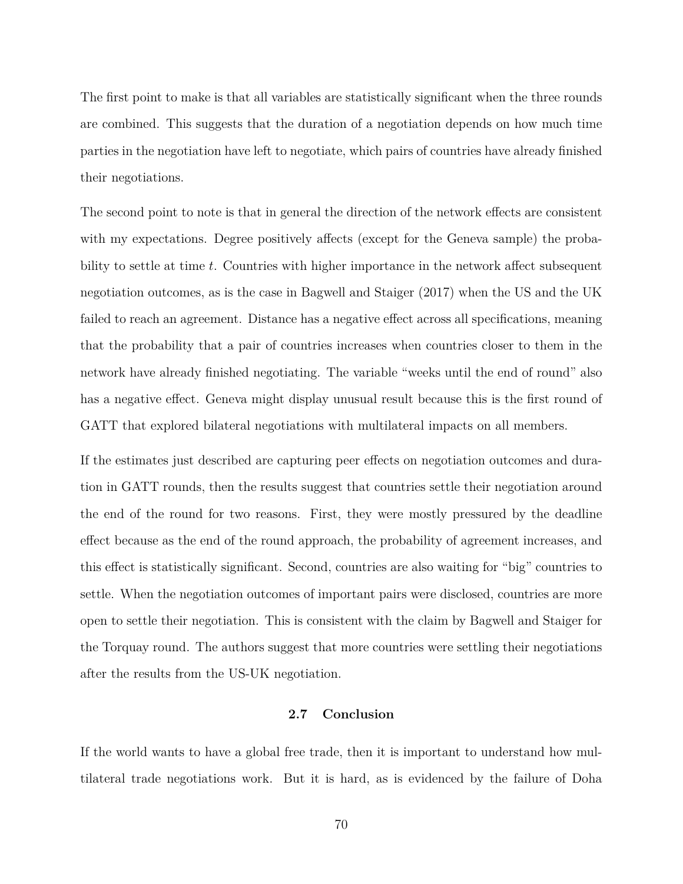The first point to make is that all variables are statistically significant when the three rounds are combined. This suggests that the duration of a negotiation depends on how much time parties in the negotiation have left to negotiate, which pairs of countries have already finished their negotiations.

The second point to note is that in general the direction of the network effects are consistent with my expectations. Degree positively affects (except for the Geneva sample) the probability to settle at time $t$. Countries with higher importance in the network affect subsequent negotiation outcomes, as is the case in Bagwell and Staiger (2017) when the US and the UK failed to reach an agreement. Distance has a negative effect across all specifications, meaning that the probability that a pair of countries increases when countries closer to them in the network have already finished negotiating. The variable "weeks until the end of round" also has a negative effect. Geneva might display unusual result because this is the first round of GATT that explored bilateral negotiations with multilateral impacts on all members.

If the estimates just described are capturing peer effects on negotiation outcomes and duration in GATT rounds, then the results suggest that countries settle their negotiation around the end of the round for two reasons. First, they were mostly pressured by the deadline effect because as the end of the round approach, the probability of agreement increases, and this effect is statistically significant. Second, countries are also waiting for "big" countries to settle. When the negotiation outcomes of important pairs were disclosed, countries are more open to settle their negotiation. This is consistent with the claim by Bagwell and Staiger for the Torquay round. The authors suggest that more countries were settling their negotiations after the results from the US-UK negotiation.

## 2.7 Conclusion

If the world wants to have a global free trade, then it is important to understand how multilateral trade negotiations work. But it is hard, as is evidenced by the failure of Doha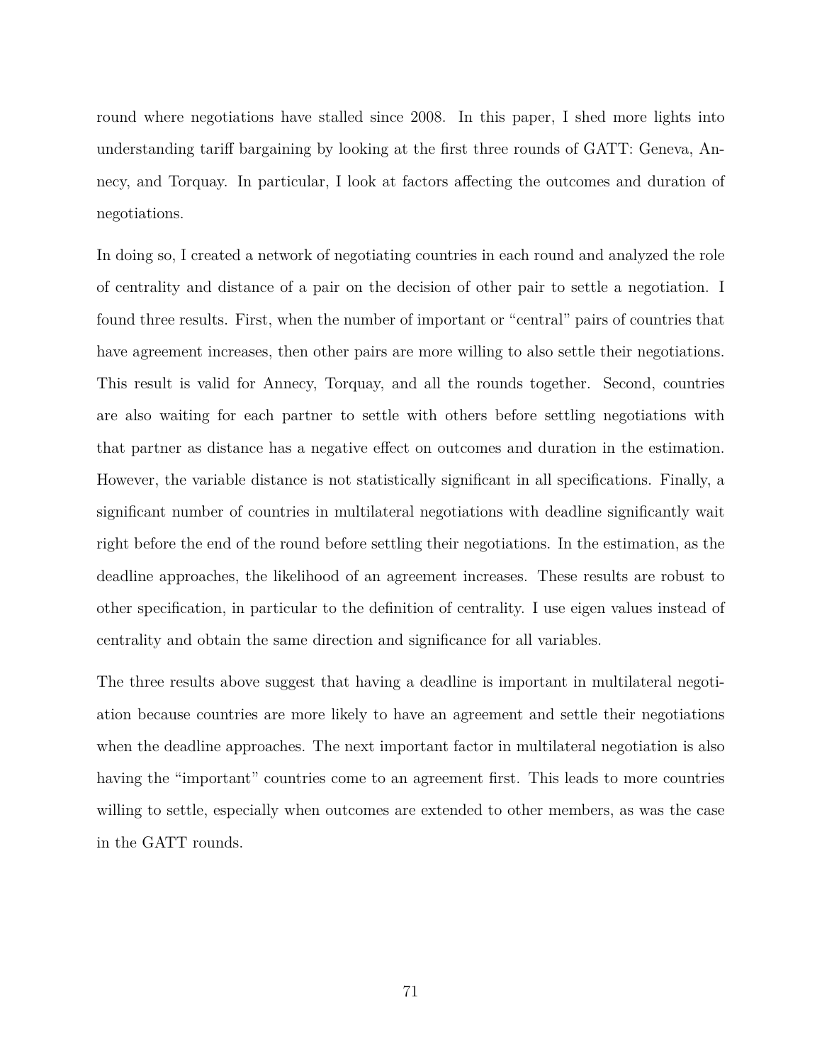round where negotiations have stalled since 2008. In this paper, I shed more lights into understanding tariff bargaining by looking at the first three rounds of GATT: Geneva, Annecy, and Torquay. In particular, I look at factors affecting the outcomes and duration of negotiations.

In doing so, I created a network of negotiating countries in each round and analyzed the role of centrality and distance of a pair on the decision of other pair to settle a negotiation. I found three results. First, when the number of important or "central" pairs of countries that have agreement increases, then other pairs are more willing to also settle their negotiations. This result is valid for Annecy, Torquay, and all the rounds together. Second, countries are also waiting for each partner to settle with others before settling negotiations with that partner as distance has a negative effect on outcomes and duration in the estimation. However, the variable distance is not statistically significant in all specifications. Finally, a significant number of countries in multilateral negotiations with deadline significantly wait right before the end of the round before settling their negotiations. In the estimation, as the deadline approaches, the likelihood of an agreement increases. These results are robust to other specification, in particular to the definition of centrality. I use eigen values instead of centrality and obtain the same direction and significance for all variables.

The three results above suggest that having a deadline is important in multilateral negotiation because countries are more likely to have an agreement and settle their negotiations when the deadline approaches. The next important factor in multilateral negotiation is also having the "important" countries come to an agreement first. This leads to more countries willing to settle, especially when outcomes are extended to other members, as was the case in the GATT rounds.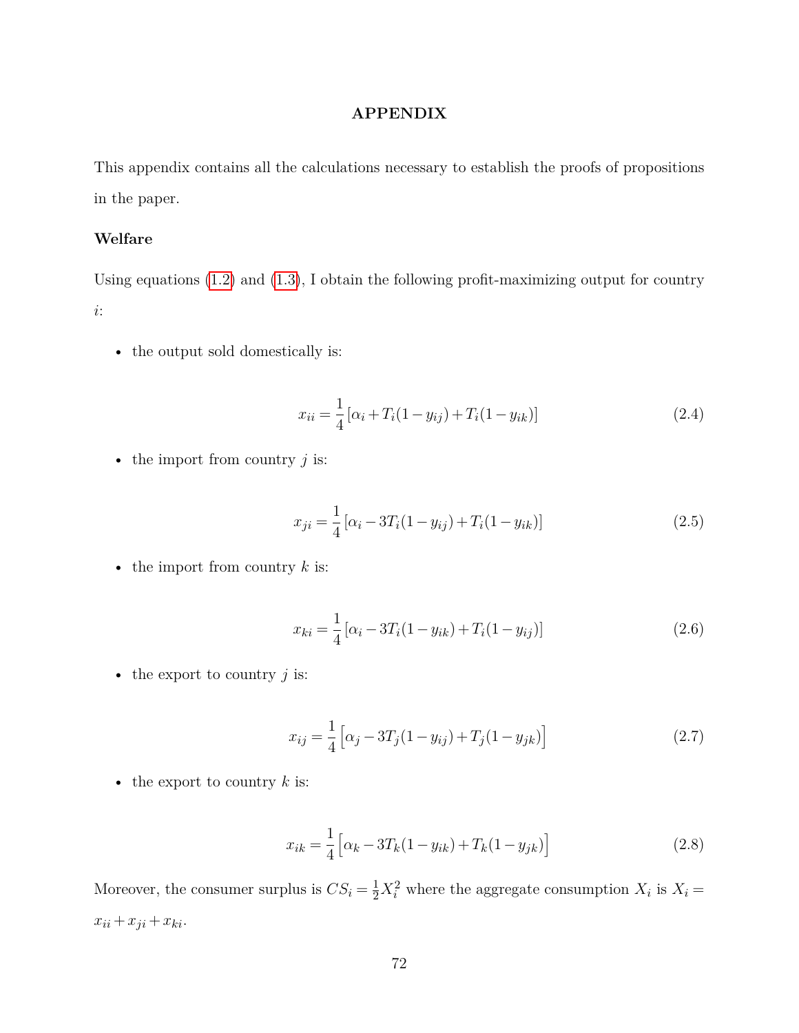# APPENDIX

This appendix contains all the calculations necessary to establish the proofs of propositions in the paper.

### Welfare

Using equations (1.2) and (1.3), I obtain the following profit-maximizing output for country $i$:

- the output sold domestically is:

$$x_{ii} = \frac{1}{4}\left[\alpha_i + T_i(1-y_{ij}) + T_i(1-y_{ik})\right] \tag{2.4}$$

- the import from country $j$ is:

$$x_{ji} = \frac{1}{4}\left[\alpha_i - 3T_i(1-y_{ij}) + T_i(1-y_{ik})\right] \tag{2.5}$$

- the import from country $k$ is:

$$x_{ki} = \frac{1}{4}\left[\alpha_i - 3T_i(1-y_{ik}) + T_i(1-y_{ij})\right] \tag{2.6}$$

- the export to country $j$ is:

$$x_{ij} = \frac{1}{4}\left[\alpha_j - 3T_j(1-y_{ij}) + T_j(1-y_{jk})\right] \tag{2.7}$$

- the export to country $k$ is:

$$x_{ik} = \frac{1}{4}\left[\alpha_k - 3T_k(1-y_{ik}) + T_k(1-y_{jk})\right] \tag{2.8}$$

Moreover, the consumer surplus is $CS_i = \frac{1}{2}X_i^2$ where the aggregate consumption $X_i$ is $X_i = x_{ii} + x_{ji} + x_{ki}$.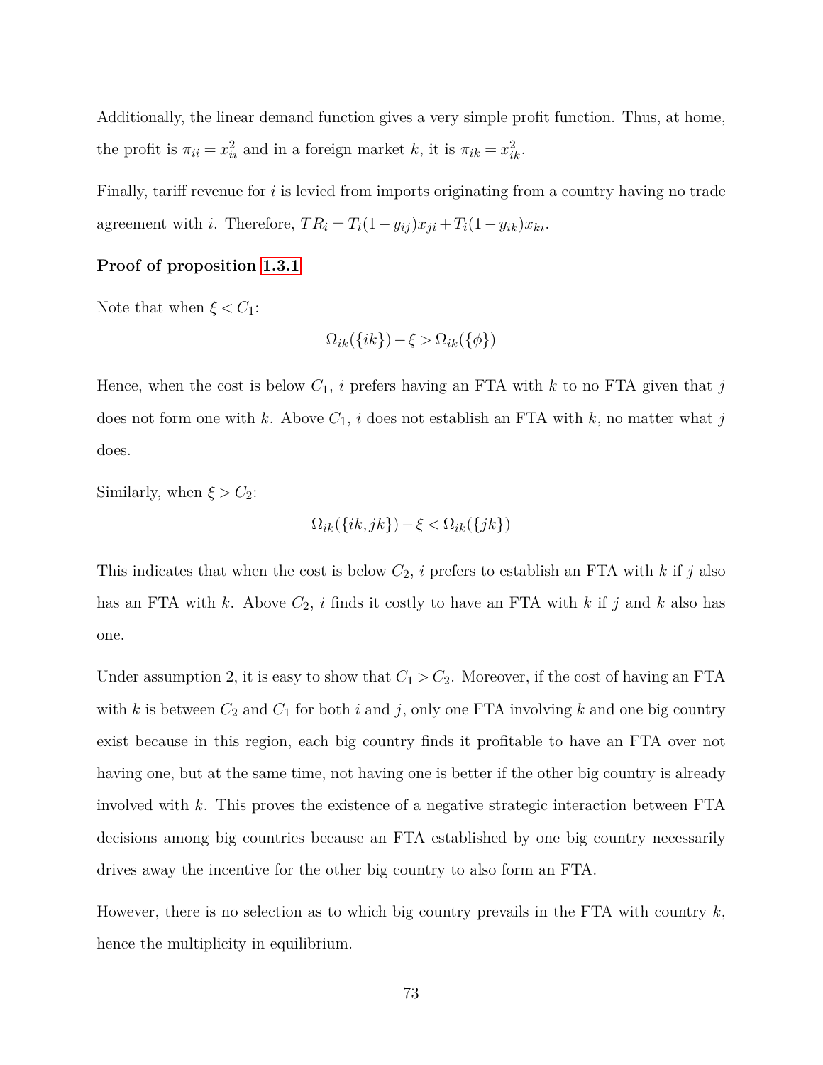Additionally, the linear demand function gives a very simple profit function. Thus, at home, the profit is $\pi_{ii} = x_{ii}^2$ and in a foreign market $k$, it is $\pi_{ik} = x_{ik}^2$.

Finally, tariff revenue for $i$ is levied from imports originating from a country having no trade agreement with $i$. Therefore, $TR_i = T_i(1-y_{ij})x_{ji} + T_i(1-y_{ik})x_{ki}$.

**Proof of proposition 1.3.1**

Note that when $\xi < C_1$:

$$\Omega_{ik}(\{ik\}) - \xi > \Omega_{ik}(\{\phi\})$$

Hence, when the cost is below $C_1$, $i$ prefers having an FTA with $k$ to no FTA given that $j$ does not form one with $k$. Above $C_1$, $i$ does not establish an FTA with $k$, no matter what $j$ does.

Similarly, when $\xi > C_2$:

$$\Omega_{ik}(\{ik, jk\}) - \xi < \Omega_{ik}(\{jk\})$$

This indicates that when the cost is below $C_2$, $i$ prefers to establish an FTA with $k$ if $j$ also has an FTA with $k$. Above $C_2$, $i$ finds it costly to have an FTA with $k$ if $j$ and $k$ also has one.

Under assumption 2, it is easy to show that $C_1 > C_2$. Moreover, if the cost of having an FTA with $k$ is between $C_2$ and $C_1$ for both $i$ and $j$, only one FTA involving $k$ and one big country exist because in this region, each big country finds it profitable to have an FTA over not having one, but at the same time, not having one is better if the other big country is already involved with $k$. This proves the existence of a negative strategic interaction between FTA decisions among big countries because an FTA established by one big country necessarily drives away the incentive for the other big country to also form an FTA.

However, there is no selection as to which big country prevails in the FTA with country $k$, hence the multiplicity in equilibrium.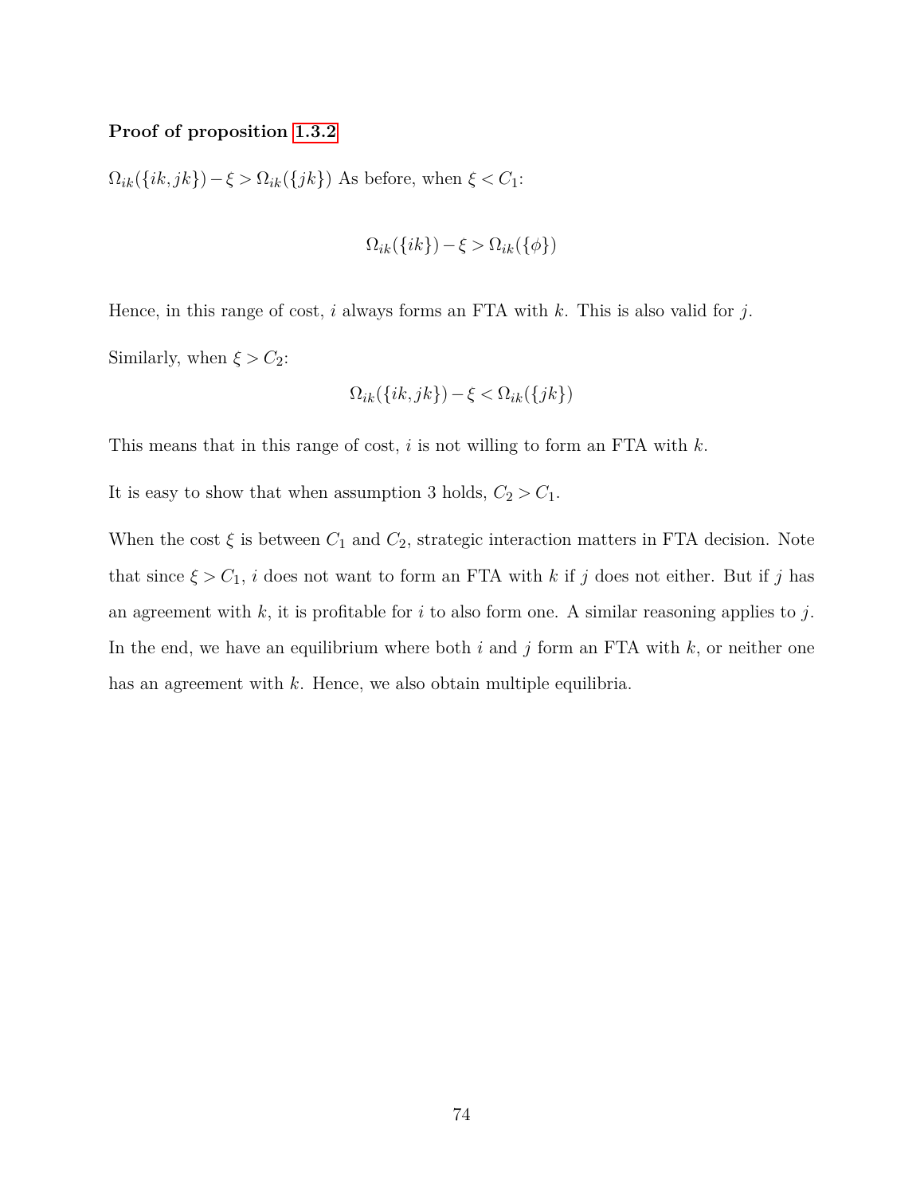**Proof of proposition 1.3.2**

$\Omega_{ik}(\{ik, jk\}) - \xi > \Omega_{ik}(\{jk\})$ As before, when $\xi < C_1$:

$$\Omega_{ik}(\{ik\}) - \xi > \Omega_{ik}(\{\phi\})$$

Hence, in this range of cost, $i$ always forms an FTA with $k$. This is also valid for $j$.

Similarly, when $\xi > C_2$:

$$\Omega_{ik}(\{ik, jk\}) - \xi < \Omega_{ik}(\{jk\})$$

This means that in this range of cost, $i$ is not willing to form an FTA with $k$.

It is easy to show that when assumption 3 holds, $C_2 > C_1$.

When the cost $\xi$ is between $C_1$ and $C_2$, strategic interaction matters in FTA decision. Note that since $\xi > C_1$, $i$ does not want to form an FTA with $k$ if $j$ does not either. But if $j$ has an agreement with $k$, it is profitable for $i$ to also form one. A similar reasoning applies to $j$. In the end, we have an equilibrium where both $i$ and $j$ form an FTA with $k$, or neither one has an agreement with $k$. Hence, we also obtain multiple equilibria.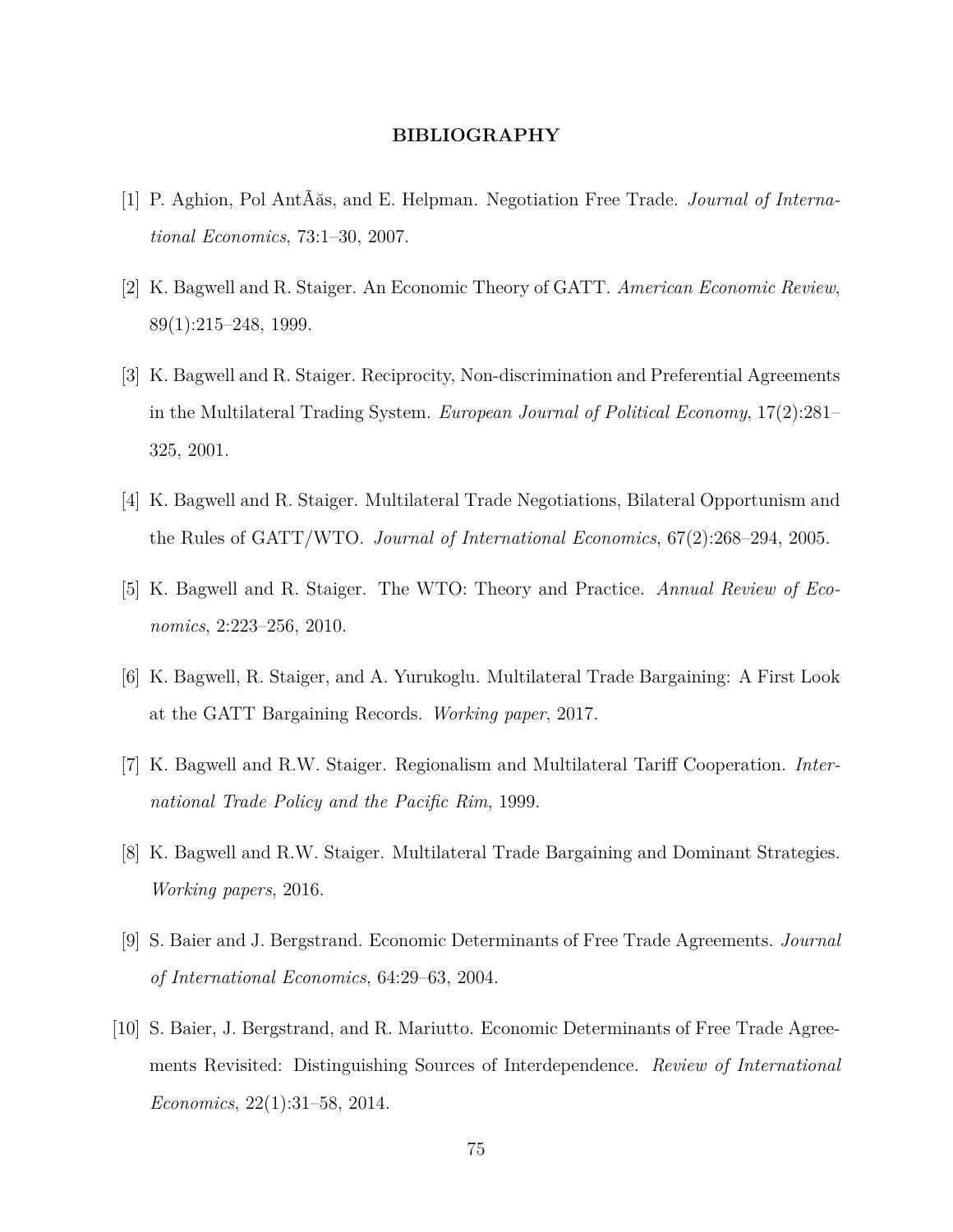# BIBLIOGRAPHY

[1] P. Aghion, Pol AntÃăs, and E. Helpman. Negotiation Free Trade. *Journal of International Economics*, 73:1–30, 2007.

[2] K. Bagwell and R. Staiger. An Economic Theory of GATT. *American Economic Review*, 89(1):215–248, 1999.

[3] K. Bagwell and R. Staiger. Reciprocity, Non-discrimination and Preferential Agreements in the Multilateral Trading System. *European Journal of Political Economy*, 17(2):281–325, 2001.

[4] K. Bagwell and R. Staiger. Multilateral Trade Negotiations, Bilateral Opportunism and the Rules of GATT/WTO. *Journal of International Economics*, 67(2):268–294, 2005.

[5] K. Bagwell and R. Staiger. The WTO: Theory and Practice. *Annual Review of Economics*, 2:223–256, 2010.

[6] K. Bagwell, R. Staiger, and A. Yurukoglu. Multilateral Trade Bargaining: A First Look at the GATT Bargaining Records. *Working paper*, 2017.

[7] K. Bagwell and R.W. Staiger. Regionalism and Multilateral Tariff Cooperation. *International Trade Policy and the Pacific Rim*, 1999.

[8] K. Bagwell and R.W. Staiger. Multilateral Trade Bargaining and Dominant Strategies. *Working papers*, 2016.

[9] S. Baier and J. Bergstrand. Economic Determinants of Free Trade Agreements. *Journal of International Economics*, 64:29–63, 2004.

[10] S. Baier, J. Bergstrand, and R. Mariutto. Economic Determinants of Free Trade Agreements Revisited: Distinguishing Sources of Interdependence. *Review of International Economics*, 22(1):31–58, 2014.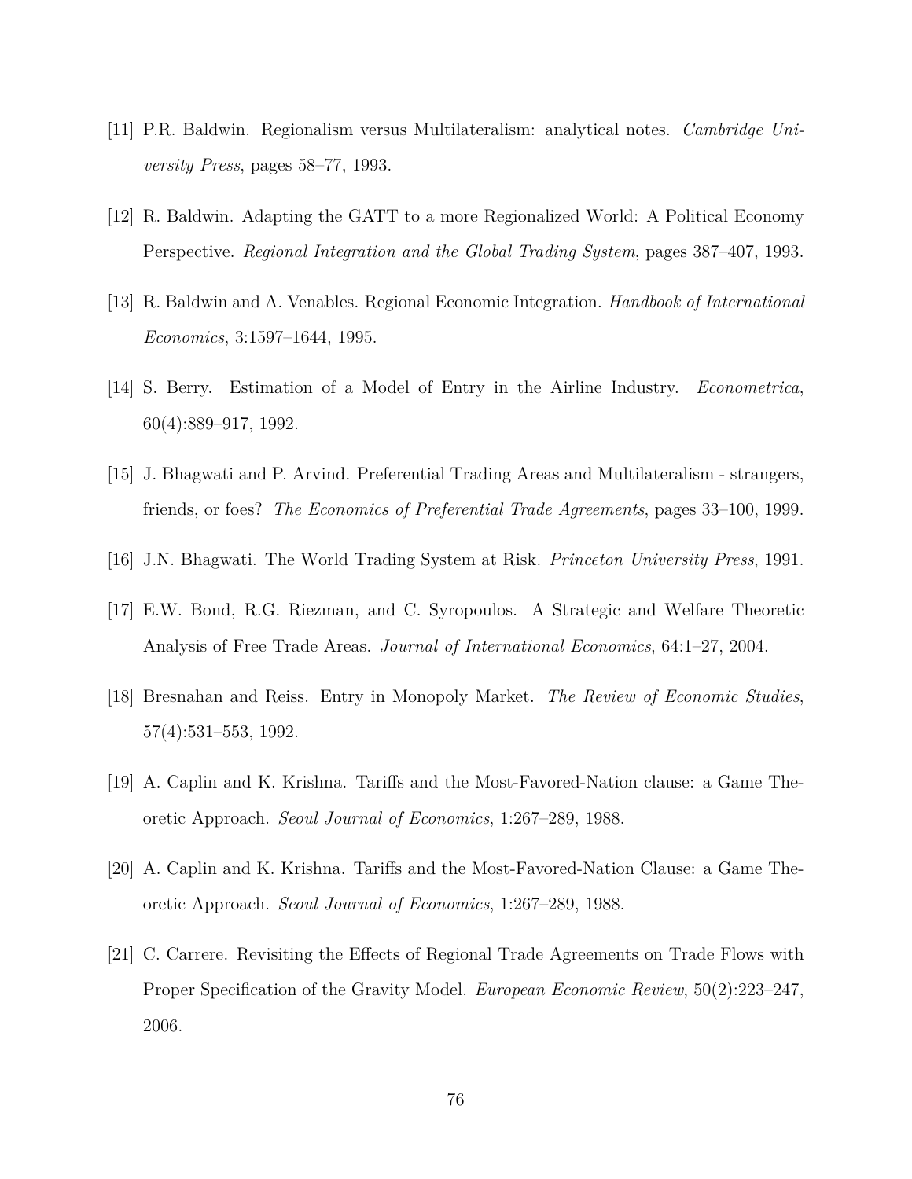[11] P.R. Baldwin. Regionalism versus Multilateralism: analytical notes. *Cambridge University Press*, pages 58–77, 1993.

[12] R. Baldwin. Adapting the GATT to a more Regionalized World: A Political Economy Perspective. *Regional Integration and the Global Trading System*, pages 387–407, 1993.

[13] R. Baldwin and A. Venables. Regional Economic Integration. *Handbook of International Economics*, 3:1597–1644, 1995.

[14] S. Berry. Estimation of a Model of Entry in the Airline Industry. *Econometrica*, 60(4):889–917, 1992.

[15] J. Bhagwati and P. Arvind. Preferential Trading Areas and Multilateralism - strangers, friends, or foes? *The Economics of Preferential Trade Agreements*, pages 33–100, 1999.

[16] J.N. Bhagwati. The World Trading System at Risk. *Princeton University Press*, 1991.

[17] E.W. Bond, R.G. Riezman, and C. Syropoulos. A Strategic and Welfare Theoretic Analysis of Free Trade Areas. *Journal of International Economics*, 64:1–27, 2004.

[18] Bresnahan and Reiss. Entry in Monopoly Market. *The Review of Economic Studies*, 57(4):531–553, 1992.

[19] A. Caplin and K. Krishna. Tariffs and the Most-Favored-Nation clause: a Game Theoretic Approach. *Seoul Journal of Economics*, 1:267–289, 1988.

[20] A. Caplin and K. Krishna. Tariffs and the Most-Favored-Nation Clause: a Game Theoretic Approach. *Seoul Journal of Economics*, 1:267–289, 1988.

[21] C. Carrere. Revisiting the Effects of Regional Trade Agreements on Trade Flows with Proper Specification of the Gravity Model. *European Economic Review*, 50(2):223–247, 2006.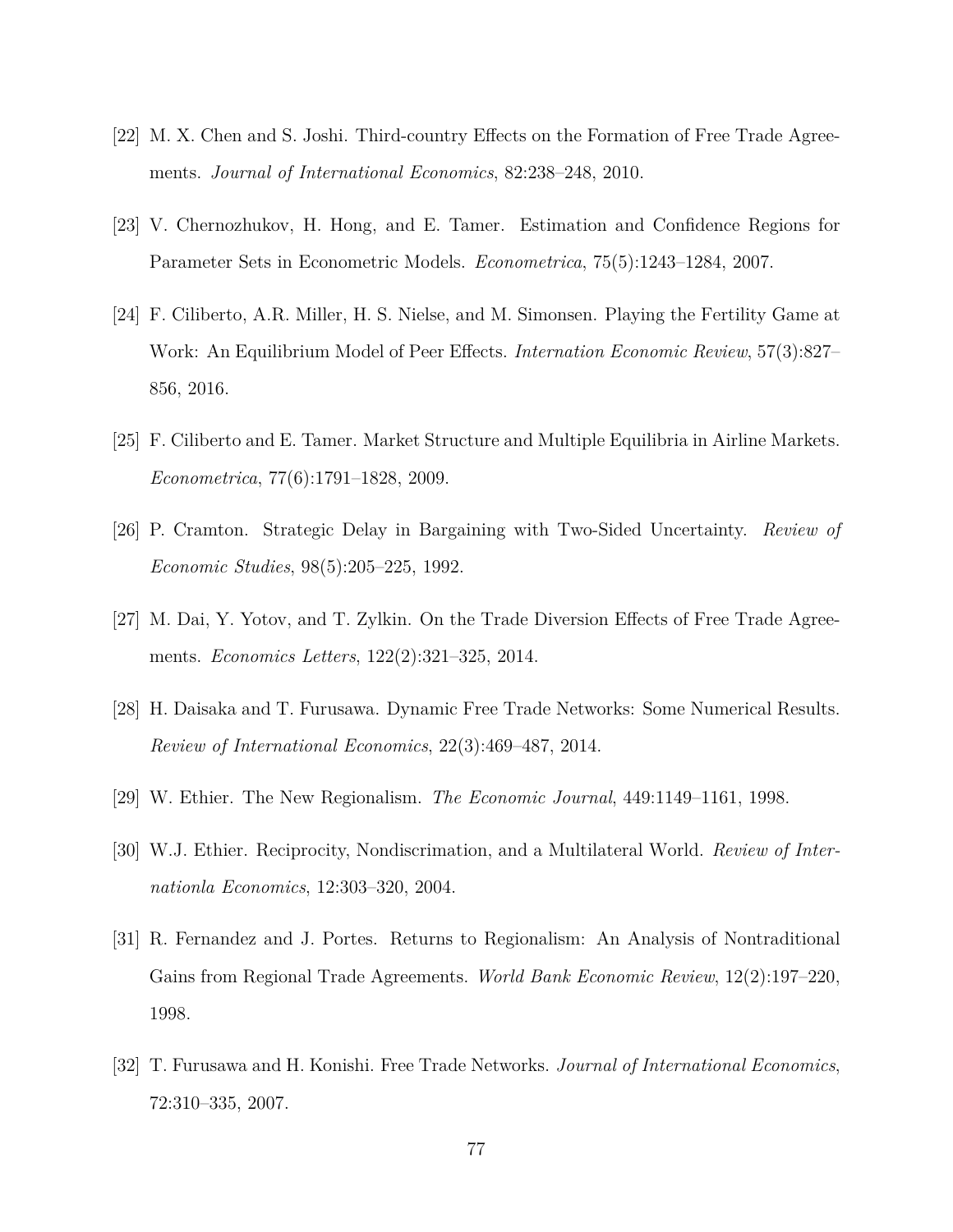[22] M. X. Chen and S. Joshi. Third-country Effects on the Formation of Free Trade Agreements. *Journal of International Economics*, 82:238–248, 2010.

[23] V. Chernozhukov, H. Hong, and E. Tamer. Estimation and Confidence Regions for Parameter Sets in Econometric Models. *Econometrica*, 75(5):1243–1284, 2007.

[24] F. Ciliberto, A.R. Miller, H. S. Nielse, and M. Simonsen. Playing the Fertility Game at Work: An Equilibrium Model of Peer Effects. *Internation Economic Review*, 57(3):827–856, 2016.

[25] F. Ciliberto and E. Tamer. Market Structure and Multiple Equilibria in Airline Markets. *Econometrica*, 77(6):1791–1828, 2009.

[26] P. Cramton. Strategic Delay in Bargaining with Two-Sided Uncertainty. *Review of Economic Studies*, 98(5):205–225, 1992.

[27] M. Dai, Y. Yotov, and T. Zylkin. On the Trade Diversion Effects of Free Trade Agreements. *Economics Letters*, 122(2):321–325, 2014.

[28] H. Daisaka and T. Furusawa. Dynamic Free Trade Networks: Some Numerical Results. *Review of International Economics*, 22(3):469–487, 2014.

[29] W. Ethier. The New Regionalism. *The Economic Journal*, 449:1149–1161, 1998.

[30] W.J. Ethier. Reciprocity, Nondiscrimation, and a Multilateral World. *Review of Internationla Economics*, 12:303–320, 2004.

[31] R. Fernandez and J. Portes. Returns to Regionalism: An Analysis of Nontraditional Gains from Regional Trade Agreements. *World Bank Economic Review*, 12(2):197–220, 1998.

[32] T. Furusawa and H. Konishi. Free Trade Networks. *Journal of International Economics*, 72:310–335, 2007.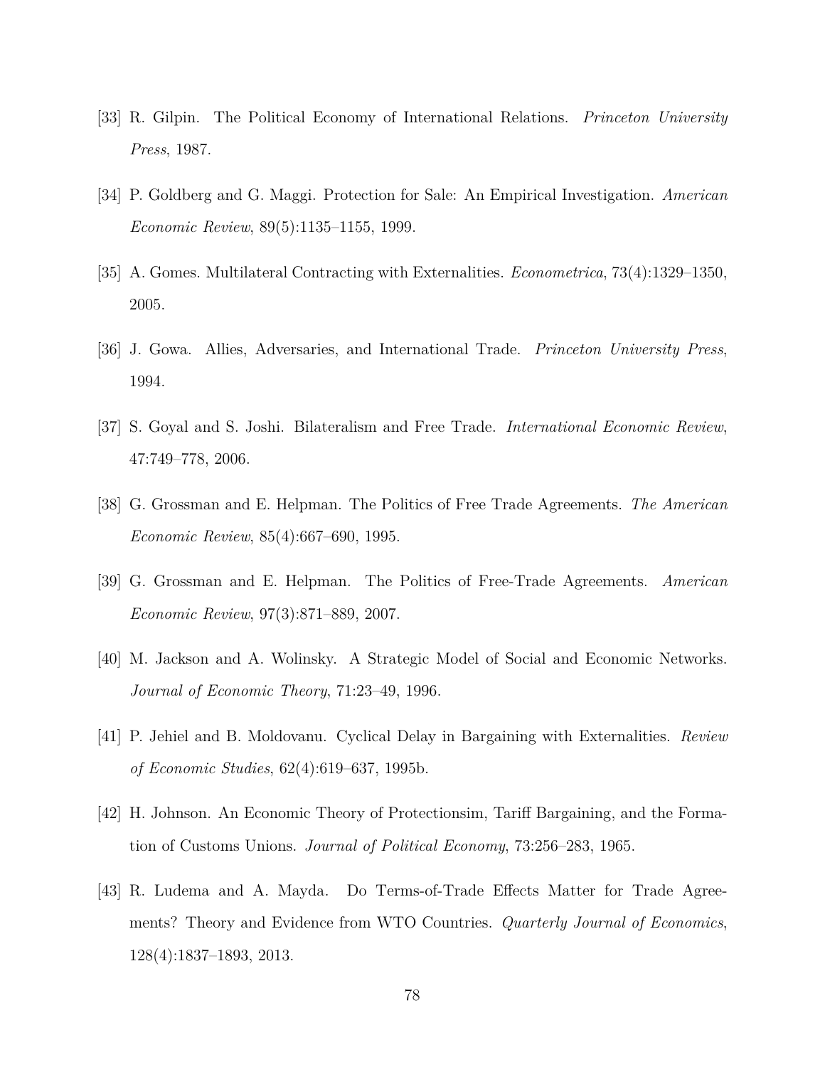[33] R. Gilpin. The Political Economy of International Relations. *Princeton University Press*, 1987.

[34] P. Goldberg and G. Maggi. Protection for Sale: An Empirical Investigation. *American Economic Review*, 89(5):1135–1155, 1999.

[35] A. Gomes. Multilateral Contracting with Externalities. *Econometrica*, 73(4):1329–1350, 2005.

[36] J. Gowa. Allies, Adversaries, and International Trade. *Princeton University Press*, 1994.

[37] S. Goyal and S. Joshi. Bilateralism and Free Trade. *International Economic Review*, 47:749–778, 2006.

[38] G. Grossman and E. Helpman. The Politics of Free Trade Agreements. *The American Economic Review*, 85(4):667–690, 1995.

[39] G. Grossman and E. Helpman. The Politics of Free-Trade Agreements. *American Economic Review*, 97(3):871–889, 2007.

[40] M. Jackson and A. Wolinsky. A Strategic Model of Social and Economic Networks. *Journal of Economic Theory*, 71:23–49, 1996.

[41] P. Jehiel and B. Moldovanu. Cyclical Delay in Bargaining with Externalities. *Review of Economic Studies*, 62(4):619–637, 1995b.

[42] H. Johnson. An Economic Theory of Protectionsim, Tariff Bargaining, and the Formation of Customs Unions. *Journal of Political Economy*, 73:256–283, 1965.

[43] R. Ludema and A. Mayda. Do Terms-of-Trade Effects Matter for Trade Agreements? Theory and Evidence from WTO Countries. *Quarterly Journal of Economics*, 128(4):1837–1893, 2013.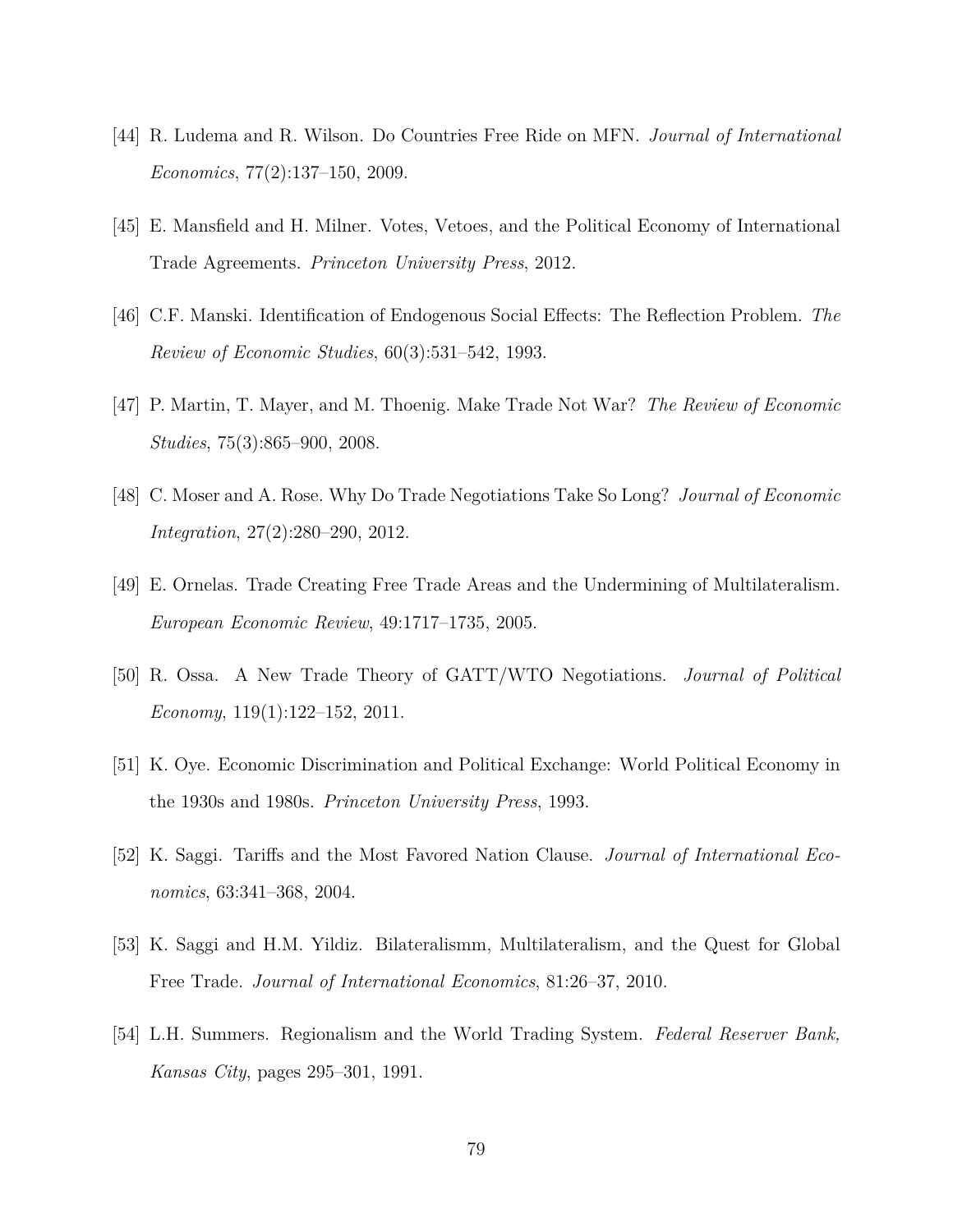[44] R. Ludema and R. Wilson. Do Countries Free Ride on MFN. *Journal of International Economics*, 77(2):137–150, 2009.

[45] E. Mansfield and H. Milner. Votes, Vetoes, and the Political Economy of International Trade Agreements. *Princeton University Press*, 2012.

[46] C.F. Manski. Identification of Endogenous Social Effects: The Reflection Problem. *The Review of Economic Studies*, 60(3):531–542, 1993.

[47] P. Martin, T. Mayer, and M. Thoenig. Make Trade Not War? *The Review of Economic Studies*, 75(3):865–900, 2008.

[48] C. Moser and A. Rose. Why Do Trade Negotiations Take So Long? *Journal of Economic Integration*, 27(2):280–290, 2012.

[49] E. Ornelas. Trade Creating Free Trade Areas and the Undermining of Multilateralism. *European Economic Review*, 49:1717–1735, 2005.

[50] R. Ossa. A New Trade Theory of GATT/WTO Negotiations. *Journal of Political Economy*, 119(1):122–152, 2011.

[51] K. Oye. Economic Discrimination and Political Exchange: World Political Economy in the 1930s and 1980s. *Princeton University Press*, 1993.

[52] K. Saggi. Tariffs and the Most Favored Nation Clause. *Journal of International Economics*, 63:341–368, 2004.

[53] K. Saggi and H.M. Yildiz. Bilateralismm, Multilateralism, and the Quest for Global Free Trade. *Journal of International Economics*, 81:26–37, 2010.

[54] L.H. Summers. Regionalism and the World Trading System. *Federal Reserver Bank, Kansas City*, pages 295–301, 1991.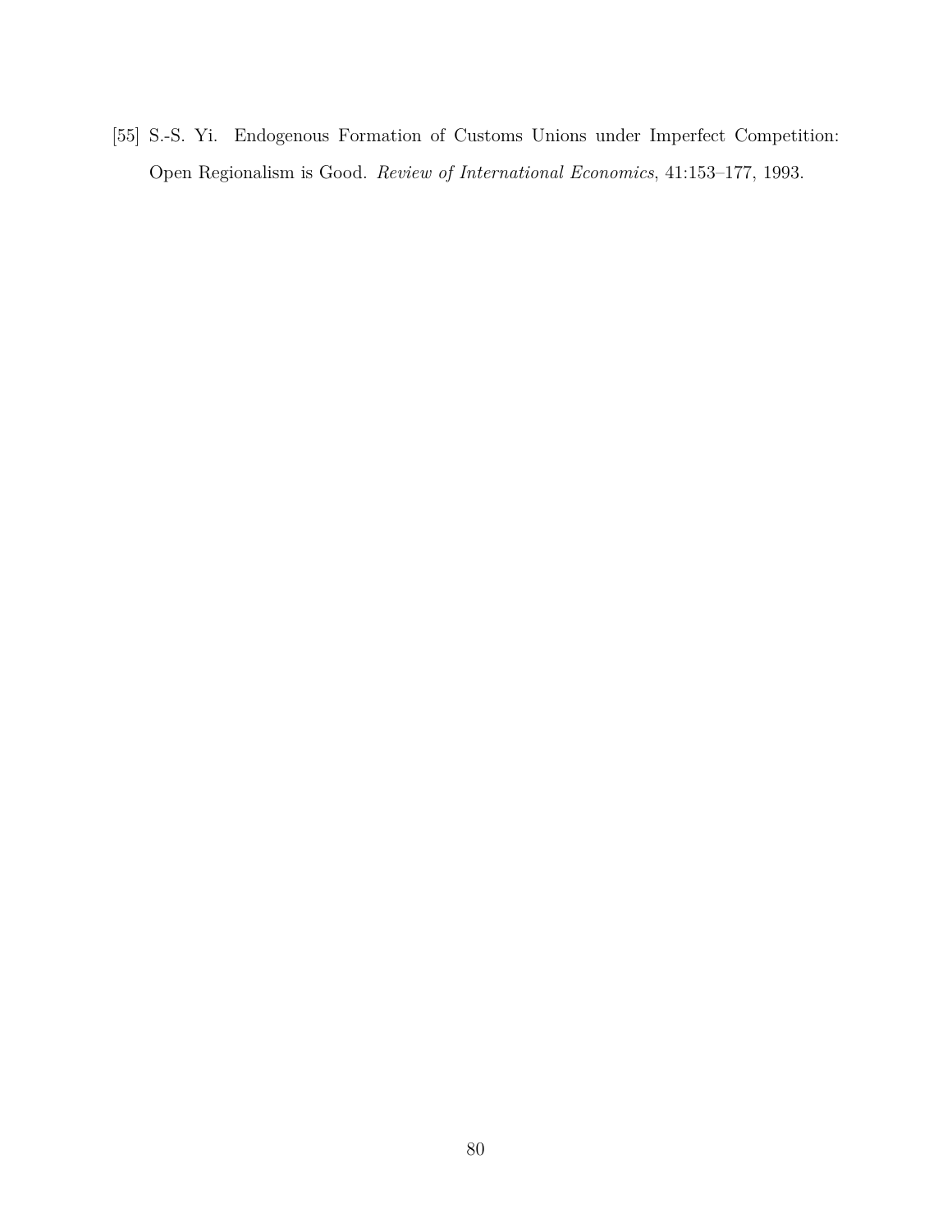[55] S.-S. Yi. Endogenous Formation of Customs Unions under Imperfect Competition: Open Regionalism is Good. *Review of International Economics*, 41:153–177, 1993.